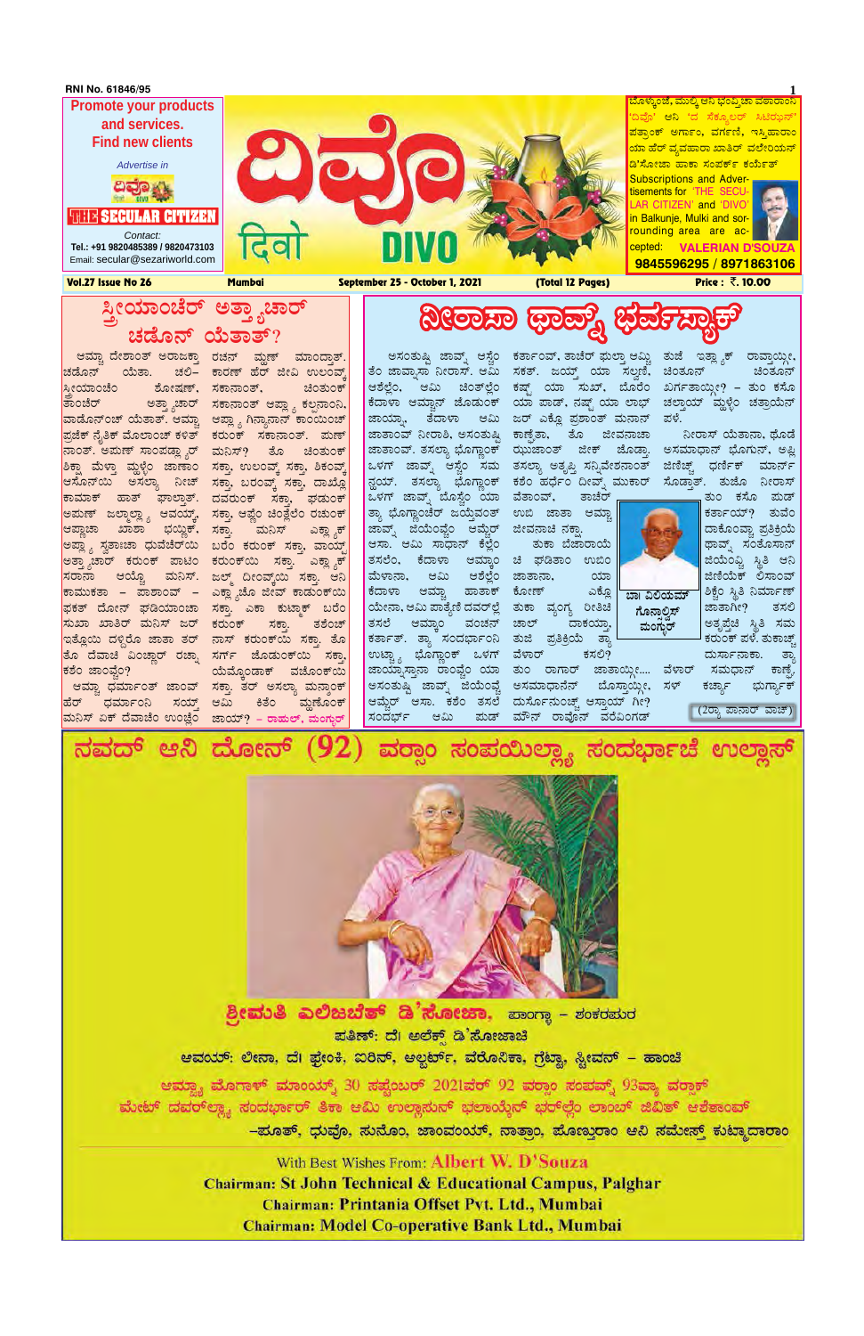RNI No. 61846/95

**Promote your products and services. Find new clients**

*Advertise in*

ದಿವೊ

**THE SECULAR CITIZEN**

*Contact:*
Tel.: +91 9820485389 / 9820473103
Email: secular@sezariworld.com

# ದಿವೊ दिवो DIVO

ಬೊಳ್ಳಂಜೆ, ಮುಲ್ಕಿ ಆನಿ ಭೊಂವ್ತಾಲ್ಯಾ ವಠಾರಾಂನಿ 'ದಿವೊ' ಆನಿ 'ದ ಸೆಕ್ಯುಲರ್ ಸಿಟಿಝನ್' ಪತ್ರಾಂಕ್ ಅರ್ಗಾಂ, ವರ್ಗಣಿ, ಇಸ್ತಿಹಾರಾಂ ಯಾ ಹೆರ್ ವ್ಯವಹಾರಾ ಖಾತಿರ್ ವಲೇರಿಯನ್ ಡಿ'ಸೋಜಾ ಹಾಕಾ ಸಂಪರ್ಕ್ ಕರ್ಯೆತ್

Subscriptions and Advertisements for 'THE SECULAR CITIZEN' and 'DIVO' in Balkunje, Mulki and sorrounding area are accepted: **VALERIAN D'SOUZA**
**9845596295 / 8971863106**

**Vol.27 Issue No 26** | **Mumbai** | **September 25 - October 1, 2021** | **(Total 12 Pages)** | **Price : ₹. 10.00**

## ಸ್ತ್ರೀಯಾಂಚೆರ್ ಅತ್ಯಾಚಾರ್ ಚಡೊನ್ ಯೆತಾತ್?

ಆಮ್ಚ್ಯಾ ದೇಶಾಂತ್ ಅರಾಜಕ್ತಾ ಚಡೊನ್ ಯೆತಾ. ಚಲಿ-ಸ್ತ್ರೀಯಾಂಚೆಂ ಶೋಷಣ್, ತಾಂಚೆರ್ ಅತ್ಯಾಚಾರ್ ವಾಡೊನ್‌ಂಚ್ ಯೆತಾತ್. ಆಮ್ಚ್ಯಾ ಪ್ರತ್ಯೇಕ್ ನೈತಿಕ್ ಮೊಲಾಂಚ್ ಕಳತ್ ನಾಂತ್. ಆಮುಣ್ ಸಾಂಪಡ್ಯಾರ್ ಶಿಕ್ಷಾ ಮೆಳ್ತಾ ಮ್ಹಳ್ಳೆಂ ಜಾಣಾಂ ಆಸೊನ್‌ಯಿ ಆಸಲ್ಯಾ ನೀಚ್ ಕಾಮಾಕ್ ಹಾತ್ ಘಾಲ್ತಾತ್. ಆಮುಣ್ ಜಲ್ಮಾಲ್ಲ್ಯಾ ಆವಯ್ಕ್, ಅಪ್ಣಾಚಾ ಖಾಶಾ ಭಯ್ಣಿಕ್, ಅಪ್ಲ್ಯಾ ಸ್ವತಾಚಾ ಧುವೆಚೆರ್‌ಯಿ ಅತ್ಯಾಚಾರ್ ಕರುಂಕ್ ಪಾಟಿಂ ಸರಾನಾ ಆಯ್ಲೊ ಮನಿಸ್. ಕಾಮುಕತಾ – ಪಾಶಾಂವ್ – ಫಕತ್ ದೋನ್ ಘಡಿಯಾಂಚಾ ಸುಖಾ ಖಾತಿರ್ ಮನಿಸ್ ಜರ್ ಇತ್ಲೊಯಿ ದಳ್ದರೊ ಜಾತಾ ತರ್ ತೊ ದೆವಾಚಿ ವಿಂಚ್ಣಾರ್ ರಚ್ನಾ ಕಶೆಂ ಜಾಂವ್ಚೊ?

ಆಮ್ಚ್ಯಾ ಧರ್ಮಾಂತ್ ಜಾಂವ್ ಹೆರ್ ಧರ್ಮಾಂನಿ ಸಯ್ತ್ ಮನಿಸ್ ಏಕ್ ದೆವಾಚೆಂ ಉಂಚ್ಲೆಂ ರಚ್ನ್ ಮ್ಹಣ್ ಮಾಂದ್ತಾತ್. ಕಾರಣ್ ಹೆರ್ ಜೀವಿ ಉಲಂವ್ಕ್ ಸಕಾನಾಂತ್, ಚಿಂತುಂಕ್ ಸಕಾನಾಂತ್ ಆಪ್ಲ್ಯಾ ಕಲ್ಪನಾಂನಿ, ಆಪ್ಲ್ಯಾ ಗ್ನ್ಯಾನಾನ್ ಕಾಂಯ್ಂಚ್ ಕರುಂಕ್ ಸಕಾನಾಂತ್. ಪುಣ್ ಮನಿಸ್? ತೊ ಚಿಂತುಂಕ್ ಸಕ್ತಾ, ಉಲಂವ್ಕ್ ಸಕ್ತಾ, ಶಿಕಂವ್ಕ್ ಸಕ್ತಾ, ಬರಂವ್ಕ್ ಸಕ್ತಾ, ದಾಖ್ಲೊ ದವರುಂಕ್ ಸಕ್ತಾ, ಘಡುಂಕ್ ಸಕ್ತಾ. ಆಪ್ಲೆಂ ಚಿಂತ್ಲೆಲೆಂ ರಚುಂಕ್ ಬರೆಂ ಕರುಂಕ್ ಸಕ್ತಾ, ವಾಯ್ಟ್ ಕರುಂಕ್‌ಯಿ ಸಕ್ತಾ. ಎಕ್ಲ್ಯಾಕ್ ಜಲ್ಮ್ ದೀಂವ್ಕ್‌ಯಿ ಸಕ್ತಾ, ಆನಿ ಎಕ್ಲ್ಯಾಚೊ ಜೀವ್ ಕಾಡುಂಕ್‌ಯಿ ಸಕ್ತಾ. ಏಕಾ ಕುಟ್ಮಾಕ್ ಬರೆಂ ಕರುಂಕ್ ಸಕ್ತಾ. ತಶೆಂಚ್ ನಾಸ್ ಕರುಂಕ್‌ಯಿ ಸಕ್ತಾ. ತೊ ಸರ್ಗ್ ಜೊಡುಂಕ್‌ಯಿ ಸಕ್ತಾ, ಯಿಮ್ಕೊಂಡಾಕ್ ವಚೊಂಕ್‌ಯಿ ಸಕ್ತಾ. ತರ್ ಅಸಲ್ಯಾ ಮನ್ಶಾಂಕ್ ಆಮಿ ಕಿತೆಂ ಮ್ಹಣೊಂಕ್ ಜಾಯ್? – **ರಾಹುಲ್, ಮಂಗ್ಳುರ್**

## ನಿರಾಸಾ ಥಾವ್ನ್ ಭರ್ವಸ್ಯಾಕ್

ಅಸಂತುಷ್ಟಿ ಜಾವ್ನ್ ಆಸ್ಚೆಂ ತೆಂ ಜಾವ್ನಾಸಾ ನಿರಾಸ್. ಆಮಿ ಆಶೆಲ್ಲೆಂ, ಆಮಿ ಚಿಂತ್‌ಲ್ಲೆಂ ಕೆದಾಳಾ ಆಮ್ಕಾಂ ಜೊಡುಂಕ್ ಜಾಯ್ನಾ, ತೆದಾಳಾ ಆಮಿ ಜಾತಾಂವ್ ನಿರಾಶಿ, ಅಸಂತುಷ್ಟ್ ಜಾತಾಂವ್. ತಸಲ್ಯಾ ಭೊಗ್ಣಾಂಕ್ ಒಳಗ್ ಜಾವ್ನ್ ಆಸ್ಚೆಂ ಸಮ ನ್ಹಯ್. ತಸಲ್ಯಾ ಭೊಗ್ಣಾಂಕ್ ಒಳಗ್ ಜಾವ್ನ್ ಬೊಸ್ಚೆಂ ಯಾ ತ್ಯಾ ಭೊಗ್ಣಾಂಚೆರ್ ಜಯ್ತವಂತ್ ಜಾವ್ನ್ ಜಿಯೆಂವ್ಚೆಂ ಆಮ್ಚೆರ್ ಆಸಾ. ಆಮಿ ಸಾಧಾನ್ ಕೆಲ್ಲೆಂ ತಸಲೆಂ, ಕೆದಾಳಾ ಆಮ್ಕಾಂ ಮೆಳಾನಾ, ಆಮಿ ಆಶೆಲ್ಲೆಂ ಕೆದಾಳಾ ಆಮ್ಚ್ಯಾ ಹಾತಾಕ್ ಯೇನಾ, ಆಮಿ ಪಾತ್ಯೇಣಿ ದವರ್‌ಲ್ಲೆ ತಸಲೆ ಆಮ್ಕಾಂ ವಂಚನ್ ಕರ್ತಾತ್. ತ್ಯಾ ಸಂದರ್ಭಾಂನಿ ಉಬ್ಜಾಲ್ಲ್ಯಾ ಭೊಗ್ಣಾಂಕ್ ಒಳಗ್ ಜಾಯ್ನಾಸ್ತಾನಾ ರಾಂವ್ಚೆಂ ಯಾ ಅಸಂತುಷ್ಟಿ ಜಾವ್ನ್ ಜಿಯೆಂವ್ಚೆ ಆಮ್ಚೆರ್ ಆಸಾ. ಕಶೆಂ ತಸಲೆ ಸಂದರ್ಭ ಆಮಿ ಪುಡ್ ಕರ್ತಾಂವ್, ತಾಚೆರ್ ಥೊಲ್ಯಾ ಆಮ್ಚಿ ಸಕತ್. ಜಯ್ತ್ ಯಾ ಸಲ್ವಣಿ, ಕಷ್ಟ್ ಯಾ ಸುಖ್, ಬೊರೆಂ ಯಾ ಪಾಡ್, ನಷ್ಟ್ ಯಾ ಲಾಭ್ ಜರ್ ಎಕ್ಲೊ ಪ್ರಶಾಂತ್ ಮನಾನ್ ಕಾಣ್ಘೆತಾ, ತೊ ಜೀವನಾಚಾ ಝುಜಾಂತ್ ಜೀಕ್ ಜೊಡ್ತಾ. ತಸಲ್ಯಾ ಅತ್ಯಪ್ಪಿ ಸನ್ನಿವೇಶಾಂನಿ ಕಶೆಂ ಹರ್ದೆಂ ದೀವ್ನ್ ಮುಕಾರ್ ವೆತಾಂವ್, ತಾಚೆರ್ ಉಬೆ ಜಾತಾ ಆಮ್ಚ್ಯಾ ಜೀವನಾಚಿ ನಕ್ಷಾ.

ತುಕಾ ಬೆಜಾರಾಯ್ ಚಿ ಘಡಿತಾಂ ಉಬೆಂ ಜಾತಾನಾ, ಯಾ ಕೆದಾಳಾ ಕೋಣ್ ಎಕ್ಲೊ ತುಕಾ ವ್ಯಂಗ್ಯ ರೀತಿಚಿ ಚಾಲ್ ದಾಕಯ್ತಾ, ತುಜಿ ಪ್ರತಿಕ್ರಿಯೆ ತ್ಯಾ ವೆಳಾರ್ ಕಸಲಿ? ತುಂ ರಾಗಾರ್ ಜಾತಾಯ್ಗೀ.... ಅಸಮಾಧಾನೆನ್ ಬೊಸ್ತಾಯ್ಗೀ, ದುಸ್ರೆನುಂಯ್ಚ್ ಆಸ್ತಾಯ್ ಗೀ? ಮೌನ್ ರಾವೊನ್ ವರೆವಿಂಗಡ್ ತುಜೆ ಇಶ್ಟ್ಯಾಕ್ ರಾವ್ತಾಯ್ಗೀ, ಚಿಂತೂನ್ ಚಿಂತೊನ್ ಖಿರ್ಗತಾಯ್ಗೀ? ತುಂ ಕಸೊ ಚಲ್ತಾಯ್ ಮ್ಹಳ್ಳೆಂ ಚಿತ್ರಾಯೆನ್ ಪಳೆ.

ಬಾ ವಲಿಯನ್ ಗೊನ್ಸಾಲ್ವಿಸ್ ಮಂಗ್ಳುರ್

ನಿರಾಸ್ ಯೆತಾನಾ, ಥೊಡೆ ಅಸಮಾಧಾನ್ ಭೊಗುನ್, ಅಶ್ಲಿ ಜೆಣಿಚ್ಯಾ ಧರ್ಣೆಕ್ ಮಾರ್ನ್ ಸೊಡ್ತಾತ್. ತುಜೊ ನಿರಾಸ್ ತುಂ ಕಸೊ ಪುಡ್ ಕರ್ತಾಯ್? ತುವೆಂ ದಾಕೊಂವ್ಚ್ಯಾ ಪ್ರತಿಕ್ರಿಯೆ ಥಾವ್ನ್ ಸಂತೊಸಾನ್ ಜಿಯೆಂವ್ಚಿ ಸ್ಥಿತಿ ಆನಿ ಜೆಣಿಯೆಕ್ ಲಿಸಾಂವ್ ಶಿಕ್ಚಿ ಸ್ಥಿತಿ ನಿರ್ಮಾಣ್ ಜಾತಾಗೀ? ತಸಲಿ ಅತೃಪ್ತೆಚಿ ಸ್ಥಿತಿ ಸಮ ಕರುಂಕ್ ಪಳೆ. ತುಕಾಚ್ ದುಸ್ರಾನಾಕಾ. ತ್ಯಾ ವೆಳಾರ್ ಸಮಧಾನ್ ಕಾಣ್ಘೆ, ಸಳ್ ಕರ್ಚ್ಯಾ ಭುಗ್ಯಾಂಕ್ (2ರ್‍ಯಾ ಪಾನಾರ್ ವಾಚ್)

# ನವದ್ ಆನಿ ದೋನ್ (92) ವರ್ಸಾಂ ಸಂಪಯಿಲ್ಲ್ಯಾ ಸಂದರ್ಭಾಚೆ ಉಲ್ಲಾಸ್

**ಶ್ರೀಮತಿ ಎಲಿಜಬೆತ್ ಡಿ'ಸೋಜಾ,** ಪಾಂಗ್ಳಾ – ಶಂಕರಪುರ

ಪತಿಣ್: ದೆ| ಅಲೆಕ್ಸ್ ಡಿ'ಸೋಜಾಚಿ

ಆವಯ್: ಲೀನಾ, ದೆ| ಫೆಲಿಕ್ಸ್, ಐರಿನ್, ಅಲ್ಬರ್ಟ್, ವೆರೊನಿಕಾ, ಗ್ರೆಟ್ಟಾ, ಸ್ಟೀವನ್ – ಹಾಂಚಿ

ಆಮ್ಚ್ಯಾ ಮೊಗಾಳ್ ಮಾಂಯ್ಕ್ 30 ಸಪ್ಟೆಂಬರ್ 2021ವೆರ್ 92 ವರ್ಸಾಂ ಸಂಪವ್ನ್ 93ವ್ಯಾ ವರ್ಸಾಕ್ ಮೆಟ್ ದವರ್‌ಲ್ಲ್ಯಾ ಸಂದರ್ಭಾರ್ ತಿಕಾ ಆಮಿ ಉಲ್ಲಾಸುನ್ ಭಲಾಯ್ಕೆನ್ ಭರ್‌ಲ್ಲೆಂ ಲಾಂಬ್ ಜಿವಿತ್ ಆಶೆತಾಂವ್

–ಪೂತ್, ಧುವೊ, ಸುನೊಂ, ಜಾಂವಯ್, ನಾತ್ರಾಂ, ಪೊಣ್ತುರಾಂ ಆನಿ ಸಮೇಸ್ತ್ ಕುಟ್ಮಾದಾರಾಂ

With Best Wishes From: **Albert W. D'Souza**
**Chairman: St John Technical & Educational Campus, Palghar**
**Chairman: Printania Offset Pvt. Ltd., Mumbai**
**Chairman: Model Co-operative Bank Ltd., Mumbai**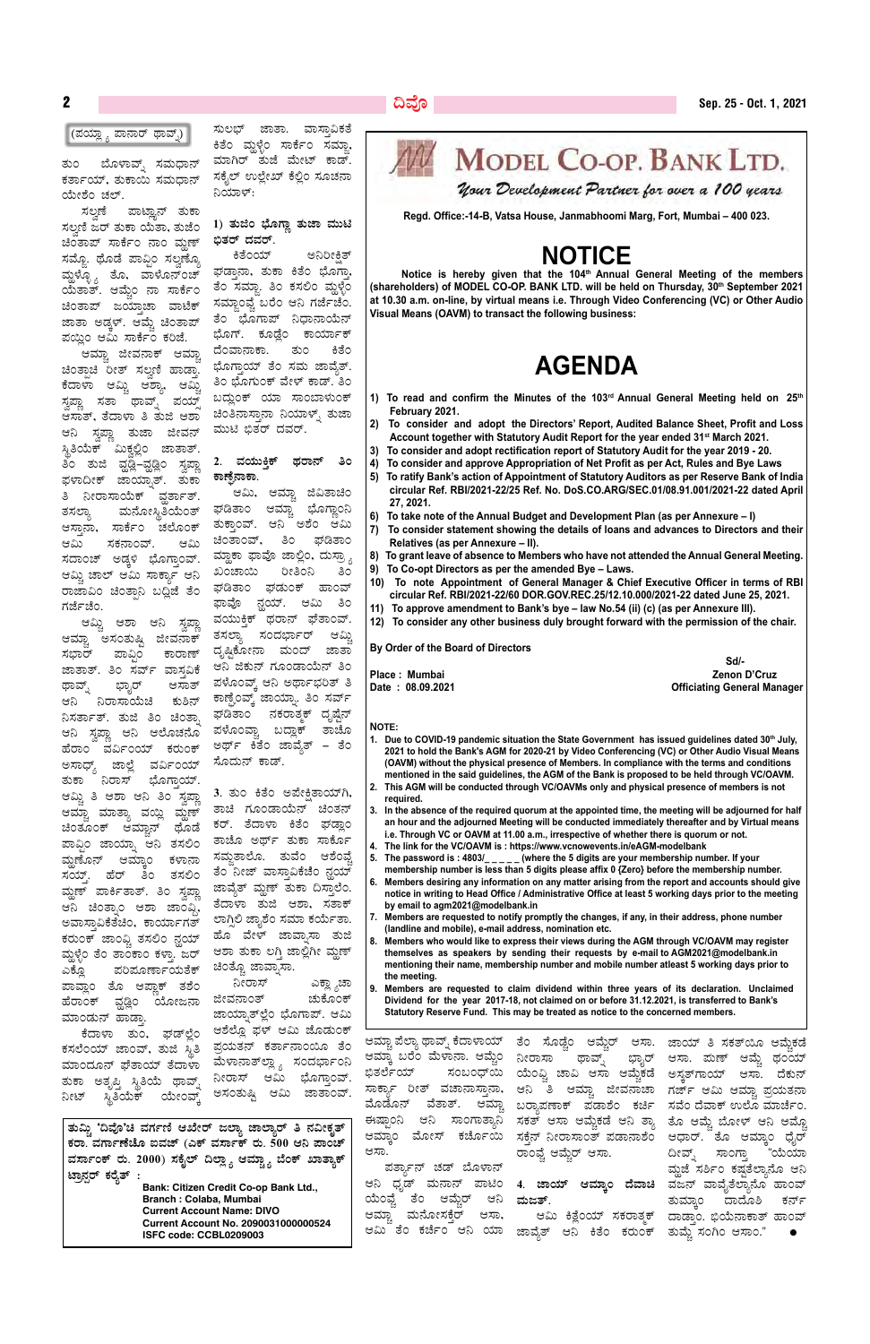(ಪಯ್ಲ್ಯಾ ಪಾನಾರ್ ಥಾವ್ನ್)

ತುಂ ಬೊಳಾವ್ನ್ ಸಮಧಾನ್ ಕರ್ತಾಯ್, ತುಕಾಯಿ ಸಮಧಾನ್ ಯೇಂವ್ಚೆಂ ಚಲ್.

ಸಲ್ಲಿಕ್ ಪಾಟ್ಯಾನ್ ತುಕಾ ಸಲ್ಲಿಕ್ ಜರ್ ತುಕಾ ಯೆತಾ, ತುಜೆಂ ಚಿಂತಾಪ್ ಸಾರ್ಕೆಂ ನಾಂ ಮ್ಹಣ್ ಸಮ್ಜೊ. ಥೊಡೆ ಪಾವ್ಪಿಂ ಸಲ್ಲಿಕ್ಯೊ ಮ್ಹಳ್ಯಾ ತೊ, ವಾಳೊನ್‌ಂಚ್ ಯೆತಾತ್. ಅಮ್ಕೆಂ ನಾ ಸಾರ್ಕೆಂ ಚಿಂತಾಪ್ ಜಯ್ತ್ಯಾಚಾ ವಾಟೆಕ್ ಜಾತಾ ಅಡ್ವಳ್. ಅಮ್ಚೆ ಚಿಂತಾಪ್ ಪಯ್ಲಿಂ ಅಮಿ ಸಾರ್ಕೆಂ ಕರಿಜೆ.

ಅಮ್ಚಾ ಜೀವನಾಕ್ ಅಮ್ಚಾ ಚಿಂತ್ಲಾಚೆ ರೀತ್ ಸಲ್ಲಿಕ್ ಹಾಡ್ತಾ. ಕೆದಾಳಾ ಅಮ್ಕಿ ಆಶ್ಯಾ, ಅಮ್ಕಿ ಸ್ವಪ್ನಾ ಸತಾ ಥಾವ್ನ್ ಪಯ್ಸ್ ಆಸಾತ್, ತೆದಾಳಾ ತಿ ತುಜೆ ಆಶಾ ಆನಿ ಸ್ವಪ್ನಾ ತುಜಾ ಜೀವನ್ ಸ್ಥಿತಿಯೆಕ್ ಮಿಕ್ಲೆಲಿಂ ಜಾತಾತ್. ತಿಂ ತುಜಿ ವ್ಹಡ್ಲಿ-ವ್ಹಡ್ಲಿಂ ಸ್ವಪ್ನಾ ಫಳಾದೀಕ್ ಜಾಯ್ನಾತ್. ತುಕಾ ತಿ ನೀರಾಸಾಯೆಕ್ ವ್ಹರ್ತಾತ್. ತಸಲ್ಯಾ ಮನೋಸ್ಥಿತಿಯೆಂತ್ ಆಸ್ತಾನಾ, ಸಾರ್ಕೆಂ ಚಲೊಂಕ್ ಅಮಿ ಸಕನಾಂವ್. ಅಮಿ ಸದಾಂಚ್ ಅಡ್ವಳಿ ಭೊಗ್ತಾಂವ್. ಅಮ್ಕಿ ಚಾಲ್ ಅಮಿ ಸಾರ್ಕ್ಯಾ ಆನಿ ರಾಜಾಪಿಂ ಚಿಂತ್ತಾನಿ ಬದ್ಲಿಜೆ ತಿಂ ಗರ್ಜೆಚಿಂ.

ಅಮ್ಕಿ ಆಶಾ ಆನಿ ಸ್ವಪ್ನಾ ಅಮ್ಚಾ ಅಸಂತುಷ್ಟಿ ಜೀವನಾಕ್ ಸಭಾರ್ ಪಾವ್ಪಿಂ ಕಾರಣ್ ಜಾತಾತ್. ತಿಂ ಸರ್ವ ವಾಸ್ತವಿಕೆ ಥಾವ್ನ್ ಭ್ಯಾರ್ ಅಸಾತ್ ಆನಿ ನಿರಾಸಾಯೆಚೆ ಕುಶಿನ್ ನಿಸರ್ತಾತ್. ತುಜೆ ತಿಂ ಚಿಂತ್ನಾ ಆನಿ ಸ್ವಪ್ನಾ ಆನಿ ಆಲೋಚನೊ ಹೆರಾಂ ವವಿರಿಂಯ್ ಕರುಂಕ್ ಅಸಾಧ್ಯ್ ಜಾಲ್ಲೆ ವವಿರಿಂಯ್ ತುಕಾ ನಿರಾಸ್ ಭೊಗಾಯ್ತ್. ಅಮ್ಕಿ ತಿ ಆಶಾ ಆನಿ ತಿಂ ಸ್ವಪ್ನಾ ಅಮ್ಚಾ ಮಾತ್ರಾ ವಯ್ಲಿ ಮ್ಹಣ್ ಚಿಂತುಂಕ್ ಅಮ್ಕಾನ್ ಥೊಡೆ ಪಾವ್ಪಿಂ ಜಾಯ್ತಾ ಆನಿ ತಸಲಿಂ ಮ್ಹಣೊನ್ ಅಮ್ಕಾಂ ಕಳನಾ ಸಯ್ತ್. ಹೆರ್ ತಿಂ ತಸಲಿಂ ಮ್ಹಣ್ ಪಾರ್ಕಿತಾತ್. ತಿಂ ಸ್ವಪ್ನಾ ಆನಿ ಚಿಂತ್ನಾಂ ಅಶಾ ಜಾಂವ್ಕಿ ಅವಾಸ್ತಾವಿಕೆಚಿಂ, ಕಾರ್ಯಾಗತ್ ಕರುಂಕ್ ಜಾಂವ್ಚಿ ತಸಲಿಂ ನ್ಹಯ್ ಮ್ಹಳ್ಳೆಂ ತೆಂ ತಾಂಕಾಂ ಕಳ್ತಾ. ಜರ್ ಎಕ್ಲೊ ಪರಿಪೂರ್ಣಾಯೆಕ್ ತಶೆಂ ಪಾವ್ತಾ ತೊ ಅವ್ಘಾಕ್ ತಶೆಂ ಹೆರಾಂಕ್ ವ್ಹಡ್ಲಿ ಯೋಜನಾ ಮಾಂಡುನ್ ಹಾಡ್ತಾ.

ಕೆದಾಳಾ ತುಂ, ಫಡ್ಲೆಂ ಕಸಲೆಂಯ್ ಜಾಂವ್, ತುಜಿ ಸ್ಥಿತಿ ಮಾಂದೂನ್ ಘೆತಾಯ್ ತೆದಾಳಾ ತುಕಾ ಅತೃಪ್ತಿ ಸ್ಥಿತಿಯೆ ಥಾವ್ನ್ ನೀಜ್ ಸ್ಥಿತಿಯೆಕ್ ಯೇಂವ್ಕ್ ಸುಲಭ್ ಜಾತಾ. ವಾಸ್ತಾವಿಕತೆ ಕಿತೆಂ ಮ್ಹಳ್ಳೆಂ ಸಾರ್ಕೆಂ ಸಮ್ಜಾ. ಮಾಗಿರ್ ತುಜೆ ಮೆಟ್ ಕಾಡ್. ಸಕ್ಕೈಲ್ ಉಲ್ಲೇಖ್ ಕೆಲ್ಲಿಂ ಸೂಚನಾ ನಿಯಾಳ್:

**1) ತುಜೆಂ ಭೊಗ್ಣಾ ತುಜಾ ಮುಟಿ ಭಿತರ್ ದವರ್.**

ಕಿತೆಂಯ್ ಅನಿರೀಕ್ಷಿತ್ ಘಡ್ತಾನಾ, ತುಕಾ ಕಿತೆಂ ಭೊಗ್ತಾ, ತೆಂ ಸಮ್ಜಾ, ತಿಂ ಕಸಲಿಂ ಮ್ಹಳ್ಳೆಂ ಸಮ್ಜಾಂವ್ಚೆ ಬರೆಂ ಆನಿ ಗರ್ಜೆಚಿಂ. ತೆಂ ಭೊಗಾಪ್ ನಿಧಾನಾಯೆನ್ ಭೊಗ್. ಕೂಡ್ಲೆಂ ಕಾರ್ಯಾಕ್ ದೆಂವಾನಾಕಾ. ತುಂ ಕಿತೆಂ ಭೊಗ್ತಾಯ್ ತೆಂ ಸಮ ಜಾವ್ನ್ಸ್. ತಿಂ ಭೊಗುಂಕ್ ವೇಳ್ ಕಾಡ್. ತಿಂ ಬದ್ಲುಂಕ್ ಯಾ ಸಾಂಬಾಳುಂಕ್ ಚಿಂತಿನಾಸ್ತಾನಾ ನಿಯಾಳ್, ತುಜಾ ಮುಟಿ ಭಿತರ್ ದವರ್.

**2. ವಯ್ಕಿತ್ ಥರಾನ್ ತಿಂ ಕಾಣ್ಘೆನಾಕಾ.**

ಅಮಿ, ಅಮ್ಚಾ ಜಿವಿತಾಚಿಂ ಘಡಿತಾಂ ಅಮ್ಚಾ ಭೊಗ್ಣಾಂನಿ ತುಕ್ತಾಂವ್. ಆನಿ ಅಶೆಂ ಅಮಿ ಚಿಂತಾಂವ್, ತಿಂ ಘಡಿತಾಂ ಮ್ಹಾಕಾ ಘಾವ್ಪೆ ಜಾಲ್ಲಿಂ, ದುಸ್ರ್ಯಾ ಖಂಚಾಯಿ ರೀತಿಂನಿ ತಿಂ ಘಡಿತಾಂ ಘಡುಂಕ್ ಹಾಂವ್ ಘಾವ್ಪೊ ನ್ಹಯ್. ಅಮಿ ತಿಂ ವಯ್ಕಿತ್ ಥರಾನ್ ಘೆತಾಂವ್. ತಸಲ್ಯಾ ಸಂದರ್ಭಾರ್ ಅಮ್ಕಿ ದೃಷ್ಟಿಕೋನಾ ಮಂದ್ ಜಾತಾ ಆನಿ ಜಿಕುನ್ ಗೂಂಡಾಯೆನ್ ತಿಂ ಪಳೊಂವ್ಕ್ಯಾ ಆನಿ ಅರ್ಥಾಭರಿತ್ ತಿ ಕಾಣ್ಘೆಂವ್ಕ್ಯಾ ಜಾಯ್ನಾ. ತಿಂ ಸರ್ವ ಘಡಿತಾಂ ನಕಾರಾತ್ಮಕ್ ದೃಷ್ಟಿನ್ ಪಳೊಂವ್ಚಾ ಬದ್ಲಾಕ್ ತಾಂಚೊ ಅರ್ಥ್ ಕಿತೆಂ ಜಾವ್ಚೆತ್ – ತೆಂ ಸೊಧುನ್ ಕಾಡ್.

**3. ತುಂ ಕಿತೆಂ ಅಪೇಕ್ಷಿತಾಯ್‌ಗಿ,** ತಾಚಿ ಗೂಂಡಾಯೆನ್ ಚಿಂತನ್ ಕರ್. ತೆದಾಳಾ ಕಿತೆಂ ಘಡ್ಲಾಂ ತಾಚೊ ಅರ್ಥ್ ತುಕಾ ಸಾರ್ಕೊ ಸಮ್ಜತಾಲೊ. ತುವೆಂ ಆಶೆಂವ್ಚೆ ತೆಂ ನೀಜ್ ವಾಸ್ತಾವಿಕೆಚೆಂ ನ್ಹಯ್ ಜಾವ್ಚೆತ್ ಮ್ಹಣ್ ತುಕಾ ದಿಸ್ತಾಲೆಂ. ತೆದಾಳಾ ತುಜೆ ಆಶಾ, ಸತಾಕ್ ಲಾಗ್ಗಿಲಿ ಜಾತಿಂ ಸಮಾ ಕರ್ಯೆತಾ. ಹೊ ವೇಳ್ ಜಾಯ್ತಾನಾ ತುಜಿ ಆಶಾ ತುಕಾ ಲಗ್ಗಿ ಜಾಲ್ಲಿಗೀ ಮ್ಹಣ್ ಚಿಂತ್ಲೊ ಜಾಯ್ತಾನ್ನಾ.

ನೀರಾಸ್ ಎಕ್ಲ್ಯಾ ಚಲ್ ಜೀವನಾಂತ್ ಚುಕೊಂಕ್ ಜಾಯ್ನಾತ್ಲೆಂ ಭೊಗಾನ್. ಅಮಿ ಆಶೆಲ್ಲೊ ಫಳ್ ಅಮಿ ಜೊಡುಂಕ್ ಪ್ರಯತನ್ ಕರ್ತಾನಾಂಯಾ ತೆಂ ಮೆಳನಾನಾತ್ಲ್ಯಾ ಸಂದರ್ಭಾಂನಿ ನೀರಾಸ್ ಅಮಿ ಭೊಗ್ತಾಂವ್. ಅಸಂತುಷ್ಟಿ ಅಮಿ ಜಾತಾಂವ್. ಅಮ್ಚಾ ಪೆಲ್ಯಾ ಥಾವ್ನ್ ಕೆದಾಳಾಯ್ ಅಮ್ಚಾ ಬರೆಂ ಮೆಳನಾ. ಅಮ್ಕೆಂ ಭಿತರ್ಲೆಯ್ ಸಂಬಂಧಾಯಿ ಸಾರ್ಕ್ಯಾ ರೀತ್ ವಚನಾನಾಸ್ತಾನಾ, ಮೊಡೊನ್ ವೆತಾತ್. ಅಮ್ಚಾ ಈಷ್ಟಾಂನಿ ಆನಿ ಸಾಂಗಾತ್ಯಾನಿ ಅಮ್ಕಾಂ ಮೋಗ್ ಕರ್ಜೊಯಿ ಅಸಾ.

ಪರ್ತ್ಯಾನ್ ಚಡ್ ಬೊಳಾನ್ ಆನಿ ದೃಢ್ ಮನಾನ್ ಪಾಟಿಂ ಯೆಂವ್ಚೆ ತೆಂ ಅಮ್ಚೆರ್ ಆನಿ ಅಮ್ಚಾ ಮನೋಸಕ್ತೆರ್ ಅಸಾ, ಅಮಿ ತೆಂ ಕರ್ಚೆಂ ಆನಿ ಯಾ ತೆಂ ಸೊಡ್ಚೆಂ ಅಮ್ಚೆರ್ ಆಸಾ. ನೀರಾಸಾ ಥಾವ್ನ್ ಭ್ಯಾರ್ ಯೆಂವ್ಚಿ ಚಾವಿ ಆಸಾ ಅಮ್ಕೆಕಡೆ ಆನಿ ತಿ ಅಮ್ಚಾ ಜೀವನಾಚಾ ಬರ್ಯಾಪಣಾಕ್ ಪಡಾಶೆಂ ಕರ್ಚೆ ಸತಾಕ್ ಅಸಾ ಅಮ್ಕೆಕಡೆ ಆನಿ ತ್ಯಾ ಸಕ್ತೆನ್ ನೀರಾಸಾಂತ್ ಪಡಾನಾಶೆಂ ರಾಂವ್ಚೆ ಅಮ್ಚೆರ್ ಆಸಾ.

**4. ಜಾಯ್ ಅಮ್ಕಾಂ ದೆವಾಚಿ ಮಜತ್.**

ಅಮಿ ಕಿತ್ಲೆಂಯ್ ಸಕಾರಾತ್ಮಕ್ ಜಾವ್ನಾತ್ ಆನಿ ಕಿತೆಂ ಕರುಂಕ್ ಜಾಯ್ ತಿ ಸಕ್ತ್ಯೆ ಅಮ್ಕೆಕಡೆ ಆಸಾ. ಪುಣ್ ಅಮ್ಚೆ ಥಂಯ್ ಅಸ್ತಗಾಯ್ ಆಸಾ. ದೆಕುನ್ ಗರ್ಜ್ ಅಮಿ ಅಮ್ಚಾ ಪ್ರಯತನಾ ಸವೆಂ ದೆವಾಕ್ ಉಲೊ ಮಾರ್ಚೆಂ. ತೊ ಅಮ್ಚೆ ಬೊಳ್ ಆನಿ ಅಮ್ಕೊ ಆಧಾರ್. ತೊ ಅಮ್ಕಾಂ ಧೈರ್ ದೀವ್ನ್ ಸಾಂಗ್ತಾ "ಯೆಯಾ ಮ್ಹಜೆ ಸರ್ಶಿಂ ಕಷ್ಟೆಲ್ಯಾನೊ ಆನಿ ವಜನ್ ವಾವ್ರೆತೆಲ್ಯಾನೊ ಹಾಂವ್ ತುಮ್ಕಾಂ ದಾದೊಶಿ ಕರ್ನ್ ದಾಡ್ತಾಂ. ಭಿಯೆನಾಕಾತ್ ಹಾಂವ್ ತುಮ್ಚೆ ಸಂಗಿಂ ಆಸಾಂ." ●

---

**ತುಮ್ಚಿ 'ದಿವೊ'ಚಿ ವರ್ಗಣಿ ಅವೆರ್ ಜಲ್ಯಾ ಜಾಲ್ಯಾರ್ ತಿ ನವೀಕೃತ್ ಕರಾ. ವಾರ್ಗಣಿಚೊ ಐವಜ್ (ಎಕ್ ವರ್ಸಾಕ್ ರು. 500 ಆನಿ ಪಾಂಚ್ ವರ್ಸಾಂಕ್ ರು. 2000) ಸಕ್ಕೈಲ್ ದಿಲ್ಲ್ಯಾ ಅಮ್ಚ್ಯಾ ಬೆಂಕ್ ಖಾತ್ಯಾಕ್ ಟ್ರಾನ್ಸ್‌ಫರ್ ಕರ್ಯೆತ್ :**

Bank: Citizen Credit Co-op Bank Ltd.,
Branch : Colaba, Mumbai
Current Account Name: DIVO
Current Account No. 2090031000000524
ISFC code: CCBL0209003

---

# MODEL CO-OP. BANK LTD.

*Your Development Partner for over a 100 years*

**Regd. Office:-14-B, Vatsa House, Janmabhoomi Marg, Fort, Mumbai – 400 023.**

## NOTICE

**Notice is hereby given that the 104th Annual General Meeting of the members (shareholders) of MODEL CO-OP. BANK LTD. will be held on Thursday, 30th September 2021 at 10.30 a.m. on-line, by virtual means i.e. Through Video Conferencing (VC) or Other Audio Visual Means (OAVM) to transact the following business:**

## AGENDA

1) To read and confirm the Minutes of the 103rd Annual General Meeting held on 25th February 2021.
2) To consider and adopt the Directors' Report, Audited Balance Sheet, Profit and Loss Account together with Statutory Audit Report for the year ended 31st March 2021.
3) To consider and adopt rectification report of Statutory Audit for the year 2019 - 20.
4) To consider and approve Appropriation of Net Profit as per Act, Rules and Bye Laws
5) To ratify Bank's action of Appointment of Statutory Auditors as per Reserve Bank of India circular Ref. RBI/2021-22/25 Ref. No. DoS.CO.ARG/SEC.01/08.91.001/2021-22 dated April 27, 2021.
6) To take note of the Annual Budget and Development Plan (as per Annexure – I)
7) To consider statement showing the details of loans and advances to Directors and their Relatives (as per Annexure – II).
8) To grant leave of absence to Members who have not attended the Annual General Meeting.
9) To Co-opt Directors as per the amended Bye – Laws.
10) To note Appointment of General Manager & Chief Executive Officer in terms of RBI circular Ref. RBI/2021-22/60 DOR.GOV.REC.25/12.10.000/2021-22 dated June 25, 2021.
11) To approve amendment to Bank's bye – law No.54 (ii) (c) (as per Annexure III).
12) To consider any other business duly brought forward with the permission of the chair.

**By Order of the Board of Directors**

**Place : Mumbai**
**Date : 08.09.2021**

**Sd/-**
**Zenon D'Cruz**
**Officiating General Manager**

**NOTE:**

1. Due to COVID-19 pandemic situation the State Government has issued guidelines dated 30th July, 2021 to hold the Bank's AGM for 2020-21 by Video Conferencing (VC) or Other Audio Visual Means (OAVM) without the physical presence of Members. In compliance with the terms and conditions mentioned in the said guidelines, the AGM of the Bank is proposed to be held through VC/OAVM.
2. This AGM will be conducted through VC/OAVMs only and physical presence of members is not required.
3. In the absence of the required quorum at the appointed time, the meeting will be adjourned for half an hour and the adjourned Meeting will be conducted immediately thereafter and by Virtual means i.e. Through VC or OAVM at 11.00 a.m., irrespective of whether there is quorum or not.
4. The link for the VC/OAVM is : https://www.vcnovevents.in/eAGM-modelbank
5. The password is : 4803/_ _ _ _ _ (where the 5 digits are your membership number. If your membership number is less than 5 digits please affix 0 {Zero} before the membership number.
6. Members desiring any information on any matter arising from the report and accounts should give notice in writing to Head Office / Administrative Office at least 5 working days prior to the meeting by email to agm2021@modelbank.in
7. Members are requested to notify promptly the changes, if any, in their address, phone number (landline and mobile), e-mail address, nomination etc.
8. Members who would like to express their views during the AGM through VC/OAVM may register themselves as speakers by sending their requests by e-mail to AGM2021@modelbank.in mentioning their name, membership number and mobile number atleast 5 working days prior to the meeting.
9. Members are requested to claim dividend within three years of its declaration. Unclaimed Dividend for the year 2017-18, not claimed on or before 31.12.2021, is transferred to Bank's Statutory Reserve Fund. This may be treated as notice to the concerned members.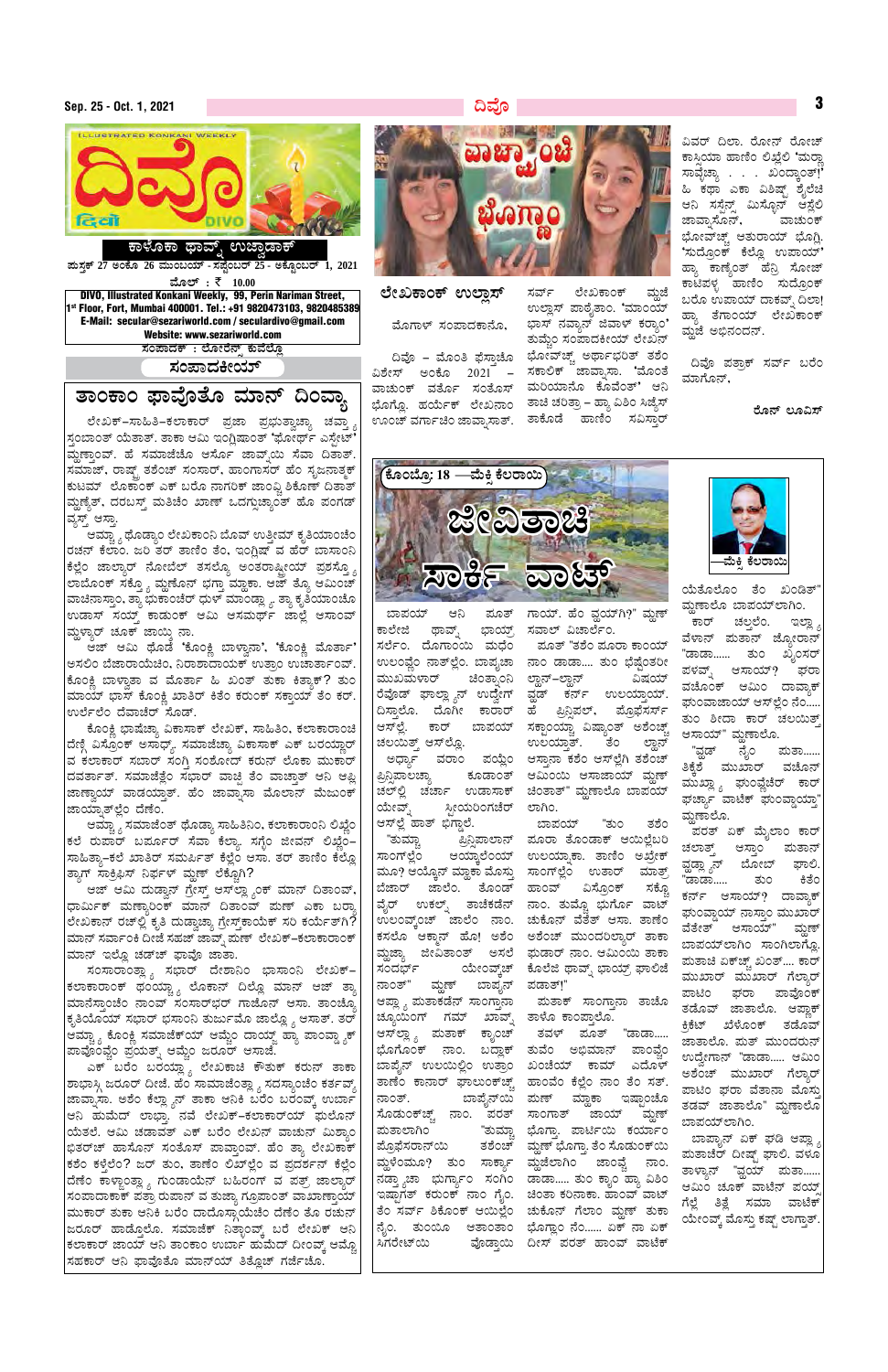# ದಿವೊ

DIVO

ಇಲಸ್ಟ್ರೇಟೆಡ್ ಕೊಂಕಣಿ ವೀಕ್ಲಿ

ILLUSTRATED KONKANI WEEKLY

**ಕಾಳೊಕಾ ಥಾವ್ನ್ ಉಜ್ವಾಡಾಕ್**

**ಪುಸ್ತಕ್ 27 ಅಂಕೊ 26 ಮುಂಬಯ್ - ಸಪ್ಟೆಂಬರ್ 25 - ಒಕ್ಟೋಬರ್ 1, 2021**

ಮೊಲ್ : ₹ 10.00

**DIVO, Illustrated Konkani Weekly, 99, Perin Nariman Street, 1st Floor, Fort, Mumbai 400001. Tel.: +91 9820473103, 9820485389**

**E-Mail: secular@sezariworld.com / seculardivo@gmail.com**

**Website: www.sezariworld.com**

ಸಂಪಾದಕ್ : ಲೊರೆನ್ಸ್ ಕುವೆಲ್ಹೊ

## ಸಂಪಾದಕೀಯ್

### ತಾಂಕಾಂ ಫಾವೊತೊ ಮಾನ್ ದಿವ್ಯಾ

ಲೇಖಕ್-ಸಾಹಿತಿ-ಕಲಾಕಾರ್ ಪ್ರಜಾ ಪ್ರಭುತ್ವಾಚ್ಯಾ ಚವ್ತ್ಯಾ ಸ್ಥಂಬಾಂತ್ ಯೆತಾತ್. ತಾಕಾ ಆಮಿ ಇಂಗ್ಲಿಷಾಂತ್ 'ಫೋರ್ಥ್ ಎಸ್ಟೇಟ್' ಮ್ಹಣ್ತಾಂವ್. ಹೆ ಸಮಾಜೆಚೊ ಆರ್ಸೊ ಜಾವ್ನ್ಯಿ ಸೆವಾ ದಿತಾತ್. ಸಮಾಜ್, ರಾಷ್ಟ್ರ ತಶೆಂಚ್ ಸಂಸಾರ್, ಹಾಂಗಾಸರ್ ಹೊ ಸೃಜನಾತ್ಮಕ್ ಕುಟಮ್ ಲೊಕಾಂಕ್ ಏಕ್ ಬರೊ ನಾಗರಿಕ್ ಜಾಂವ್ಚಿ ಶಿಕೊಣ್ ದಿತಾತ್ ಮ್ಹಣ್ತಾತ್, ದರಬಸ್ತ್ ಮತಿಚೆಂ ಖಾಣ್ ಒದಗ್ಸುನ್ಯಾಂತ್ ಹೊ ಪಂಗಡ್ ವ್ಯಸ್ತ್ ಆಸ್ತಾ.

ಆಮ್ಚ್ಯಾ ಥೊಡ್ಯಾಂ ಲೇಖಕಾಂನಿ ಬೊವ್ ಉತ್ತೀಮ್ ಕೃತಿಯಾಂಚೆಂ ರಚನ್ ಕೆಲಾಂ. ಜರಿ ತರ್ ತಾಣಿಂ ತೆಂ, ಇಂಗ್ಲಿಷ್ ವ ಹೆರ್ ಬಾಸಾಂನಿ ಕೆಲ್ಲೆಂ ಜಾಲ್ಯಾರ್ ನೊಬೆಲ್ ತಸಲ್ಯೊ ಅಂತರಾಷ್ಟ್ರೀಯ್ ಪ್ರಶಸ್ತ್ಯೊ ಲಾಭೊಂಕ್ ಸಕ್ಲ್ಯೊ ಮ್ಹಣೊನ್ ಭಗ್ತಾ ಮ್ಹಕಾ. ಆಜ್ ತ್ಯೊ ಆಮಿಂಚ್ ವಾಚಿನಾಸ್ತಾಂ, ತ್ಯಾ ಭುಕಾಂಚೆರ್ ಧುಳ್ ಮಾಂಡ್ಲ್ಯಾ, ತ್ಯಾ ಕೃತಿಯಾಂಚೊ ಉಡಾಸ್ ಸುದ್ದಾ ಕಾಡುಂಕ್ ಆಮಿ ಅಸಮರ್ಥ್ ಜಾಲ್ಯಾಂವ್ ಆಸಾಂವ್ ಮ್ಹಳ್ಯಾರ್ ಚೂಕ್ ಜಾಯ್ನಾ ನಾ.

ಆಜ್ ಆಮಿ ಥೊಡೆ 'ಕೊಂಕ್ಣಿ ಬಾಳ್ವಾನಾ', 'ಕೊಂಕ್ಣಿ ಮೊತಾಬ್' ಅಸಲೆಂ ಬೆಜಾರಾಯೆಚಿಂ, ನಿರಾಶಾದಾಯಕ್ ಉತ್ರಾಂ ಉಚಾರ್ತಾಂವ್. ಕೊಂಕ್ಣಿ ಬಾಳ್ವಾತಾ ವ ಮೊತಾಬ್ ಹಿ ಖಂತ್ ತುಕಾ ಕಿತ್ಯಾಕ್? ತುಂ ಮಾಯ್ ಭಾಸ್ ಕೊಂಕ್ಣಿ ಖಾತಿರ್ ಕಿತೆಂ ಕರುಂಕ್ ಸಕ್ತಾಯ್ ತೆಂ ಕರ್. ಉರ್ಲೆಲೆಂ ದೆವಾಚೆರ್ ಸೊಡ್.

ಕೊಂಕ್ಣಿ ಭಾಷೆಚ್ಯಾ ವಿಕಾಸಾಕ್ ಲೇಖಕ್, ಸಾಹಿತಿ, ಕಲಾಕಾರಾಂಚಿ ದೇಣ್ಗಿ ವಿಸ್ರೊಂಕ್ ಅಸಾಧ್ಯ್. ಸಮಾಜೆಚ್ಯಾ ವಿಕಾಸಾಕ್ ಏಕ್ ಬರಯ್ಣಾರ್ ವ ಕಲಾಕಾರ್ ಸಬಾರ್ ಸಂಗ್ತಿ ಸಂಶೋಧ್ ಕರುನ್ ಲೊಕಾ ಮುಕಾರ್ ದವರ್ತಾತ್. ಸಮಾಜೆಂತ್ಲೆಂ ಸಬಾರ್ ವಾಚ್ಪಿ ತೆಂ ವಾಚ್ತಾತ್ ಆನಿ ಅಪ್ಲಿ ಜಾಣ್ವಾಯ್ ವಾಡಯ್ತಾತ್. ಹೆಂ ಜಾವ್ನಾಸಾ ಮೊಲಾನ್ ಮೆಜುಂಕ್ ಜಾಯ್ನಾತ್ಲೆಂ ದೆಣೆಂ.

ಅಮ್ಚ್ಯಾ ಸಮಾಜೆಂತ್ ಥೊಡ್ಯಾ ಸಾಹಿತಿನಿಂ, ಕಲಾಕಾರಾಂನಿ ಲಿಖ್ಲೆಂ ಕೆಲೆ ರುಪಾರ್ ಬಹುರ್ಪರ್ ಸೆವಾ ಕೆಲ್ಯಾ. ಸಗ್ಳೆಂ ಜೀವನ್ ಲಿಖ್ಲೆಂ-ಸಾಹಿತ್ಯಾ-ಕಲೆ ಖಾತಿರ್ ಸಮರ್ಪಿತ್ ಕೆಲ್ಲೆಂ ಆಸಾ. ತರ್ ತಾಣಿಂ ಕೆಲ್ಲ್ಯಾ ತ್ಯಾಗ್ ಸಾಕ್ರಿಫಿಸ್ ನಿರ್ಫಳ್ ಮ್ಹಣ್ ಲೆಕ್ತೆಲ್ಯಾ?

ಆಜ್ ಆಮಿ ದುಡ್ವಾನ್ ಗ್ರೇಸ್ತ್ ಆಸ್ಲ್ಯಾಂಕ್ ಮಾನ್ ದಿತಾಂವ್, ಧಾರ್ಮಿಕ್ ಮಣ್ಣ್ಯಾಂಕ್ ಮಾನ್ ದಿತಾಂವ್ ಪುಣ್ ಏಕಾ ಬರ್ಪ್ಯಾ ಲೇಖಕಾನ್ ರಚ್ಲೆಲ್ಲಿ ಕೃತಿ ದುಡ್ವಾಚ್ಯಾ ಗ್ರೇಸ್ತಕಾಯೆಕ್ ಸರಿ ಕರ್ಯೆನಾಗಿ? ಮಾನ್ ಸರ್ಮಾಂಕೆ ದಿಜೆ ಸಹಜ್ ಜಾವ್ನ್ ಪುಣ್ ಲೇಖಕ್-ಕಲಾಕಾರಾಂಕ್ ಮಾನ್ ಇಲ್ಲೊ ಚಡ್‌ಚ್ ಫಾವೊ ಜಾತಾ.

ಸಂಸಾರಾಂತ್ಲ್ಯಾ ಸಬಾರ್ ದೇಶಾಂನಿ ಭಾಸಾಂನಿ ಲೇಖಕ್-ಕಲಾಕಾರಾಂಕ್ ಥಂಯ್ಸರ್ಲ್ಯಾ ಲೊಕಾನ್ ದಿಲ್ಲೊ ಮಾನ್ ಆಜ್ ತ್ಯಾ ಮಾನೆಸ್ತಾಂಚೊ ನಾಂವ್ ಸಂಸಾರ್‌ಭರ್ ಗಾಜೊನ್ ಆಸಾ. ತಾಂಚ್ಯಾ ಕೃತಿಯೊಂಕ್ ಸಬಾರ್ ಭಸಾಂನಿ ತುಜುರ್ಮೊ ಜಾಲ್ಯಾ ಆಸಾತ್. ತರ್ ಅಮ್ಚ್ಯಾ ಕೊಂಕ್ಣಿ ಸಮಾಜೆಕ್ಯಿ ಆಮ್ಚ್ಯಾ ದಾಯ್ಜ್ಯಾ ಹ್ಯಾ ಪಾಂವ್ಡ್ಯಾಂಕ್ ಪಾವೊಂವ್ಚೊ ಪ್ರಯತ್ನ್ ಆಮ್ಚೊ ಜರೂರ್ ಆಸಾಜೆ.

ಏಕ್ ಬರೆಂ ಬರಯ್ತ್ಯಾ ಲೇಖಕಾಚೆ ಕೌಶಲ್ ಕರುನ್ ತಾಕಾ ಶಾಬಾಸ್ಕಿ ಜರೂರ್ ದಿಜೆ. ಹೆಂ ಸಾಮಾಜಿಂತ್ಲ್ಯಾ ಸದಸ್ಸ್ಯಾಂಚೆಂ ಕರ್ತವ್ಯ್ ಜಾವ್ನಾಸಾ. ಅಶೆಂ ಕೆಲ್ಯಾನ್ ತಾಕಾ ಆನಿಕಿ ಬರೆಂ ಬರೊವ್ಚೆಕ್ ಉರ್ಬಾ ಆನಿ ಹುಮೆದ್ ಲಾಭ್ತಾ. ನವೆ ಲೇಖಕ್-ಕಲಾಕಾರಾಂಕ್ ಫುಲೊನ್ ಯೆತಲೆ. ಆಮಿ ಚಡಾವತ್ ಏಕ್ ಬರೆಂ ಲೇಖನ್ ವಾಚುನ್ ಮಿಸ್ತ್ರಾಂ ಭಿತರ್‌ಚ್ ಹಾಸೊನ್ ಸಂತೊಸ್ ಪಾವ್ತಾಂವ್. ಹೆಂ ತ್ಯಾ ಲೇಖಕಾಕ್ ಕಶೆಂ ಕಳ್ಚೆಲೆಂ? ಜರ್ ತುಂ, ತಾಣಿಂ ಲಿಖ್ಲೆಂ ವ ಪ್ರದರ್ಶನ್ ಕೆಲ್ಲೆಂ ದೆಣೆಂ ಕಾಳ್ಜಾಂತ್ಲ್ಯಾ ಗುಂಡಾಯೆನ್ ಬಹಿರಂಗ್ ವ ಪತ್ರ್ ಜಾಲ್ಯಾರ್ ಸಂಪಾದಕಾಕ್ ಪತ್ರ್ ರುಪಾನ್ ವ ತುಜ್ಯಾ ಗ್ರೂಪಾಂತ್ ವಾಖಾಣಾಯ್ ಮುಖಾರ್ ತುಕಾ ಆನಿಕಿ ಬರೆಂ ದಾಡೊಸ್ಕಾಯೆಚೆಂ ದೆಣೆಂ ತೊ ರಚುನ್ ಜರೂರ್ ಹಾಡ್ತೊಲೊ. ಸಮಾಜೆಕ್ ಸಿಸ್ತಾಂವ್ಚ್ ಬರೆ ಲೇಖಕ್ ಆನಿ ಕಲಾಕಾರ್ ಜಾಯ್ ಆನಿ ತಾಂಕಾಂ ಉರ್ಬಾ ಹುಮೆದ್ ದಿಂವ್ಚ್ ಅಮ್ಚೊ ಸಹಕಾರ್ ಆನಿ ಫಾವೊತೊ ಮಾನ್‌ಯ್ ತಿತ್ಲೊಚ್ ಗರ್ಜೆಚೊ.

---

## ವಾಚ್ಪ್ಯಾಂಚಿ ಭೊಗ್ಣಾಂ

### ಲೇಖಕಾಂಕ್ ಉಲ್ಲಾಸ್

ಮೊಗಾಳ್ ಸಂಪಾದಕಾನೊ,

ದಿವೊ - ಮೊತಿ ಫೆಸ್ತಾಚೊ ವಿಶೇಸ್ ಅಂಕೊ 2021 - ವಾಚುಂಕ್ ವರ್ತೊ ಸಂತೊಸ್ ಭೊಗ್ಲೊ. ಹರ್ಯೆಕ್ ಲೇಖನಾಂ ಉಂಚ್ ವರ್ಗಾಚಿಂ ಜಾವ್ನಾಸಾತ್. ಸರ್ವ್ ಲೇಖಕಾಂಕ್ ಮ್ಹಜಿ ಉಲ್ಲಾಸ್ ಪಾಠೆಂತಾಂ. 'ಮಾಂಯ್ ಭಾಸ್ ನವ್ಯಾನ್ ಜಾವಳ್ ಕರ್ಯಾ' ತುಮ್ಚೆಂ ಸಂಪಾದಕೀಯ್ ಲೇಖನ್ ಭೊವ್‌ಚ್ ಅರ್ಥಾಭರಿತ್ ತಶೆಂ ಸಕಾರಿಕ್ ಜಾವ್ನಾಸಾ. 'ಮೊಂತಿ ಮರಿಯಾಚೊ ಕೊವೆಂತ್' ಆನಿ ತಾಚಿ ಚರಿತ್ರಾ - ಹ್ಯಾ ವಿಶಿಂ ಸಿಜ್ಲೆಸ್ ತಾಕೊಡ ಹಾಣಿಂ ಸವಿಸ್ತಾರ್ ವಿವರ್ ದಿಲಾ. ರೋನ್ ರೋಚ್ ಕಾಸ್ಸಿಯಾ ಹಾಣಿಂ ಲಿಖ್ಲೆಲಿ 'ಮರ್ಲ್ಯಾ ಸಾಪ್ಣೆಚ್ಯಾ . . . ಖಂಡ್ಣಾಂತ್!' ಹಿ ಕಥಾ ಏಕಾ ವಿಶಿಷ್ಟ್ ಶೈಲೆಚಿ ಆನಿ ಸಸ್ಪೆನ್ಸ್ ಮಿಸ್ಟೊನ್ ಆಸ್ಲೆಲಿ ಜಾವ್ನಾಸೊನ್, ವಾಚುಂಕ್ ಭೊವ್‌ಚ್ ಆತುರಾಯ್ ಭೊಗ್ಲಿ. 'ಸುದ್ಧೊಂಕ್ ಕೆಲ್ಲೊ ಉಪಾಯ್' ಹ್ಯಾ ಕಾಣ್ಯೆಂತ್ ಹೆನ್ರಿ ಸೋಜ್ ಕಾಟಿಪಳ್ಳ ಹಾಣಿಂ ಸುದ್ಧೊಂಕ್ ಬರೊ ಉಪಾಯ್ ದಾಕವ್ನ್ ದಿಲಾ! ಹ್ಯಾ ತೆಗಾಂಯ್ ಲೇಖಕಾಂಕ್ ಮ್ಹಜೆ ಅಭಿನಂದನ್.

ದಿವೊ ಪತ್ರಾಕ್ ಸರ್ವ್ ಬರೆಂ ಮಾಗೊನ್,

**ರೋನ್ ಲೂವಿಸ್**

---

## ಕೊಂಬ್ಯೊ: 18 —ಮೆಕ್ಕಿ ಕೆಲರಾಯ್

## ಜೀವಿತಾಚಿ ಶಾರ್ಟ್ ವಾಟ್

—ಮೆಕ್ಕಿ ಕೆಲರಾಯ್

ಬಾಪಯ್ ಆನಿ ಪೂತ್ ಕಾಲೇಜಿ ಥಾವ್ನ್ ಭಾಯ್ರ್ ಸರ್ಲೆಂ. ದೊಗಾಂಯ್ ಮಧೆಂ ಉಲಂವ್ಪೆಂ ನಾತ್ಲೆಂ. ಬಾಪ್ಯ್ಯಾಚಾ ಮುಖಮಳಾರ್ ಚಿಂತ್ಪಾಂನಿ ರೆವೊಡ್ ಘಾಲ್ಯಾ ನ್ ಉದ್ವೇಗ್ ದಿಸ್ತಾಲೊ. ದೂರಿ ಕಾರಾರ್ ಆಸ್‌ಲ್ಲೆ. ಕಾರ್ ಬಾಪಯ್ ಚಲಯ್ತ್ ಆಸ್‌ಲ್ಲೊ.

ಅರ್ಧ್ಯಾ ವರಾಂ ಪಯ್ಲೆಂ ಪ್ರಿನ್ಸಿಪಾಲಾಚ್ಯಾ ಕೂಡಾಂತ್ ಚಲ್ಲೆಲಿ ಚರ್ಚಾ ಉಡಾಸಾಕ್ ಯೇವ್ನ್ ಸ್ಟೇಯರಿಂಗೆರ್ ಆಸ್ಲೆ ಹಾತ್ ಭಿಗ್ಲೆ.

"ತುಮ್ಚ್ಯಾ ಪ್ರಿನ್ಸಿಪಾಲಾನ್ ಸಾಂಗ್‌ಲ್ಲೆಂ ಆಯ್ಕಾಲ್ಲೆಂಯ್ ಮೂ? ಆಯ್ಕೊನ್ ಮ್ಹಕಾ ಮೊಸ್ತು ಬೆಜಾರ್ ಜಾಲೆಂ. ತೊಂಡ್ ವೈರ್ ಉಕಲ್ನ್ ತಾಚೆಕಡೆನ್ ಉಲಂವ್ಚೆಂಕ್ ಜಾಲೆಂ ನಾಂ. ಕಸಲೊ ಅಕ್ಸ್ಮಾನ್ ಹೊ! ಅಶೆಂ ಮ್ಹಜ್ಯಾ ಜೀವಿತಾಂತ್ ಅಸಲೆ ಸಂದರ್ಭ್ ಯೇಂವ್ಚೆ ನಾಂತ್" ಮ್ಹಣ್ ಬಾಪ್ಯ್ನ್ ಆಪ್ಲ್ಯಾ ಮತಾಕಡ್ಲೆನ್ ಸಾಂಗ್ಲ್ಯಾನಾ ತಾಚ್ಯಾ ಚ್ಯೂಯಿಂಗ್ ಗಮ್ ಖಾವ್ನ್ ಆಸ್‌ಲ್ಲ್ಯಾ ಮತಾಕ್ ಕ್ಯಾಂಚ್ ಭೊಗೊಂಕ್ ನಾಂ. ಬಾಪೈನ್ ಉಲಯಿಲ್ಲೆಂ ಉತ್ರಾಂ ತಾಣೆಂ ಕಾನಾರ್ ಘಾಲುಂಕ್‌ಚ್ ನಾಂತ್. ಬಾಪ್ಯ್ಯಾನ್ಯಿ ಸೊಡುಂಕ್‌ಚ್ ನಾಂ. ಪರತ್ ಮತಾಲಾಗಿಂ "ತುಮ್ಚ್ಯಾ ಪ್ರೊಫೆಸರಾನ್ಯಿ ತಶೆಂಚ್ ಮ್ಹಳೆಂಯ್ ಮೂ? ತುಂ ಸಾರ್ಕ್ಯಾ ನಡ್ತ್ಯಾಚಾ ಘುರ್ಗ್ಯಾಂ ಸಂಗಿಂ ಇಷ್ಟಾಗತ್ ಕರುಂಕ್ ನಾಂ ಗೈ. ತೆಂ ಸರ್ವ್ ಶಿಕೊಂಕ್ ಆಯಿಲ್ಲೆಂ ನೈಂ. ತುಂಯಿ ಆತಾಂತಾಂ ಸಿಗರೇಟ್ಯಿ ವೋಡ್ತಾಯ್ ಗಾಯ್. ಹೆಂ ವ್ಹಯ್‌ಗಿ?" ಮ್ಹಣ್ ಸವಾಲ್ ವಿಚಾರ್ಲೆಂ.

ಪೂತ್ "ತಶೆಂ ಪೂರಾ ಕಾಂಯ್ ನಾಂ ಡಾಡಾ.... ತುಂ ಭೆಷ್ಟೆಂತರೀ ಲ್ಯಾನ್-ಲ್ಯಾನ್ ವಿಷಯ್ ರೆವೊಡ್ ಕರ್ನ್ ಉಲಯ್ತಾಯ್. ಹೆ ಪ್ರಿನ್ಸಿಪಲ್, ಪ್ರೊಫೆಸರ್ ಸಕ್ಸ್ತಾಂಯ್ಚ್ಯಾ ವಿಷ್ಯಾಂತ್ ಅಶೆಂಚ್ ಉಲಯ್ತಾತ್. ತೆಂ ಲ್ಯಾನ್ ಆಸ್ತಾನಾ ಕಶೆಂ ಆಸ್‌ಲ್ಲೆಗಿ ತಶೆಂಚ್ ಆಮಿಯಿ ಆಸಾಜಾಯ್ ಮ್ಹಣ್ ಚಿಂತಾತ್" ಮ್ಹಣಾಲೊ ಬಾಪಯ್ ಲಾಗಿಂ.

ಬಾಪಯ್ "ತುಂ ತಶೆಂ ಪೂರಾ ತೊಂಡಾಕ್ ಆಯ್ಲೆಬರಿ ಉಲಯ್ನ್ಯಾಕಾ. ತಾಣಿಂ ಅಭ್ರೇಕ್ ಸಾಂಗ್‌ಲ್ಲೆಂ ಉಣಾರ್ ಮಾತ್ರ್ ಹಾಂವ್ ವಿಸ್ರೊಂಕ್ ಸಕ್ಕೊ ನಾಂ. ತುಮ್ಚ್ಯಾ ಭುರ್ಗೊ ವಾಟ್ ಚುಕೊನ್ ವೆತ್ತ್ ಆಸಾ. ತಾಣಿಂ ಅಶೆಂಚ್ ಮುಂದರಿಲ್ಯಾರ್ ತಾಕಾ ಘುಡಾರ್ ನಾಂ. ಆಮಿಂಯಿ ತಾಕಾ ಕೊಲೆಜಿ ಥಾವ್ನ್ ಭಾಯ್ರ್ ಘಾಲಿಜೆ ಪಡತ್!"

ಮತಾಕ್ ಸಾಂಗ್ತಾನಾ ತಾಚೊ ತಾಳೊ ಕಾಂಪ್ತಾಲೊ.

ತಶೆಂ ಪೂತ್ "ಡಾಡಾ..... ತುವೆಂ ಅಭಿಮಾನ್ ಪಾಂವ್ಚೆಂ ಖಂಚೆಯ್ ಕಾಮ್ ಎದೊಳ್ ಹಾಂವೆಂ ಕೆಲ್ಲೆಂ ನಾಂ ತೆಂ ಸತ್. ಪುಣ್ ಮ್ಹಕಾ ಇಷ್ಟಾಂಚೊ ಸಾಂಗಾತ್ ಜಾಯ್ ಮ್ಹಣ್ ಭೊಗ್ತಾ. ಪಾರ್ಟಿಯ್ ಕರ್ಯಾಂ ಮ್ಹಣ್ ಭೊಗ್ತಾ. ತೆಂ ಸೊಡುಂಕೆಯಿ ಮ್ಹಜೆಲಾಗಿಂ ಜಾಂವ್ಚೆ ನಾಂ. ಡಾಡಾ..... ತುಂ ಕ್ಯಾಂ ಹ್ಯಾ ವಿಶಿಂ ಚಿಂತಾ ಕರಿನಾಕಾ. ಹಾಂವ್ ವಾಟ್ ಚುಕೊನ್ ಗೆಲಾಂ ಮ್ಹಣ್ ತುಕಾ ಭೊಗ್ಲಾಂ ನೆಂ...... ಏಕ್ ನಾ ಏಕ್ ದೀಸ್ ಪರತ್ ಹಾಂವ್ ವಾಟೆಕ್ ಯೆತೊಲೊಂ ತೆಂ ಖಂಡಿತ್" ಮ್ಹಣಾಲೊ ಬಾಪಯ್ಲಾಗಿಂ.

ಕಾರ್ ಚಲ್ಲೆಲೆಂ. ಇಲ್ಯಾ ವೆಳಾನ್ ಪುತಾನ್ ಜ್ಯೋರಾನ್ "ಡಾಡಾ...... ತುಂ ಸ್ಪೀಡಾರ್ ಪಳವ್ ಆಸಾಯ್? ಫರಾ ಚಲೊಂಕ್ ಆಮಿಂ ದಾವ್ಡಾಕ್ ಘಂವಾಚಾಯ್ ಆಸ್ಲೆಂ ನೆಂ..... ತುಂ ಶೀದಾ ಕಾರ್ ಚಲಯ್ತ್ ಆಸಾಯ್" ಮ್ಹಣಾಲೊ.

"ವ್ಹಯ್ ನೈಂ ಪುತಾ...... ತಿಕ್ಕೆ ಮುಖಾರ್ ವಚೊನ್ ಮುಖ್ಲ್ಯಾ ಘಂವ್ಡೆಚೆರ್ ಕಾರ್ ಫರ್ಚ್ಯಾ ವಾಟೆಕ್ ಘಂವ್ಡಾಯ್ತಾ" ಮ್ಹಣಾಲೊ.

ಪರತ್ ಏಕ್ ಮೈಲಾಂ ಕಾರ್ ಚಲಾತ್ ಆಸ್ತಾಂ ಪುತಾನ್ ವ್ಹಡ್ಲ್ಯಾ ನ್ ಬೊಬ್ ಘಾಲಿ. "ಡಾಡಾ...... ತುಂ ಕಿತೆಂ ಕರ್ನ್ ಆಸಾಯ್? ದಾವ್ಡಾಕ್ ಘಂವ್ಡಾಯ್ ನಾಸ್ತಾಂ ಮುಖಾರ್ ವೆತ್ತ್ ಆಸಾಯ್" ಮ್ಹಣ್ ಬಾಪಯ್‌ಲಾಂ ಸಾಂಗಿಲೆಂಗ್ಲೊ. ಮತಾಚಿ ಏಕ್‌ಚ್ ಖಂತ್..... ಕಾರ್ ಮುಖಾರ್ ಮುಖಾರ್ ಗೆಲ್ಯಾರ್ ಪಾಟಿಂ ಫರಾ ಪಾವೊಂಕ್ ತಡಾವ್ ಜಾತಾಲೊ. ಆಪ್ಣಾಕ್ ಕ್ರಿಕೆಟ್ ಖೆಳೊಂಕ್ ತಡಾವ್ ಜಾತಾಲೊ. ಪುತ್ ಮುಂದರುನ್ ಉದ್ಗಾರ್ನ್ "ಡಾಡಾ..... ಆಮಿಂ ಅಶೆಂಚ್ ಮುಖಾರ್ ಗೆಲ್ಯಾರ್ ಪಾಟಿಂ ಫರಾ ವೆತಾನಾ ಮೊಸ್ತು ತಡವ್ ಜಾತಾಲೊ" ಮ್ಹಣಾಲೊ ಬಾಪಯ್‌ಲಾಗಿಂ.

ಬಾಪ್ಯ್ಯಾನ್ ಏಕ್ ಘಡಿ ಆಪ್ಲ್ಯಾ ಮತಾಚೆರ್ ದಿಷ್ಟ್ ಘಾಲಿ. ವರೊ ತಾಳ್ಯಾನ್ "ವ್ಹಯ್ ಪುತಾ..... ಆಮಿಂ ಚೂಕ್ ವಾಟೆನ್ ಪಯ್ಸ್ ಗೆಲ್ಲೆ ತಿತ್ಲೆ ಸಮಾ ವಾಟೆಕ್ ಯೇಂವ್ಕ್ ಮೊಸ್ತು ಕಷ್ಟ್ ಲಾಗ್ತಾತ್.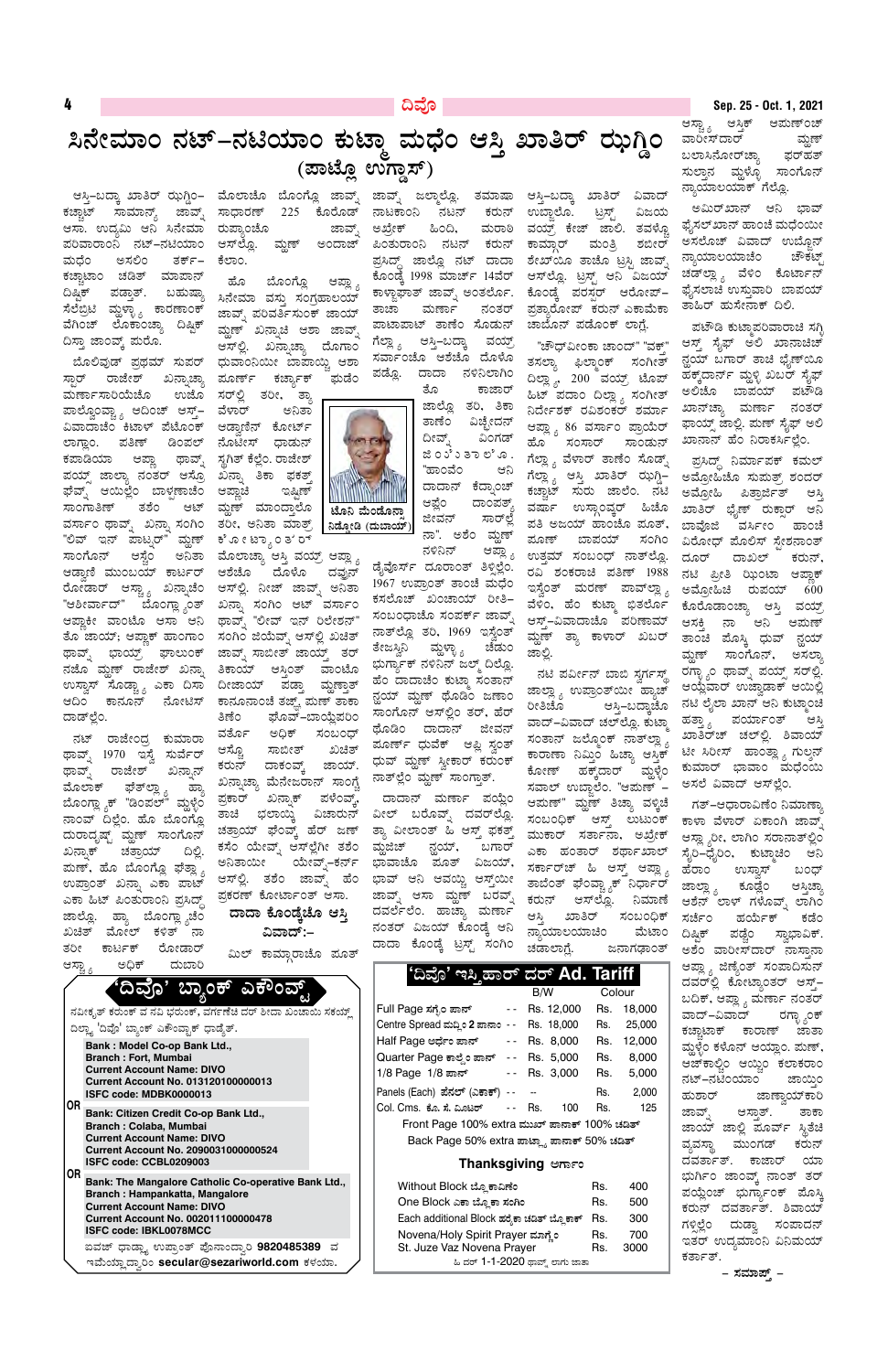# ಸಿನೇಮಾಂ ನಟ್-ನಟಿಯಾಂ ಕುಟ್ಮಾ ಮಧೆಂ ಆಸ್ತಿ ಖಾತಿರ್ ಝುಗ್ಡಿಂ

## (ಪಾಟ್ಲೊ ಉಗ್ಡಾಸ್)

ಆಸ್ತಿ-ಬದ್ಕಾ ಖಾತಿರ್ ಝುಗ್ಡಿಂ-ಕಜ್ಜಾಂಚ್ ಸಾಮಾನ್ಯ್ ಜಾವ್ನ್ ಆಸಾ. ಉದ್ಯಮಿ ಆನಿ ಸಿನೇಮಾ ಪರಿವಾರಾಂನಿ ನಟ್-ನಟಿಯಾಂ ಮಧೆಂ ಅಸಲಿಂ ತರ್ಕ್-ಕಜ್ಜಾಂ ಚಡಿತ್ ಮಾಪಾನ್ ದಿಷ್ಟಿಕ್ ಪಡ್ತಾತ್. ಬಹುಶ್ಯಾ ಸೆಲೆಬ್ರಿಟಿ ಮ್ಹಳ್ಯಾ ಕಾರಣಾನ್ ವೆಗಿಂಚ್ ಲೊಕಾಂಚ್ಯಾ ದಿಷ್ಟಿಕ್ ದಿಸ್ತಾ ಜಾಂವ್ಕ್ ಪುರೊ.

ಬೊಲಿವುಡ್ ಪ್ರಥಮ್ ಸುಪರ್ ಸ್ಟಾರ್ ರಾಜೇಶ್ ಖನ್ನಾಚ್ಯಾ ಮರ್ಣಾಸಾಂಗಾತಾಚ್ ಉಡೊ ಪಾಲ್ಲೊವ್ಯಾ ಆದಿಂಚ್ ಆಸ್ತ್-ವಿವಾದಾಚೆಂ ಕಿಟಾಳ್ ಪೆಟೊಂಕ್ ಲಾಗ್ಲಾಂ. ಪತಿಣ್ ಡಿಂಪಲ್ ಕಪಾಡಿಯಾ ಅಪ್ಲ್ಯಾ ಥಾವ್ನ್ ಪಯ್ಸ್ ಜಾಲ್ಯಾ ನಂತರ್ ಆಸೊ ಫೆವ್ನ್ ಆಯಿಲ್ಲೆಂ ಬಾಳ್ವಣಾಚೆಂ ಸಾಂಗಾತಿಣ್ ತಶೆಂ ಆಟ್ ವರ್ಸಾಂ ಥಾವ್ನ್ ಖನ್ನಾ ಸಂಗಿಂ "ಲಿವ್ ಇನ್ ಪಾಟ್ನರ್" ಮ್ಹಣ್ ಸಾಂಗೊನ್ ಅಸ್ಲೆಂ ಅನಿತಾ ಆಡ್ವಾಣಿ ಮುಂಬಯ್ ಕಾರ್ಟಾರ್ ದಿಲಾಡಾರ್ ಆಸ್ಲ್ಯಾ ಖನ್ನಾಚಿಂ "ಆಶೀರ್ವಾದ್" ಬೊಂಗ್ಲ್ಯಾಂತ್ ಆಪ್ಣಾಕೀ ವಾಂಟೊ ಆಸಾ ಆನಿ ತೊ ಜಾಯ್; ಆಪ್ಣಾಕ್ ಹಾಂಗಾಂ ಥಾವ್ನ್ ಭಾಯ್ರ್ ಘಾಲುಂಕ್ ನಜೊ ಮ್ಹಣ್ ರಾಜೇಶ್ ಖನ್ನಾ ಉಸ್ತಾಸ್ ಸೊಡ್ಲ್ಯಾ ಎಕಾ ದಿಸಾ ಆದಿಂ ಕಾನೂನ್ ನೋಟಿಸ್ ದಾಡ್ಲೆಂ.

ನಟ್ ರಾಜೇಂದ್ರ ಕುಮಾರಾ ಥಾವ್ನ್ 1970 ಇಸ್ವೆ ಸುರ್ವೆರ್ ಥಾವ್ನ್ ರಾಜೇಶ್ ಖನ್ನಾನ್ ಮೊಲಾಕ್ ಘೆತಲ್ಲ್ಯಾ ಹ್ಯಾ ಬೊಂಗ್ಲ್ಯಾಕ್ "ಡಿಂಪಲ್" ಮ್ಹಳ್ಳೆಂ ನಾಂವ್ ದಿಲ್ಲೆಂ. ಹೊ ಬೊಂಗ್ಲೊ ದುರಾದೃಷ್ಟ್ ಮ್ಹಣ್ ಸಾಂಗೊನ್ ಖನ್ನಾಕ್ ಚತ್ರಾಯ್ ದಿಲ್ಲಿ. ಪುಣ್, ಹೊ ಬೊಂಗ್ಲೊ ಘೆತ್ಲ್ಯಾ ಉಪ್ರಾಂತ್ ಖನ್ನಾ ಎಕಾ ಪಾಟ್ ಎಕಾ ಹಿಟ್ ಪಿಂತುರಾಂನಿ ಪ್ರಸಿದ್ಧ್ ಜಾಲ್ಲೊ. ಹ್ಯಾ ಬೊಂಗ್ಲ್ಯಾಚಿಂ ಖಾತಿರ್ ಮೊಲ್ ಕಳಿತ್ ನಾ ತರೀ ಕಾರ್ಟಾರ್ ರೋಡಾರ್ ಆಸ್ಲ್ಯಾ ಅಧಿಕ್ ದುಬಾರಿ ಮೊಲಾಚೊ ಬೊಂಗ್ಲೊ ಜಾವ್ನ್ ಸಾಧಾರಣ್ 225 ಕೊಡಿಂಚೊ ರುಪ್ಯಾಂಚೊ ಜಾವ್ನ್ ಆಸ್ತಲ್ಲೊ ಮ್ಹಣ್ ಅಂದಾಜ್ ಕೆಲಾಂ.

ಹೊ ಬೊಂಗ್ಲೊ ಅಪ್ಲ್ಯಾ ಸಿನೇಮಾ ವಸ್ತು ಸಂಗ್ರಹಾಲಯ್ ಜಾವ್ನ್ ಪರಿವರ್ತಿಸುಂಕ್ ಜಾಯ್ ಮ್ಹಣ್ ಖನ್ನಾಚಿ ಆಶಾ ಜಾವ್ನ್ ಆಸ್ಲಿ. ಖನ್ನಾಚ್ಯಾ ದೊಗಾಂ ಧುವಾಂನಿಯೀ ಬಾಪಾಯ್ಚ್ಯಾ ಆಶಾ ಪೂರ್ಣ್ ಕರ್ಚ್ಯಾಕ್ ಘುಡೆಂ ಸರ್ಲ್ಲಿ ತರೀ, ತ್ಯಾ ವೆಳಾರ್ ಅನಿತಾ ಆಡ್ವಾಣಿನ್ ಕೋರ್ಟ್ ನೊಟೀಸ್ ಧಾಡುನ್ ಸ್ಥಗಿತ್ ಕೆಲ್ಲೆಂ. ರಾಜೇಶ್ ಖನ್ನಾ ತಿಕಾ ಫಕತ್ ಆಪ್ಲಾಚಿ ಇಷ್ಟಿಣ್ ಮ್ಹಣ್ ಮಾಂದ್ಯಾಲೊ ತರೀ, ಅನಿತಾ ಮಾತ್ರ್ ಕೋರ್ಟಾಂತ್ ಮೊಲಾಚ್ಯಾ ಆಸ್ತಿ ವಯ್ರ್ ಅಪ್ಲ್ಯಾ ಅಧಿಕಾರ್ ದೊಳೊ ದವ್ರುನ್ ಆಸ್ಲೆಂ. ನಿಜ್ ಜಾವ್ನ್ ಅನಿತಾ ಖನ್ನಾ ಸಂಗಿಂ ಆಟ್ ವರ್ಸಾಂ ಥಾವ್ನ್ "ಲಿವ್ ಇನ್ ರಿಲೇಶನ್" ಸಂಗಿಂ ಜಿಯೆವ್ನ್ ಆಸ್ಲೆಂ ಖಚಿತ್ ಜಾವ್ನ್ ಸಾಬಿತ್ ಜಾಯ್ತ್ ತರ್ ತಿಕಾಯ್ ಆಸ್ತಿಂತ್ ವಾಂಟೊ ದೀಜಾಯ್ ಪಡ್ತಾ ಮ್ಹಣ್ತಾತ್ ಕಾನೂನಾಂಚಿ ತಜ್ಞ್ ಮ್ಹಣ್ ತಾಕಾ ತಿಕೆಂ ಘೊವ್-ಬಾಯ್ಲೆಪರಿಂ ವರ್ಸೊ ಅಧಿಕ್ ಸಂಬಂಧ್ ಆಸ್ಲೊ ಸಾಬಿತ್ ಖಚಿತ್ ಕರುನ್ ದಾಕಂವ್ಕ್ ಜಾಯ್. ಖನ್ನಾಚ್ಯಾ ಮೆನೇಜರಾನ್ ಸಾಂಗ್ಲೆ ಪ್ರಕಾರ್ ಖನ್ನಾಕ್ ಪಳೆಂವ್ಕ್ ತಾಚೆ ಭಲಾಯ್ಕಿ ವಿಚಾರುನ್ ಚತ್ರಾಯ್ ಘೆವ್ನ್ ಹೆರ್ ಜಣ್ ಕಶೆಂ ಯೆವ್ನ್ ಆಸ್ಲೆಲೆ ತಶೆಂ ಅನಿತಾಯೀ ಯೆವ್ನ್-ಕರ್ನ್ ಆಸ್ಲಿ. ತಶೆಂ ಜಾವ್ನ್ ಹೆಂ ಪ್ರಕರಣ್ ಕೋರ್ಟಾಂತ್ ಆಸಾ.

### ದಾದಾ ಕೊಂಡ್ಕೆಚೊ ಆಸ್ತಿ ವಿವಾದ್:-

ಮಿಲ್ ಕಾಮ್ಗಾರಾಚೊ ಪೂತ್ ಜಾವ್ನ್ ಜಲ್ಮಲ್ಲೊ. ತಮಾಷಾ ನಾಟಕಾಂನಿ ನಟನ್ ಕರುನ್ ಅಭಿಪ್ರೇಕ್ ಹಿಂದಿ, ಮರಾಠಿ ಪಿಂತುರಾಂನಿ ನಟನ್ ಕರುನ್ ಪ್ರಸಿದ್ಧ್ ಜಾಲ್ಲೊ ನಟ್ ದಾದಾ ಕೊಂಡ್ಕೆ 1998 ಮಾರ್ಚ್ 14ವೆರ್ ಕಾಳ್ಜಾಘಾತ್ ಜಾವ್ನ್ ಅಂತರ್ಲೊ. ತಾಚಾ ಮರ್ಣಾ ನಂತರ್ ಪಾಟಾಪಾಟ್ ತಾಣೆಂ ಸೊಡುನ್ ಗೆಲ್ಲ್ಯಾ ಆಸ್ತಿ-ಬದ್ಕಾ ವಯ್ರ್ ಸವಾಲಾಂಚೊ ಆಶೆಚೊ ದೊಳೊ ಪಡ್ಲೊ. ದಾದಾ ನಳಿನಿಲಾಗಿಂ ತೊ ಕಾಜಾರ್ ಜಾಲ್ಲೊ ತರಿ, ತಿಕಾ ತಾಣೆಂ ವಿಚ್ಛೇದನ್ ದೀವ್ನ್ ವಿಂಗಡ್ ಜಿಂವ್ಚೊ. "ಹಾಂವೆಂ ಆನಿ ದಾದಾನ್ ಕೆದ್ನಾಂಚ್ ಆಪ್ತೆಂ ದಾಂಪತ್ಯ್ ಜೀವನ್ ಸಾರ್ಲೆಂ ನಾ". ಅಶೆಂ ಮ್ಹಣ್ ನಳಿನಿನ್ ಅಪ್ಲ್ಯಾ ಡೈವೊರ್ಸ್ ದೂರಾಂತ್ ತಿಳ್ಸಿಲ್ಲೆಂ. 1967 ಉಪ್ರಾಂತ್ ತಾಂಚೆ ಮಧೆಂ ಕಸಲೊಚ್ ಖಂಚಾಯ್ ರೀತಿ-ಸಂಬಂಧಾಚೊ ಸಂಪರ್ಕ್ ಜಾವ್ನ್ ನಾತ್ಲ್ಲೊ ತರಿ, 1969 ಇಸ್ವೆಂತ್ ತೇಜಸ್ವಿನಿ ಮ್ಹಳ್ಳ್ಯಾ ಚೆಡುಂ ಭುರ್ಗ್ಯಾಕ್ ನಳಿನಿನ್ ಜಲ್ಮ್ ದಿಲ್ಲೊ. ಹೆಂ ದಾದಾಚೆಂ ಕುಟ್ಮ ಸಂತಾನ್ ನ್ಹಯ್ ಮ್ಹಣ್ ಥೊಡಿಂ ಜಣಾಂ ಸಾಂಗೊನ್ ಆಸ್ಲೆಂಯ್ ತರ್, ಹೆರ್ ಥೊಡಿಂ ದಾದಾನ್ ಜೀವನ್ ಪೂರ್ಣ್ ಧುವೆಕ್ ಅಪ್ಲಿ ಸ್ವಂತ್ ಧುವ್ ಮ್ಹಣ್ ಸ್ವೀಕಾರ್ ಕರುಂಕ್ ನಾತ್ಲ್ಲೆಂ ಮ್ಹಣ್ ಸಾಂಗ್ತಾತ್.

ದಾದಾನ್ ಮರ್ಣಾ ಪಯ್ಲೆಂ ವೀಲ್ ಬರೊವ್ನ್ ದವರ್ಲೊ. ತ್ಯಾ ವೀಲಾಂತ್ ಹಿ ಆಸ್ತ್ ಫಕತ್ ಮ್ಹಜೆಂ ನ್ಹಯ್, ಬಾಪಾಯ್ ಭಾವಾಚೊ ಪೂತ್ ವಿಜಯ್, ಭಾವ್ ಆನಿ ಆವಯ್ಚಿ ಆಸ್ತ್‌ಯೀ ಜಾವ್ನ್ ಆಸಾ ಮ್ಹಣ್ ಬರವ್ನ್ ದವರ್ಲೆಲೆಂ. ಹಾಚ್ಯಾ ಮರ್ಣಾ ನಂತರ್ ವಿಜಯ್ ಕೊಂಡ್ಕೆ ಆನಿ ದಾದಾ ಕೊಂಡ್ಕೆ ಟ್ರಸ್ಟ್ ಸಂಗಿಂ ಆಸ್ತಿ-ಬದ್ಕಾ ಖಾತಿರ್ ವಿವಾದ್ ಉಬ್ಜಾಲೊ. ಟ್ರಸ್ಟ್ ವಿಜಯ ವಯ್ರ್ ಕೇಜ್ ಜಾಲಿ. ತವಳ್ಲ್ಯಾ ಕಾಮ್ಗಾರ್ ಮಂತ್ರಿ ಶಬೀರ್ ಶೇಖ್‌ಯಿ ತಾಚೊ ಟ್ರಸ್ಟಿ ಜಾವ್ನ್ ಆಸ್ಲ್ಲೊ. ಟ್ರಸ್ಟ್ ಆನಿ ವಿಜಯ್ ಕೊಂಡ್ಕೆ ಪರಸ್ಪರ್ ಆರೋಪ್-ಪ್ರತ್ಯಾರೋಪ್ ಕರುನ್ ಎಕಾಮೆಕಾ ಚಾಬೊನ್ ಪಡೊಂಕ್ ಲಾಗ್ಲೆ.

"ಚೌದ್‌ವೀಂಕಾ ಚಾಂದ್" "ವಕ್ತ್" ತಸಲ್ಯಾ ಫಿಲ್ಮಾಂಕ್ ಸಂಗೀತ್ ದಿಲ್ಲ್ಯಾ, 200 ವಯ್ರ್ ಚೊಪ್ ಹಿಟ್ ಪದಾಂ ದಿಲ್ಲ್ಯಾ ಸಂಗೀತ್ ನಿರ್ದೇಶಕ್ ರವಿಶಂಕರ್ ಶರ್ಮಾ ಅಪ್ಲ್ಯಾ 86 ವರ್ಸಾಂ ಪ್ರಾಯೆರ್ ಹೊ ಸಂಸಾರ್ ಸಾಂಡುನ್ ಗೆಲ್ಲ್ಯಾ ವೆಳಾರ್ ತಾಣೆಂ ಸೊಡ್ನ್ ಗೆಲ್ಲ್ಯಾ ಆಸ್ತಿ ಖಾತಿರ್ ಝುಗ್ಡಿ-ಕಜ್ಜಾಂಚ್ ಸುರು ಜಾಲಿಂ. ನಟಿ ವರ್ಷಾ ಉಸ್ಗಾಂವ್ಕರ್ ಹಿಚೊ ಪತಿ ಅಜಯ್ ಹಾಂಚೊ ಪೂತ್. ಪೂಣ್ ಬಾಪಾಯ್ ಸಂಗಿಂ ಉತ್ತಮ್ ಸಂಬಂಧ್ ನಾತ್ಲೊ. ರವಿ ಶಂಕರಾಚಿ ಪತಿಣ್ 1988 ಇಸ್ವೆಂತ್ ಮರಣ್ ಪಾವ್ಲ್ಯಾ ವೆಳಾಂ, ಹೆಂ ಕುಟ್ಮ ಭಿತರ್ಲೆ ಆಸ್ತ್-ವಿವಾದಾಚೊ ಪರಿಣಾಮ್ ಮ್ಹಣ್ ತ್ಯಾ ಕಾಳಾರ್ ಖಬರ್ ಜಾಲ್ಲಿ.

ನಟಿ ಪರ್ವೀನ್ ಬಾಬಿ ಸ್ವರ್ಗಸ್ಥ್ ಜಾಲ್ಯಾ ಉಪ್ರಾಂತ್‌ಯೀ ಹ್ಯಾಚ್ ರೀತಿಚೊ ಆಸ್ತಿ-ಬದ್ಕಾಚೊ ವಾದ್-ವಿವಾದ್ ಚಲ್ಲೊಲೊ. ಕುಟ್ಮ ಸಂತಾನ್ ಜಲ್ಮೊಂಕ್ ನಾತ್ಲ್ಯಾ ಕಾರಣಾ ನಿಮ್ಣಿಂ ಹಿಚ್ಯಾ ಆಸ್ತಿಕ್ ಕೋಣ್ ಹಕ್ಕ್‌ದಾರ್ ಮ್ಹಳ್ಳೆಂ ಸವಾಲ್ ಉಬ್ಜಾಲೆಂ. "ಆಮಿಣ್ - ಆಮಿಣ್" ಮ್ಹಣ್ ತಿಚ್ಯಾ ವಳ್ಖಿಚೆ ಸಂಬಂಧಿಕ್ ಆಸ್ತ್ ಲುಟುಂಕ್ ಮುಕಾರ್ ಸರ್ಸಾನಾ, ಅರ್ಜೆಕ್ ಎಕಾ ಹಂತಾರ್ ಶರ್ಥಾಖಾಲ್ ಸರ್ಕಾರ್‌ಚ್ ಹಿ ಆಸ್ತ್ ಆಪ್ಲ್ಯಾ ತಾಬೆಂತ್ ಘೆವ್ಚ್ಯಾಕ್ ನಿರ್ಧಾರ್ ಕರುನ್ ಆಸ್ಲ್ಲೊ. ನಿಮಾಣೆ ಆಸ್ತಿ ಖಾತಿರ್ ಸಂಬಂಧಿಕ್ ನ್ಯಾಯಾಲಯಾಚೊ ಮೆಟಾಂ ಚಡಾಲಾಗ್ಲೆ. ಜನಾಗಡಾಂತ್ ಆಸ್ಲ್ಯಾ ಆಸ್ತಿಕ್ ಅಮಣ್ಣಂಚ್ ವಾರೀಸ್‌ದಾರ್ ಮ್ಹಣ್ ಬಲಾಸಿನೋರಾಚ್ಯಾ ಫರ್ಹತ್ ಸುಲ್ತಾನ ಮ್ಹಳ್ಳೊ ಸಾಂಗೊನ್ ನ್ಯಾಯಾಲಯಾಕ್ ಗೆಲ್ಲೊ.

ಅಮಿರ್‌ಖಾನ್ ಆನಿ ಭಾವ್ ಫೈಸಲ್‌ಖಾನ್ ಹಾಂಚೆ ಮಧೆಂಯೀ ಆಸ್ತೆಚ್ ವಿವಾದ್ ಉಬ್ಜೊನ್ ನ್ಯಾಯಾಲಯಾಚೊ ಚೌಕಟ್ ಚಡ್ಲ್ಯಾ ವೆಳಿಂ ಕೋರ್ಟಾನ್ ಫೈಸಲಾಚೆ ಉಸ್ತುವಾರಿ ಬಾಪಯ್ ತಾಹಿರ್ ಹುಸೇನಾಕ್ ದಿಲಿ.

ಪಟೌಡಿ ಕುಟ್ಮಾಪರಿವಾರಾಚಿ ಸಗ್ಳಿ ಆಸ್ತ್ ಸೈಫ್ ಅಲಿ ಖಾನಾಚಿಚ್ ನ್ಹಯ್ ಬಗಾರ್ ತಾಚೆ ಭೈಣ್‌ಯಿ ಹಕ್ಕ್‌ದಾರ್ನ್ ಮ್ಹಳ್ಳಿ ಖಬರ್ ಸೈಫ್ ಅಲಿಚೊ ಬಾಪಯ್ ಪಟೌಡಿ ಖಾನಾಚ್ಯಾ ಮರ್ಣಾ ನಂತರ್ ಘಾಯ್ಸ್ ಜಾಲ್ಲಿ. ಪುಣ್ ಸೈಫ್ ಅಲಿ ಖಾನಾನ್ ಹೆಂ ನಿರಾಕರ್ಲೆಲೆಂ.

ಪ್ರಸಿದ್ಧ್ ನಿರ್ಮಾಪಕ್ ಕಮಲ್ ಅಮ್ರೋಹಿಚೊ ಸುಪುತ್ರ್ ಶಂದರ್ ಅಮ್ರೋಹಿ ಚಿತ್ರಾರ್ಥಾತ್ ಆಸ್ತಿ ಖಾತಿರ್ ಭೈಣ್ ರುಕ್ಸಾರ್ ಆನಿ ಬಾವೋಜಿ ವರ್ಸಿಲಾಂ ಹಾಂಚೆ ವಿರೋಧ್ ಪೊಲಿಸ್ ಸ್ಟೇಶನಾಂತ್ ದೂರ್ ದಾಖಲ್ ಕರುನ್, ನಟಿ ಪ್ರೀತಿ ಝಿಂಟಾ ಅಪ್ಣಾಕ್ ಅಮ್ರೋಹಿಚೆ ರುಪಯ್ 600 ಕೊರೊಡಾಂಚ್ಯಾ ಆಸ್ತಿ ವಯ್ರ್ ಆಸಕ್ತ್ ನಾ ಆನಿ ಆಮಣ್ ತಾಂಚೆ ಪೊಸ್ಕಿ ಧುವ್ ನ್ಹಯ್ ಮ್ಹಣ್ ಸಾಂಗೊನ್, ಅನಲ್ಯಾ ರಗ್ಳ್ಯಾಂ ಥಾವ್ನ್ ಪಯ್ಸ್ ಸರ್ಲ್ಲಿ. ಆಯ್ಲೆವಾರ್ ಉಜ್ವಾಡಾಕ್ ಆಯಿಲ್ಲಿ ನಟಿ ಲೈಲಾ ಖಾನ್ ಆನಿ ಕುಟ್ಮಾಂಚಿ ಹತ್ಯಾ ಪಯ್ಲಾಂತ್ ಆಸ್ತಿ ಖಾತಿರ್‌ಚ್ ಚಲ್ಲಿಲ್ಲಿ. ಶಿವಾಯ್ ಟೀ ಸೀರೀಸ್ ಹಾಂಚ್ಯಾ ಗುಲ್ಶನ್ ಕುಮಾರ್ ಭಾವಾಂ ಮಧೆಂಯ ಅಸಲ್ ವಿವಾದ್ ಆಸ್ಲೆಂ.

ಗತ್-ಆದಾರಾವಿಣೆಂ ನಿಮಾಣ್ಯಾ ಕಾಳಾ ವೆಳಾರ್ ವಿಶಾರಿ ಜಾವ್ನ್ ಆಸ್ಟ್ರೀ, ಲಾಗಿಂ ಸರಾನಾತ್ಲಿಂ ಸೈರಿ-ದೈರಿಂ, ಕುಟ್ಮಾಚಿಂ ಆನಿ ಹೆರಾಂ ಉಸ್ವಾಸ್ ಬಂಧ್ ಜಾಲ್ಯಾ ಕೂಡ್ಲೆಂ ಅಸ್ತ್ರಿಚ್ಯಾ ಆಶೆನ್ ಲಾಳ್ ಗಳಾವ್ನ್ ಲಾಗಿಂ ಸರ್ಚೆಂ ಹರ್ಯೆಕ್ ಕಡೆಂ ದಿಷ್ಟಿಕ್ ಪಡ್ತೆಂ ಸ್ವಾಭಾವಿಕ್. ಅಶೆಂ ವಾರೀಸ್‌ದಾರ್ ನಾಸ್ತಾನಾ ಅಪ್ಲ್ಯಾ ಜಿಣ್ಯೆಂತ್ ಸಂಪಾದಿಸುನ್ ದವರ್ಲ್ಲೆ ಕೋಟ್ಯಾಂತರ್ ಆಸ್ತ್-ಬದ್ಕಾಕ್, ಅಪ್ಲ್ಯಾ ಮರ್ಣಾ ನಂತರ್ ವಾದ್-ವಿವಾದ್ ರಗ್ಳ್ಯಾಂಕ್ ಕಜ್ಜಾಂಕ್ ಕಾರಣ್ ಜಾತಾ ಮ್ಹಳ್ಳೆಂ ಕಳೊನ್ ಆಯ್ಲ್ಯಾಂ. ಪುಣ್, ಆಜ್‌ಕಾಲ್ಲಿಂ ಆಯ್ಲಿಂ ಕಲಾಕಾರಾಂ ನಟ್-ನಟಿಯಾಂ ಜಾಯ್ತಿಂ ಹುಶಾರ್ ಜಾಣ್ವಾಯ್‌ಕಾರಿ ಜಾವ್ನ್ ಆಸ್ತಾತ್. ತಾಕಾ ಜಾಯ್ ಜಾಲಿ ಪೂರ್ವ್ ಸ್ಥಿತಿಚಿ ವ್ಯವಸ್ಥಾ ಮುಂಗಡ್ ಕರುನ್ ದವರ್ತಾತ್. ಕಾಜಾರ್ ಯಾ ಭುರ್ಗಿಂ ಜಾವ್ನ್ ನಾಂತ್ ತರ್ ಪಯ್ಸಿಂಚ್ ಭುರ್ಗ್ಯಾಂಕ್ ಪೊಸ್ಕಿ ಕರುನ್ ದವರ್ತಾತ್. ಶಿವಾಯ್ ಗಳ್ಳೆಲ್ಲೆಂ ದುಡ್ವಾ ಸಂಪಾದನ್ ಇತರ್ ಉದ್ಯಮಾಂನಿ ವಿನಿಮಯ್ ಕರ್ತಾತ್.

– ಸಮಾಪ್ತ್ –

ಟೊನಿ ಮೆಂಡೊನ್ಸಾ ನಿಡ್ಡೋಡಿ (ದುಬಾಯ್)

## 'ದಿವೊ' ಬ್ಯಾಂಕ್ ಎಕೌಂಟ್

ನವೀಕೃತ್ ಕರುಂಕ್ ವ ನವಿ ಭರುಂಕ್, ವರ್ಗಣಿಚೆ ದರ್ ಶೀದಾ ಖಂಚಾಯ್ ಸಕಯ್ಲ್ ದಿಲ್ಲ್ಯಾ 'ದಿವೊ' ಬ್ಯಾಂಕ್ ಎಕೌಂಟಾಕ್ ಧಾಡೆತ್.

**Bank : Model Co-op Bank Ltd.,**
**Branch : Fort, Mumbai**
**Current Account Name: DIVO**
**Current Account No. 013120100000013**
**ISFC code: MDBK0000013**

OR

**Bank: Citizen Credit Co-op Bank Ltd.,**
**Branch : Colaba, Mumbai**
**Current Account Name: DIVO**
**Current Account No. 2090031000000524**
**ISFC code: CCBL0209003**

OR

**Bank: The Mangalore Catholic Co-operative Bank Ltd.,**
**Branch : Hampankatta, Mangalore**
**Current Account Name: DIVO**
**Current Account No. 002011100000478**
**ISFC code: IBKL0078MCC**

ಐವಜ್ ಧಾಡ್ಲ್ಯಾ ಉಪ್ರಾಂತ್ ಫೊನಾಂದ್ವಾರಿಂ **9820485389** ವ ಇಮೆಯ್ಲಾದ್ವಾರಿಂ **secular@sezariworld.com** ಕಳಯಾ.

## 'ದಿವೊ' ಇಸ್ತಿಹಾರ್ ದರ್ Ad. Tariff

| | B/W | Colour |
|---|---|---|
| Full Page ಸಗ್ಳೆಂ ಪಾನ್ | Rs. 12,000 | Rs. 18,000 |
| Centre Spread ಮಧ್ಲಿಂ 2 ಪಾನಾಂ | Rs. 18,000 | Rs. 25,000 |
| Half Page ಅರ್ಧೆಂ ಪಾನ್ | Rs. 8,000 | Rs. 12,000 |
| Quarter Page ಕಾಳ್ಕೆಂ ಪಾನ್ | Rs. 5,000 | Rs. 8,000 |
| 1/8 Page 1/8 ಪಾನ್ | Rs. 3,000 | Rs. 5,000 |
| Panels (Each) ಪೆನೆಲ್ (ಎಕಾಕ್) | -- | Rs. 2,000 |
| Col. Cms. ಕೊ. ಸೆ. ಮಿಟರ್ | Rs. 100 | Rs. 125 |

Front Page 100% extra ಮುಖ್ ಪಾನಾಕ್ 100% ಚಡಿತ್

Back Page 50% extra ಪಾಟ್ಲ್ಯಾ ಪಾನಾಕ್ 50% ಚಡಿತ್

### Thanksgiving ಉಗ್ಡಾಸ್

| | | |
|---|---|---|
| Without Block ಬ್ಲೊಕಾವಿಣೆಂ | Rs. | 400 |
| One Block ಎಕಾ ಬ್ಲೊಕಾ ಸಂಗಿಂ | Rs. | 500 |
| Each additional Block ಹರ್ಯೆಕ ಚಡಿತ್ ಬ್ಲೊಕಾಕ್ | Rs. | 300 |
| Novena/Holy Spirit Prayer ಮಾಗ್ಣೆಂ | Rs. | 700 |
| St. Juze Vaz Novena Prayer | Rs. | 3000 |

ಹಿ ದರ್ 1-1-2020 ಥಾವ್ನ್ ಲಾಗು ಜಾತಾ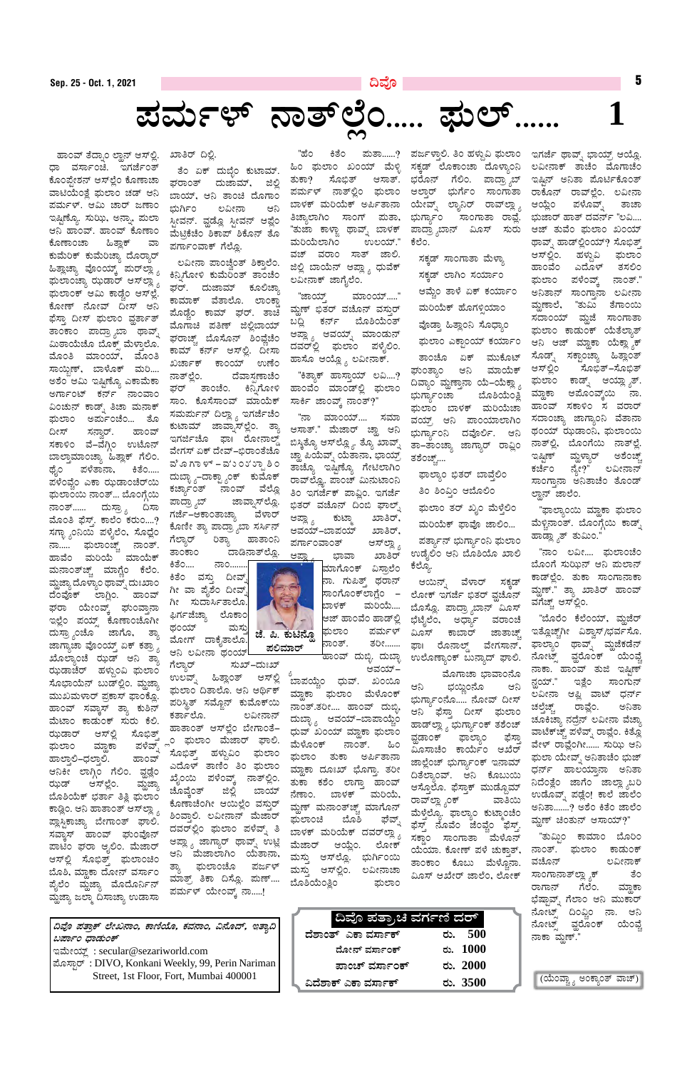# ಪರ್ಮಳ್ ನಾತ್ಲೆಂ..... ಫುಲ್...... 1

ಹಾಂವ್ ತೆದ್ನಾಂ ಲ್ಹಾನ್ ಆಸ್‌ಲ್ಲಿಂ. ಧಾ ವರ್ಸಾಂಚಿ. ಇಗರ್ಜೆಂತ್ ಕೊಂಫೆರ್ಮೆಶನ್ ಆಸ್‌ಲ್ಲೆಂ ಕೊಣಾಚಾ ವಾಟೆಯೆಂತ್ಲೆ ಫುಲಾಂ ಚಡ್ ಆನಿ ಪರ್ಮಳ್. ಆಮಿ ಚಾರ್ ಜಣಾಂ ಇಷ್ಟಿಣ್ಯೊ. ಸುಝಿ, ಅನ್ನಾ, ಪುಲಾ ಆನಿ ಹಾಂವ್. ಹಾಂವ್ ಕೊಣಾಂ ಕೊಣಾಂಚಾ ಹಿತ್ಲಾಕ್ ವಾ ಕುಮೆರಿಕ್ ಕುಮೆರಿಚ್ಯಾ ದೊರ್ಯಾರ್ ಹಿತ್ಲಾಚ್ಯಾ ವೊಂಯ್ಯ್ ಮುರ್ಲ್ಯಾಕ ಫುಲಾಂಚ್ಯಾ ರುಖಾಂರ್ ಆಸ್‌ಲ್ಲ್ಯಾ ಫುಲಾಂಕ್ ಆಮಿ ಕಾಡ್ಲೆಂ ಆಸ್‌ಲ್ಲೆಂ. ಕೋಣ್ ನೋವ್ ದೀಸ್ ಆನಿ ಫೆಸ್ತಾ ದೀಸ್ ಫುಲಾಂ ವ್ಹರ್ತಾತ್ ತಾಂಕಾಂ ಪಾದ್ರ್ಯಾಬಾ ಥಾವ್ನ್ ಮಿಠಾಯೆಚಿಂ ಬೊಕ್ಸ್ ಮೆಳ್ತಾಲೊ. ಹಾಂಚೆಂ ಮಾಯೆಕ್ ಮರಿಯೆ... ಸಾಯ್ಬಿಣ್, ಬಾಳೊಕ್ ಮರಿ.... ಅಶೆಂ ಆಮಿ ಇಷ್ಟಿಣ್ಯೊ ಎಕಾಮೆಕಾ ಆಗಾಲಾಂಟ್ ಕರ್ನ್ ನಾಂವಾಂ ವಿಂಚುನ್ ಕಾಡ್ನ್ ತಿಚಾ ಮನಾಕ್ ಫುಲಾಂ ಅರ್ಪುಂಚಿಂ... ತೆಂ ದೀಸ್ ಸನ್ಸ್ಗರ್. ಹಾಂವ್ ಸಕಾಳಿಂ ವೆ-ವೆಗ್ಗಿಂ ಉಟೊನ್ ಬಾಲ್ತಾಮಾಂಚ್ಯಾ ಹಿತ್ಲಾಕ್ ಗೆಲಿಂ. ಥೈಂ ಪಳೆತಾನಾ, ಕಿತೆಂ.... ಪಲೆಂವ್ಚೆಂ ಎಕಾ ರುಖಾಂಚೆರ್ಯ್ ಫುಲಾಂಚಿಂ ನಾಂತ್.... ಬೊಂಗ್ಗೆಯ ನಾಂತ್...... ದುಸ್ರ್ಯಾ ದಿಸಾ ಮೊಂತಿ ಫೆಸ್ತ್. ಕಾಲೆಂ ಕರುಂ....? ಸಗ್ಳ್ಯಾ ಆಂಗ್ಣಾಯ್ ಪಳೆಲ್ಲೆಂ, ಸೊಧ್ಲೆಂ ನಾ..... ಫುಲಾಂಚ್ಯೊ ನಾಂತ್. ಹಾವೆಂ ಮರಿಯೆ ಮಾಯೆಕ್ ಮನಾಂತ್ಚ್ಯ ಮಾಗ್ಣೆಂ ಕೆಲೆಂ. ಮ್ಹಜ್ಯಾ ದೊಳ್ಯಾಂಥಾವ್ನ್ ದುಃಖಾಂ ದೆಂವ್ಚೆಕ್ ಲಾಗ್ಲಿಂ. ಹಾಂವ್ ಘರಾ ಯೇಂವ್ಕ್ ಘುಂವ್ತಾನಾ ಇಲ್ಲೆಂ ಪಯ್ಸ್ ಕೊಣಾಂಚ್ಯೊಗೀ ದುಸ್ರ್ಯಾಂಚೊ ಜಾಗೊ, ತ್ಯಾ ಜಾಗ್ಯಾಚಾ ವೊಂಯ್ಯ್ ಎಕ್ ಕತ್ರ್ಯಾ ಬೊಲ್ಯಾಂಚಿ ರುಖ್ ಆನಿ ತ್ಯಾ ರುಖಾಚೆರ್ ಹಳ್ಳುವಿ ಫುಲಾಂ ಸೊಭಾಯೆನ್ ಬುಡ್ಕಲ್ಲಿಂ. ಮ್ಹಜ್ಯಾ ಮುಖಮಳಾರ್ ಪ್ರಕಾಸ್ ಫಾಂಕ್ಲೊ. ಹಾಂವ್ ಸವ್ಸಾಸ್ ತ್ಯಾ ಕುಶಿನ್ ಮೆಟಾಂ ಕಾಡುಂಕ್ ಸುರು ಕೆಲಿ. ರುಖಾರ್ ಆಸ್‌ಲ್ಲಿ ಸೊಭಿತ್ ಫುಲಾಂ ಮ್ಹಾಕಾ ಪಳೆವ್ನ್ ಹಾಲ್ಲಾಲಿ-ಧಲ್ಲಾಲಿ. ಹಾಂವ್ ಆನಿಕೀ ಲಾಗಿಂ ಗೆಲಿಂ. ವ್ಹಡ್ಲೆಂ ರುಖ್ ಆಸ್‌ಲ್ಲೆಂ. ಮ್ಹಜ್ಯಾ ಬೊತಿಯೆಕ್ ಭರ್ತಾ ತಿತ್ಲಿ ಫುಲಾಂ ಕಾಡ್ಲಿಂ. ಆನಿ ಹಾತಾಂತ್ ಆಸ್‌ಲ್ಲ್ಯಾ ಪ್ಲಾಸ್ತಿಕಾಚ್ಯಾ ಬೇಗಾಂತ್ ಘಾಲಿ. ಸವ್ಸಾಸ್ ಹಾಂವ್ ಘುಂವೊನ್ ಪಾಟಿಂ ಘರಾ ಆಯ್ಲಿಂ. ಮೆಜಾರ್ ಆಸ್‌ಲ್ಲಿ ಸೊಭಿತ್ ಫುಲಾಂಚಿಂ ಬೊತಿ, ಮ್ಹಾಕಾ ದೋನ್ ವರ್ಸಾಂ ಪೈಲೆಂ ಮ್ಹಜ್ಯಾ ಜಲ್ಮ್ ದಿಸಾಚ್ಯಾ ಉಡಾಸಾ ಖಾತಿರ್ ದಿಲ್ಲಿ.

ತೆಂ ಎಕ್ ದುಬ್ಳೆಂ ಕುಟಾಮ್. ಘರಾಂತ್ ದುಡಾವ್, ಜಿಲ್ಲಿ ಬಾಯ್, ಆನಿ ತಾಂಚಿ ದೊಗಾಂ ಭುರ್ಗಿಂ ಲವೀನಾ ಆನಿ ಸ್ಟಿವನ್. ವ್ಹಡ್ಲೊ ಸ್ಟಿವನ್ ಆಪ್ಲೆಂ ಮೆಟ್ರಿಕೆಚೆಂ ಶಿಕಾಪ್ ಶಿಕೊನ್ ತೊ ಪರ್ಗಾಂವಾಕ್ ಗೆಲ್ಲೊ.

ಲವೀನಾ ಪಾಂಚ್ವೆಂತ್ ಶಿಕ್ತಾಲೆಂ. ಕಿನ್ನಿಗೋಳಿ ಕುಮೆರಿಂತ್ ತಾಂಚೆಂ ಘರ್. ದುಡಾವ್ ಕುಲಿಚ್ಯಾ ಕಾಮಾಕ್ ವೆತಾಲೊ. ಲಾಂಕ್ಡ್ ಮೊಡ್ಲೊ ಕಾಮ್ ಘರ್. ತಾಚಿ ಮೊಗಾಚಿ ಪತಿಣ್ ಜಿಲ್ಲಿಬಾಯ್ ಘರಾಚ್ಯ್ ಬೊಸೊನ್ ಶಿಂವ್ಚೆಂಚೆ ಕಾಮ್ ಕರ್ನ್ ಆಸ್‌ಲ್ಲಿ. ದಿಸಾ ಖರ್ಚಾಕ್ ಕಾಂಯ್ ಉಣೆಂ ನಾತ್‌ಲ್ಲೆಂ. ದೆವಾಸ್ತಿಕಾಚೆಂ ಘರ್ ತಾಂಚೆಂ. ಕಿನ್ನಿಗೋಳಿ ಸಾಂ. ಕೊಸೆಸಾಂವ್ ಮಾಯೆಕ್ ಸಮರ್ಪುನ್ ದಿಲ್ಲ್ಯಾ ಇಗರ್ಜೆಚೆ ಕುಟಾಮ್ ಜಾವ್ನಾಸ್‌ಲ್ಲೆಂ. ತ್ಯಾ ಇಗರ್ಜೆಚೊ ಫಾ| ರೋನಾಲ್ಡ್ ವೇಗಸ್ ಎಕ್ ದೇವ್-ಭಿರಾಂತೆಚೊ ವ್ಹಾಗಾಳ್ -ಘಂವ್ಣ್ಯಾ ತಿ ದುಬ್ಳ್ಯಾ-ದಾಕ್ಟ್ಯಾಂಕ್ ಕುಮೆಕ್ ಕರ್ಚ್ಯಾಂತ್ ನಾಂವ್ ವೆಲ್ಲೊ ಪಾದ್ರ್ಯಾಬ್ ಜಾವ್ನಾಸ್‌ಲ್ಲೊ. ಗರ್ಜೆ-ಆಕಾಂತಾಚ್ಯಾ ವೆಳಾರ್ ಕೋಣೀ ತ್ಯಾ ಪಾದ್ರ್ಯಾಬಾ ಸರ್ಸಿನ್ ಗೆಲ್ಯಾರ್ ರಿತ್ಯಾ ಹಾತಾಂನಿ ತಾಂಕಾಂ ದಾಡಿನಾತ್‌ಲ್ಲೊ. ಕಿತೆಂ.... ನಾಂ...... ಕಿತೆಂ ವಸ್ತು ದಿವ್ಯ್ ಗೀ ವಾ ಪೈಶೆಂ ದಿವ್ಯ್ ಗೀ ಸುದಾರ್ಸಿತಾಲೊ. ಫಿರ್ಗಜೆಚ್ಯಾ ಲೊಕಾಂ ಥಂಯ್ ಮಸ್ತ್ ಮೋಗ್ ದಾಕೈತಾಲೊ. ಆನಿ ಲವೀನಾ ಥಂಯ್ ಗೆಲ್ಯಾರ್ ಸುಖ್-ದುಃಖ್ ಉಲವ್ನ್ ಹಿತ್ಲಾಂತ್ ಆಸ್‌ಲ್ಲಿ ಫುಲಾಂ ದಿತಾಲಿಂ. ಆನಿ ಆರ್ಥಿಕ್ ಪರಿಸ್ಥಿತ್ ಸಮ್ಜೊನ್ ಕುಮೆಕಯ್ ಕರ್ತಾಲೆಂ. ಲವೀನಾನ್ ಹಾತಾಂತ್ ಆಸ್‌ಲೆಂ ಬೇಗಾಂತ್ಲೆಂ ಫುಲಾಂ ಮೆಜಾರ್ ಘಾಲಿ. ಸೊಭಿತ್ ಹಳ್ಳುವಿಂ ಫುಲಾಂ ಎದೊಳ್ ತಾಣೆಂ ತಿಂ ಫುಲಾಂ ಖೈಂಯ್ ಪಳೆಂವ್ಕ್ ನಾತ್‌ಲ್ಲಿಂ. ಜೆವ್ಣಾಂತ್ ಜಿಲ್ಲಿ ಬಾಯ್ ಕೊಣಾಚೆಂಗೀ ಆಯಿಲ್ಲೆಂ ವಸ್ತುರ್ ಶಿಂವ್ತಾಲಿ. ಲವೀನಾನ್ ಮೆಜಾರ್ ದವರ್‌ಲ್ಲಿಂ ಫುಲಾಂ ಪಳೆವ್ನ್ ತಿ ಅಪ್ಪ್ಯಾ ಜಾಗ್ಯಾರ್ ಥಾವ್ನ್ ಉಟ್ಲಿ ಆನಿ ಮೆಜಾಲಾಗಿಂ ಯೆತಾನಾ, ತ್ಯಾ ಫುಲಾಂಚೊ ಪರ್ಮಳ್ ಮಾತ್ರ್ ತಿಕಾ ದಿಸ್ಲೊ. ಮುಣ್.... ಪರ್ಮಳ್ ಯೇಂವ್ಕ್ ನಾ.....!

**ಜೆ. ಪಿ. ಕುಟಿನ್ಹೊ ಪಲಿಮಾರ್**

"ಹೆಂ ಕಿತೆಂ ಪುತಾ......? ಹಿಂ ಫುಲಾಂ ಖಂಯ್ ಮೆಳ್ಳಿ ತುಕಾ? ಸೊಭಿತ್ ಆಸಾತ್. ಪರ್ಮಳ್ ನಾತ್‌ಲ್ಲಿಂ ಫುಲಾಂ ಬಾಳಕ್ ಮರಿಯೆಕ್ ಅರ್ಪಿತಾನಾ ತಿಚ್ಯಾಲಾಗಿಂ ಸಾಂಗ್ ಪುತಾ, "ತುಜಾ ಕಾಳ್ಜಾ ಥಾವ್ನ್ ಬಾಳಕ್ ಮರಿಯೆಲಾಗಿಂ ಉಲಯ್." ವಚ್ ವರಾಂ ಸಾತ್ ಜಾಲಿ. ಜಿಲ್ಲಿ ಬಾಯೆನ್ ಆಪ್ಲ್ಯಾ ಧುವೆಕ್ ಲವೀನಾಕ್ ಜಾಗ್ಲೆಂ.

"ಜಾಯ್ತ್ ಮಾಯ್....." ಮ್ಹಣ್ ಭಿತರ್ ವಚೊನ್ ವಸ್ತುರ್ ಬದ್ಲಿ ಕರ್ನ್ ಬೊಸಿಯೆಂತ್ ಆಪ್ಲ್ಯಾ ಆವಯ್ನ್ ಮಾಂಡುನ್ ದವರ್‌ಲ್ಲಿಂ ಫುಲಾಂ ಪಳೆಲಿಂ. ಹಾಸೊಂ ಆಯ್ಲೆಂ ಲವೀನಾಕ್.

"ಕಿತ್ಯಾಕ್ ಹಾಸ್ತಾಯ್ ಲವಿ...? ಹಾವೆಂ ಮಾಂಡ್ಲೆಲ್ಲಿ ಫುಲಾಂ ಸಾರ್ಕಿ ಜಾಂವ್ಕ್ ನಾಂತ್?"

"ನಾ ಮಾಯ್.... ಸಮಾ ಆಸಾತ್." ಮೆಜಾರ್ ಚ್ಯಾ ಆನಿ ಬಿಸ್ಕಿತ್ಯೊ ಆಸ್‌ಲ್ಯೊ ತ್ಯೊ ಖಾವ್ನ್ ಚ್ಯಾ ಪಿಯೆವ್ನ್ ಯೆತಾನಾ, ಬಾಯ್ಚ್ಯಾ ತಾಚ್ಯೊ ಇಷ್ಟಿಣ್ಯೊ ಗೇಟಿಲಾಗಿಂ ರಾವ್‌ಲ್ಯೊ. ಪಾಂಚ್ ಮಿನುಟಾಂನಿ ತಿ ಇಗರ್ಜೆಕ್ ಪಾವ್ಲಿಂ. ಇಗರ್ಜೆ ಭಿತರ್ ವಚೊನ್ ದಿಂಬಿ ಘಾಲ್ನ್ ಆಪ್ಲ್ಯಾ ಕುಟ್ಮಾ ಖಾತಿರ್, ಆವಯ್-ಬಾಪಾಯ್ ಖಾತಿರ್, ಪರ್ಗಾಂವಾಂತ್ ಆಸ್‌ಲ್ಲ್ಯಾ ಆಪ್ಲ್ಯಾ ಭಾವಾ ಖಾತಿರ್ ಮಾಗೊಂಕ್ ವಿಸ್ರಲೆಂ ನಾ. ಗುಪಿತ್ ಘರಾನ್ ಸಾಂಗೊಂಕ್‌ಲಾಗಿಂ – ಬಾಳಕ್ ಮರಿಯೆ..... ಆಜ್ ಹಾಂವೆಂ ಹಾಡ್‌ಲ್ಲಿಂ ಫುಲಾಂ ಪರ್ಮಳ್ ನಾಂತ್. ತರೀ...... ಹಾಂವ್ ದುಬ್ಳಿ, ದುಬ್ಳಾ ಆವಯ್-ಬಾಪಾಯ್ಚಿ ಧುವ್. ಖಂಯಿಂ ಮ್ಹಾಕಾ ಫುಲಾಂ ಮೆಳೊಂಕ್ ನಾಂತ್.ತರೀ.... ಹಾಂವ್ ದುಬ್ಳ್ಯಾ ಆವಯ್-ಬಾಪಾಯ್ಚಿ ಧುವ್ ಖಂಯ್ ಮ್ಹಾಕಾ ಫುಲಾಂ ಮೆಳೊಂಕ್ ನಾಂತ್. ಹಿಂ ಫುಲಾಂ ತುಕಾ ಅರ್ಪಿತಾನಾ ಮ್ಹಾಕಾ ದುಃಖ್ ಭೊಗ್ತಾ. ತರೀ ತುಕಾ ಕಶೆಂ ಲಾಗ್ತಾ ಹಾಂವ್ ನೆಣಾಂ. ಬಾಳಕ್ ಮರಿಯೆ, ಮ್ಹಜ್ ಮನಾಂತ್ಲ್ಯಾ ಮಾಗ್ಣೊ ಫುಲಾಂಚಿ ಬೊತಿ ಥಾವ್ನ್ ಬಾಳಕ್ ಮರಿಯೆಕ್ ದವರ್ಲ್ಯಾ ಮೆಜಾರ್ ಆಯ್ಲೆಂ. ಲೋಕ್ ಮಸ್ತ್ ಆಸ್‌ಲ್ಲೊ. ಭುರ್ಗಿಂಯ್ ಮಸ್ತ್ ಆಸ್‌ಲ್ಲಿಂ. ಲವೀನಾಚಿ ಬೊತಿಯೆಂತ್ಲಿಂ ಫುಲಾಂ ಪರ್ಜಳ್ತಾಲಿ. ತಿಂ ಹಳ್ಳುವಿ ಫುಲಾಂ ಸಕ್ಡಿಕ್ ಲೋಕಾಂಚಾ ದೊಳ್ಯಾಂನಿ ಭರೊನ್ ಗೆಲಿಂ. ಪಾದ್ರ್ಯಾಬ್ ಆಲ್ತಾರ್ ಭುರ್ಗಿಂ ಸಾಂಗಾತಾ ಯೇವ್ನ್ ಲ್ಯಾನಿರ್ ರಾವ್‌ಲ್ಯಾ ಭುರ್ಗ್ಯಾಂ ಸಾಂಗಾತಾ ರಾವ್ಲೆ. ಪಾದ್ರ್ಯಾಬಾನ್ ಮಿಸ್ ಸುರು ಕೆಲಿ.

ಸಕ್ಡ್ ಸಾಂಗಾತಾ ಮೆಳ್ಯಾ
ಸಕ್ಡಿ ಲಾಗಿಂ ಸರ್ಯಾಂ
ಆಮ್ಚೆಂ ತಾಳೆ ಏಕ್ ಕರ್ಯಾಂ
ಮರಿಯೆಕ್ ಹೊಗ್ಳೆಯಾಂ
ವೊಡ್ತಾ ಹಿತ್ಲಾಂನಿ ಸೊಧ್ಯಾಂ
ಫುಲಾಂ ಎಕ್ತಾಂಯ್ ಕರ್ಯಾಂ

ತಾಂಚೊ ಏಕ್ ಮುಕುಟ್ ಘುಂತ್ಯಾಂ ಆನಿ ಮಾಯೆಕ್ ದಿವ್ಯಾಂ ಮ್ಹಣ್ತಾನಾ ಯ-ಯೆಕ್ಲ್ಯಾ ಭುರ್ಗ್ಯಾಂಚಾ ಬೊತಿಯೆಂತ್ಲಿ ಫುಲಾಂ ಬಾಳಕ್ ಮರಿಯೆಚಾ ವಯ್ರ್ ಆನಿ ಪಾಂಯಾಲಾಗಿಂ ಭುರ್ಗ್ಯಾಂನಿ ದವ್ರೊಲಿಂ. ಆನಿ ತಾ-ತಾಂಚ್ಯಾ ಜಾಗ್ಯಾರ್ ರಾವ್ಲಿಂ ತಶೆಂಚ್.

ಫಾಲ್ಯಾಂ ಭಿತರ್ ಬಾವ್ಲೆಂಲಿ
ತಿಂ ಶಿಂವ್ರಿಂ ಆಬೊಲಿಂ
ಫುಲಾಂ ತರ್ ಖ್ಯಂ ಮೆಳ್ಲಿಂ
ಮರಿಯೆಕ್ ಫಾವೊ ಜಾಲಿಂ....

ಪರ್ತಾನ್ ಭುರ್ಗ್ಯಾಂನಿ ಫುಲಾಂ ಉಡೈಲಿಂ ಆನಿ ಬೊತಿಯೊ ಖಾಲಿ ಕೆಲ್ಯೊ.

ಆಯಿನ್ಸ್ ವೆಳಾರ್ ಸಕ್ಡ್ ಲೋಕ್ ಇಗರ್ಜೆ ಭಿತರ್ ವ್ಹಚೊನ್ ಬೊಸ್ಲೊ. ಪಾದ್ರ್ಯಾಬಾನ್ ಮಿಸ್ ಭೆಟೈಲಿ, ಅರ್ಧ್ಯಾ ವರಾಂಚಿ ಮಿಸ್ ಕಾಬಾರ್ ಜಾತಾಚ್ ಫಾ| ರೊನಾಲ್ಡ್ ವೇಗಸಾನ್, ಉಲೊಣ್ಯಾಂಕ್ ಬಸ್ಯಾಂವ್ ಘಾಲಿ.

ಮೊಗಾಚಾ ಭಾವಾಂನೊ ಆನಿ ಭಯ್ಣಿಂನೊ ಆನಿ ಭುರ್ಗ್ಯಾಂನೊ...... ನೋವ್ ದೀಸ್ ಆನಿ ಫೆಸ್ತ ದೀಸ್ ಫುಲಾಂ ಹಾಡ್‌ಲ್ಲ್ಯಾ ಭುರ್ಗ್ಯಾಂಕ್ ತಶೆಂಚ್ ವ್ಹಡಾಂಕ್ ಫಾಲ್ಯಾಂ ಫೆಸ್ತಾ ಮಿಸಾಂಚೆಂ ಕಾರ್ಯೆಂ ಆಖೇರ್ ಜಾಲ್ಯೆಂಚ್ ಭುರ್ಗ್ಯಾಂಕ್ ಇನಾಮ್ ದಿತೆಲ್ಯಾಂವ್. ಆನಿ ಕೊಣುಯಿ ಆಸ್ಲೊಲೊ. ಫೆಸ್ತಾಕ್ ಮುಡ್ಕೊವ್ ರಾವ್‌ಲ್ಯಾಂಕ್ ವಾಂಟಿಯ ಮೆಳ್ತೆಲೊ. ಫಾಲ್ಯಾಂ ಕುಟ್ಮಾಂಚೊ ಫೆಸ್ತ್ ಸೊವಿಂ ಚೆಂಫ್ತೊಂ ಫೆಸ್ತ್ ಸಕ್ಡಾಂ ಸಾಂಗಾತಾ ಮೆಳೊನ್ ಯೆಯಾ. ಕೋಣ್ ಪಳೆ ಚುಕ್ತಾತ್, ತಾಂಕಾಂ ಕೊಣುಯ ಮೆಳ್ನಾ. ಮಿಸ್ ಆಖೇರ್ ಜಾಲೆಂ, ಲೋಕ್ ಇಗರ್ಜೆ ಥಾವ್ನ್ ಭಾಯ್ರ್ ಆಯ್ಲೊ. ಲವೀನಾಕ್ ತಾಚೆಂ ಮಾಮಾಚಿಂ ಇಷ್ಟ್ ಅನಿತಾ ಪೋರ್ಟಿಕೊಂತ್ ರಾಕೊನ್ ರಾವ್‌ಲ್ಲೆಂ. ಲವೀನಾ ಆಯ್ಲೆಂ ಪಳೆವ್ನ್ ತಾಚಾ ಭುಜಾರ್ ಹಾತ್ ದವರ್ನ್ "ಲವಿ.... ಆಜ್ ತುವೆಂ ಫುಲಾಂ ಖಂಯ್ ಥಾವ್ನ್ ಹಾಡ್‌ಲ್ಲ್ಯಂಯ್? ಸೊಭಿತ್ ಆಸ್‌ಲ್ಲಿಂ. ಹಳ್ಳುವಿ ಫುಲಾಂ ಹಾಂವೆಂ ಎದೊಳ್ ತಸಲಿಂ ಫುಲಾಂ ಪಳೆವ್ನ್ ನಾಂತ್." ಅನಿತಾನ್ ಸಾಂಗ್ತಾನಾ ಲವೀನಾ ಮ್ಹಣಾಲೆಂ, "ತುಮಿ ತೆಣಾಂಯ್ ಸದಾಂಯ್ ಮ್ಹಜೆ ಸಾಂಗಾತಾ ಫುಲಾಂ ಕಾಡುಂಕ್ ಯೆಶೆಲ್ಯಾತ್ ಆನಿ ಆಜ್ ಮ್ಹಾಕಾ ಯೆಕ್ಲ್ಯಾಕ್ ಸೊಡ್ನ್, ಸಕ್ಡಾಂಚ್ಯಾ ಹಿತ್ಲಾಂತ್ ಆಸ್‌ಲ್ಲಿಂ ಸೊಭಿತ್-ಸೊಭಿತ್ ಫುಲಾಂ ಕಾಡ್ನ್ ಆಯ್ಲ್ಯಾತ್. ಮ್ಹಾಕಾ ಆಪೊವ್ನ್ಯಾಯ್ ನಾ. ಹಾಂವ್ ಸಕಾಳಿಂ ಸ ವರಾರ್ ಸದಾಂಚ್ಯಾ ಜಾಗ್ಯಾಂನಿ ವೆತಾನಾ ಥಂಯ್ ರುಖಾಂನಿ, ಫುಲಾಂಯಿ ನಾತ್‌ಲ್ಲಿಂ. ಬೊಂಗ್ಯೊಯಿ ನಾತ್‌ಲ್ಲ್ಯೊ. ಇಷ್ಟಿಣ್ ಮ್ಹಣ್ಯಾರ್ ಅಶೆಂಚ್ ಕರ್ಚೆಂ ನ್ಹಂಯ್?" ಲವೀನಾನ್ ಸಾಂಗ್ತಾನಾ ಅನಿತಾಚೆಂ ತೊಂಡ್ ಲ್ಹಾನ್ ಜಾಲೆಂ.

"ಫಾಲ್ಯಾಂಯ್ ಮ್ಹಾಕಾ ಫುಲಾಂ ಮೆಳ್ಳಿನಾಂತ್. ಬೊಂಗ್ಗೆಯ ಕಾಡ್ನ್ ಹಾಡ್ಲ್ಯಾಂತ್ ತುಮಿ."

"ನಾಂ ಲವೀ..... ಫುಲಾಂಚೆಂ ಬೊಂಗ್ ಸುಝಿನ್ ಆನಿ ಪುಲಾನ್ ಕಾಡ್‌ಲ್ಲೆಂ. ತುಕಾ ಸಾಂಗಾನಾಸ್ತಾನಾ ಮ್ಹಣ್." ತ್ಯಾ ಖಾತಿರ್ ಹಾಂವ್ ವಗೆಚ್ ಆಸ್‌ಲ್ಲೆಂ.

"ಜೊರೆಂ ಕೆಲೆಂಯ್, ಮ್ಹಜೆರ್ ಇತ್ಲೊಚ್ಗೀ ವಿಶ್ವಾಸ್/ಭರ್ವಸೊ. ಫಾಲ್ಯಾಂ ಥಾವ್ನ್ ಮ್ಹಜೆಕಡೆನ್ ನೋಕ್ಟ್ ವ್ಹರೊಂಕ್ ಯೊಂವ್ಚೆ ನಾಕಾ. ಹಾಂವ್ ತುಜಿ ಇಷ್ಟಿಣ್ ನ್ಹಯ್." ಇತ್ಲೆಂ ಸಾಂಗುನ್ ಲವೀನಾ ಅಪ್ಲಿ ವಾಟ್ ಧರ್ನ್ ಚಲ್ಲೆಂಚ್ ರಾವ್ಲೆಂ. ಅನಿತಾ ಚುಕೆಚ್ಯಾ ನದ್ರೆನ್ ಲವೀನಾ ವೆಚ್ಯಾ ವಾಟೆಕ್ಚ್ ಪಳೆವ್ನ್ ರಾವ್ಲೆಂ. ಕಿತ್ಲೊ ವೇಳ್ ರಾವ್ಲೆಂಗೀ...... ಸುಝಿ ಆನಿ ಪುಲಾ ಯೇವ್ನ್ ಅನಿತಾಚೆಂ ಭುಜ ಧರ್ನ್ ಹಾಲೈಲ್ಯಾನಾ ಅನಿತಾ ನಿದೆಂತ್ಲೆ ಜಾಗೆಂ ಜಾಲ್ಲ್ಯಾ ಬರಿ ಉಡೊನ್ ಪಡ್ಲೆಂ! ಕಾಲ್ ಜಾಲೆಂ ಅನಿತಾ......? ಅಶೆಂ ಕಿತೆಂ ಜಾಲೆಂ ಮ್ಹಣ್ ಚಿಂತುನ್ ಆಸಾಯ್?"

"ತುಮ್ಚೊ ಕಾಮಾಂವ್ ಬೊರೆಂ ನಾಂತ್. ಫುಲಾಂ ಕಾಡುಂಕ್ ವಚೊನ್ ಲವೀನಾಕ್ ಸಾಂಗಾನಾತಾನ್ಲ್ಯಾಕ್ ತೆಂ ರಾಗಾನ್ ಗೆಲೆಂ. ಮ್ಹಾಕಾ ಭೆಷ್ಟಾವ್ನ್ ಗೆಲಾಂ ಆನಿ ಮುಕಾರ್ ನೋಕ್ಟ್ ದಿಂವ್ಚೆಂ ನಾ. ಆನಿ ನೋಕ್ಟ್ ವ್ಹರೊಂಕ್ ಯೊಂವ್ಚೆ ನಾಕಾ ಮ್ಹಣ್."

(ಯೆಂವ್ಚ್ಯಾ ಅಂಕ್ಯಾಂತ್ ವಾಚ್)

---

*ದಿವೊ ಪತ್ರಾಕ್ ಲೇಖನಾಂ, ಕಾಣಿಯೊ, ಕವನಾಂ, ವಿನೋದ್, ಇತ್ಯಾದಿ ಬರ್ಪಾಂ ಧಾಡುಂಕ್*

ಇಮೇಯ್ಲ್ : secular@sezariworld.com

ಪೊಸ್ಟಾರ್ : DIVO, Konkani Weekly, 99, Perin Nariman Street, 1st Floor, Fort, Mumbai 400001

| ದಿವೊ ಪತ್ರಾಚಿ ವರ್ಗಣಿ ದರ್ | |
|---|---|
| ದೆಶಾಂತ್ ಎಕಾ ವರ್ಸಾಕ್ | ರು. 500 |
| ದೋನ್ ವರ್ಸಾಂಕ್ | ರು. 1000 |
| ಪಾಂಚ್ ವರ್ಸಾಂಕ್ | ರು. 2000 |
| ವಿದೆಶಾಕ್ ಎಕಾ ವರ್ಸಾಕ್ | ರು. 3500 |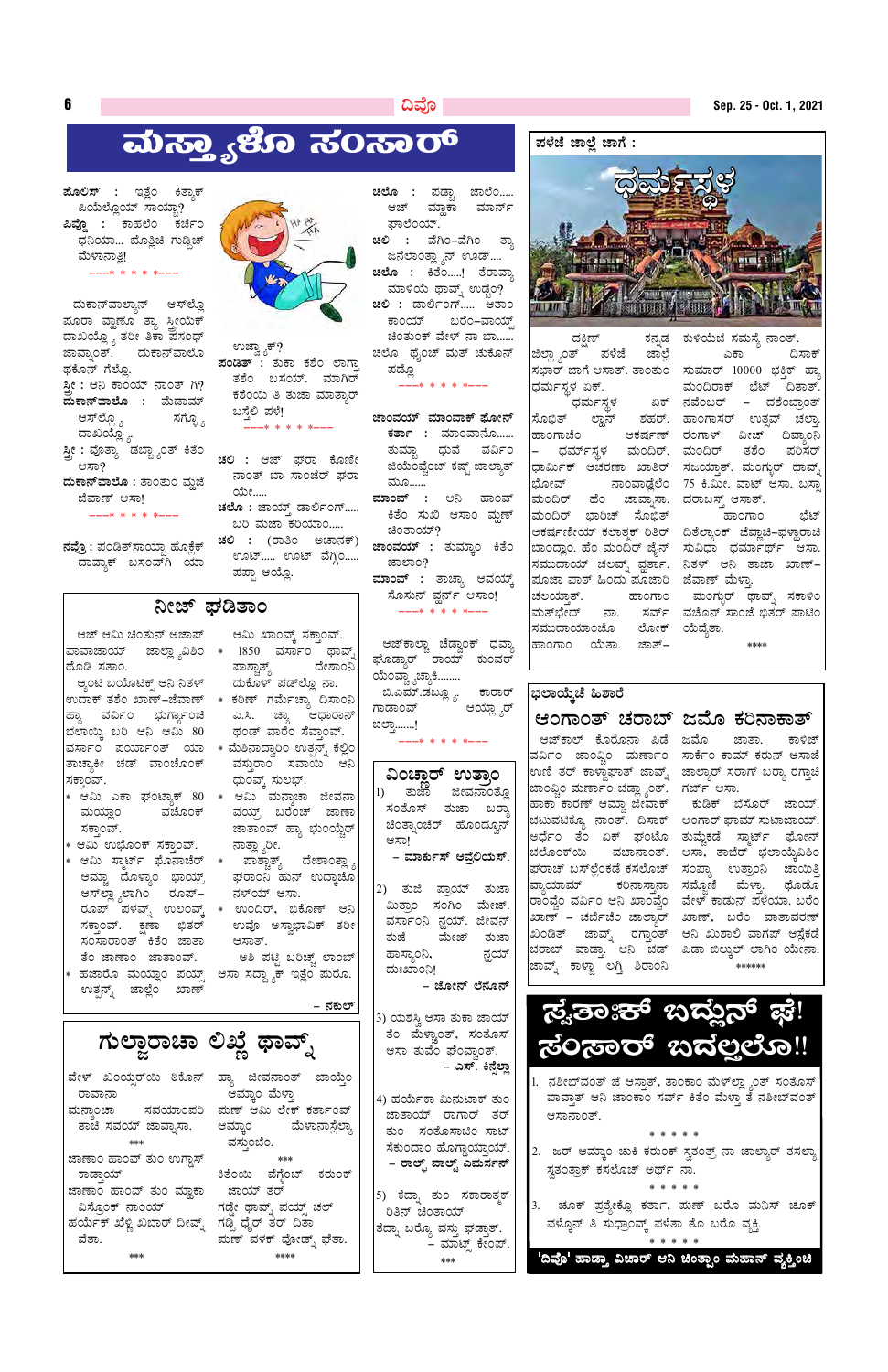# ಮಸ್ತ್ಯಾಚೊ ಸಂಸಾರ್

**ಪೊಲಿಸ್** : ಇತ್ಲೆಂ ಕಿತ್ಯಾಕ್ ಪಿಯೆಲ್ಲೊಯ್ ಸಾಯ್ಬಾ?
**ಪಿಯ್ದೊ** : ಕಾಹಲೆಂ ಕರ್ಜಿಂ ಧನಿಯಾ... ಬೊತ್ತಿಚಿ ತಿಕಾ ಗುಡ್ಡಿಚ್ ಮೆಳಾನಾತ್ಲಿ!

---* * * * *---

ದುಕಾನ್‌ವಾಲ್ಯಾನ್ ಆಸ್ಲೆಲ್ಲೊ ಪೂರಾ ವ್ಯಾಪಾರ್ ತ್ಯಾ ಸ್ತ್ರೀಯೆಕ್ ದಾಖಯ್ಲ್ಲೊ, ತರೀ ತಿಕಾ ಪಸಂದ್ ಜಾವ್ಣಾಂತ್. ದುಕಾನ್‌ವಾಲೊ ಥಕೂನ್ ಗೆಲ್ಲೊ.
ಸ್ತ್ರೀ : ಆನಿ ಕಾಂಯ್ ನಾಂತ್ ಗಿ?
**ದುಕಾನ್‌ವಾಲೊ** : ಮೆಡಾಮ್ ಆಸ್‌ಲ್ಲೆಲ್ಲೊ ಸಗ್ಳ್ಯೊ ದಾಖಯ್ಲ್ಯೊ.
ಸ್ತ್ರೀ : ವೊಣ್ಯಾ ಡಬ್ಬ್ಯಾಂತ್ ಕಿತೆಂ ಆಸಾ?
**ದುಕಾನ್‌ವಾಲೊ** : ತಾಂತುಂ ಮ್ಹಜೆ ಜೆವಾಣ್ ಆಸಾ!

---* * * * *---

**ನವ್ರೊ** : ಪಂಡಿತ್‌ಸಾಯ್ಬಾ ಹೊಕ್ಲೆಕ್ ದಾವ್ಯಾಕ್ ಬಸಂವ್‌ಗಿ ಯಾ ಉಜ್ವ್ಯಾಕ್?
**ಪಂಡಿತ್** : ತುಕಾ ಕಶೆಂ ಲಾಗ್ತಾ ತಶೆಂ ಬಸಯ್. ಮಾಗಿರ್ ಕಶೆಂಯ್ ತಿ ತುಜಾ ಮಾತ್ಯಾರ್ ಬಸ್ತೆಲಿ ಪಳೆ!

---* * * * *---

**ಚಲಿ** : ಆಜ್ ಘರಾ ಕೊಣೀ ನಾಂತ್ ಬಾ ಸಾಂಜೆರ್ ಘರಾ ಯೇ......
**ಚಲೊ** : ಜಾಯ್ತ್ ಡಾರ್ಲಿಂಗ್..... ಬರಿ ಮಜಾ ಕರಿಯಾಂ.....
**ಚಲಿ** : (ರಾತಿಂ ಅಚಾನಕ್) ಉಪ್..... ಉಪ್ ವೆಗಿಂ..... ಪಪ್ಪಾ ಆಯ್ಲೊ.
**ಚಲೊ** : ಪಡ್ಲ್ಯಾ ಜಾಲೆಂ..... ಆಜ್ ಮ್ಹಾಕಾ ಮಾರ್ನ್ ಘಾಲೆಂಯ್.
**ಚಲಿ** : ವೆಗಿಂ-ವೆಗಿಂ ತ್ಯಾ ಜನೆಲಾಂತ್ಲ್ಯಾನ್ ಉಡ್....
**ಚಲೊ** : ಕಿತೆಂ.....! ತೆರಾವ್ಯಾ ಮಾಳಯೆ ಥಾವ್ನ್ ಉಡ್ಚೆಂ?
**ಚಲಿ** : ಡಾರ್ಲಿಂಗ್..... ಅತಾಂ ಕಾಂಯ್ ಬರೆಂ-ವಾಯ್ಟ್ ಚಿಂತುಂಕ್ ವೇಳ್ ನಾ ಬಾ......
ಚಲೊ ಧೈಂಚ್ ಮತ್ ಚುಕೊನ್ ಪಡ್ಲೊ

---* * * * *---

**ಜಾಂವಯ್ ಮಾಂವಾಕ್ ಫೋನ್**
**ಕರ್ತಾ** : ಮಾಂವಾನೊ...... ತುಮ್ಚ್ಯಾ ಧುವೆ ವರಿಂ ಜೆಯೊಂವ್ಚೆಂಚ್ ಕಷ್ಟ್ ಜಾಲ್ಯಾತ್ ಮೂ......
**ಮಾಂವ್** : ಆನಿ ಹಾಂವ್ ಕಿತೆಂ ಸುಖಿ ಆಸಾಂ ಮ್ಹಣ್ ಚಿಂತಾಯ್?
**ಜಾಂವಯ್** : ತುಮ್ಕಾಂ ಕಿತೆಂ ಜಾಲಾಂ?
**ಮಾಂವ್** : ತಾಚ್ಯಾ ಆವಯ್ಕ್ ಸೊಸುನ್ ವ್ಹರ್ಸ್ ಆಸಾ!

---* * * * *---

ಆಜ್‌ಕಾಲ್ಯಾ ಚೆಡ್ವಾಂಕ್ ಧ್ವಾ ಘೊಡ್ಯಾರ್ ರಾಯ್ ಕುಂವರ್ ಯೆಂವ್ಚ್ಯಾ ಬ್ಯಾಕೆ......
ಬಿ.ಎಮ್.ಡಬ್ಲ್ಯೂ ಕಾರಾರ್ ಗಾಡಾಂವ್ ಆಯ್ಲ್ಯಾರ್ ಚಲ್ತಾ......!

---* * * * *---

## ನೀಜ್ ಫಡಿತಾಂ

ಆಜ್ ಆಮಿ ಚಿಂತುನ್ ಅಜಾಪ್ ಪಾವಾಜಾಯ್ ಜಾಲ್ಲ್ಯಾ ವಿಶಿಂ ಥೊಡಿ ಸತಾಂ.

ಇತ್ಲೆಂ ಬಯೊಟೆಕ್ಸ್ ಆನಿ ನಿತಳ್ ಉದಾಕ್ ತಶೆಂ ಖಾಣ್-ಜೆವಾಣ್ ಹ್ಯಾ ವರ್ಸಾಂ ಧುಗ್ಯಾಂಚಿ ಭಲಾಯ್ಕಿ ಬರಿ ಆನಿ ಆಮಿ 80 ವರ್ಸಾಂ ಪರ್ಯಾಂತ್ ಯಾ ತಾಚ್ಯಾಕೀ ಚಡ್ ವಾಂಚೊಂಕ್ ಸಕ್ತಾಂವ್.

* ಆಮಿ ಏಕಾ ಫೊಂಟ್ಯಾಕ್ 80 ಮಯ್ಲಾಂ ವಚೊಂಕ್ ಸಕ್ತಾಂವ್.
* ಆಮಿ ಉಬೊಂಕ್ ಸಕ್ತಾಂವ್.
* ಆಮಿ ಸ್ಮಾರ್ಟ್ ಫೊನಾಚೆರ್ ಆಮ್ಚ್ಯಾ ದೊಳ್ಯಾಂ ಭಾಯ್ರ್ ಆಸ್ಲ್ಯಾಲ್ಯಾಂಗಿ ರೂಪ್-ರೂಪ್ ಪಳೆವ್ನ್ ಉಲಂವ್ಕ್ ಸಕ್ತಾಂವ್. ಕ್ಷಣಾ ಭಿತರ್ ಸಂಸಾರಾಂತ್ ಕಿತೆಂ ಜಾತಾ ತೆಂ ಜಾಣಾಂ ಜಾತಾಂವ್.
* ಹಜಾರೊ ಮಯ್ಲಾಂ ಪಯ್ಸ್ ಉತ್ಪನ್ನ್ ಜಾಲ್ಲೆಂ ಖಾಣ್ ಆಮಿ ಖಾವ್ಂಕ್ ಸಕ್ತಾಂವ್.
* 1850 ವರ್ಸಾಂ ಥಾವ್ನ್ ಪಾಶ್ಚಾತ್ಯ್ ದೇಶಾಂನಿ ದುಕೊಳ್ ಪಡ್‌ಲ್ಲೊ ನಾ.
* ಕಟಣ್ ಗರ್ಮೆಚ್ಯಾ ದಿಸಾಂನಿ ಎ.ಸಿ. ಚ್ಯಾ ಆಧಾರಾನ್ ಥಂಡ್ ವಾರೆಂ ಸೆವ್ತಾಂವ್.
* ಮೆಶಿನಾದ್ವಾರಿಂ ಉತ್ಪನ್ನ್ ಕೆಲ್ಲಿಂ ವಸ್ತುರಾಂ ಸವಾಯ ಆನಿ ಧುಂವ್ಕ್ ಸುಲಭ್.
* ಆಮಿ ಮನ್ಶಾಚಾ ಜೀವನಾ ವಯ್ರ್ ಬರೊಂಕ್ ಜಾಣಾ ಜಾತಾಂವ್ ಹ್ಯಾ ಭುಂಯ್ಚೆರ್ ನಾತ್ಲ್ಯಾರೀ.
* ಪಾಶ್ಚಾತ್ಯ್ ದೇಶಾಂತ್ಲ್ಯಾ ಘರಾಂನಿ ಹುನ್ ಉದ್ಕಾಚೊ ನಳ್ಯೊ ಆಸಾ.
* ಉಂದಿರ್, ಭಿಕೊಣ್ ಆನಿ ಉವ್ಲೊ ಅಸ್ವಾಭಾವಿಕ್ ತರೀ ಆಸಾತ್.

ಅಶಿ ಪಟ್ಟಿ ಬರಿಚ್ಚ್ ಲಾಂಬ್ ಆಸಾ ಸದ್ಯಾಕ್ ಇತ್ಲೆಂ ಪುರೊ.

– **ನಕುಲ್**

## ಗುಲ್ಜಾರಾಚಾ ಲಿಖ್ಣೆ ಥಾವ್ನ್

ವೇಳ್ ಖಂಯ್ಸರ್‌ಯಿ ಥಿಕೊನ್ ರಾವಾನಾ ಹ್ಯಾ ಜೀವನಾಂತ್ ಜಾಯ್ತೆಂ ಮನ್ಶಾಂಚಾ ಸವಯಾಂಪರಿಂ ಆಮ್ಕಾಂ ಮೆಳ್ತಾ ತಾಚೆ ಸವಯ್ ಜಾವ್ಹಾಸಾ.

\*\*\*

ಜಾಣಾಂ ಹಾಂವ್ ತುಂ ಉಗ್ಡಾಸ್ ಕಾಡ್ತಾಯ್
ಜಾಣಾಂ ಹಾಂವ್ ತುಂ ಮ್ಹಾಕಾ ವಿಸ್ರೊಂಕ್ ನಾಂಯ್
ಹರ್ಯೆಕಾ ಬೆಳ್ಳೆ ಖಬಾರ್ ದೀವ್ನ್ ವೆತಾ.

\*\*\*

ಪುಣ್ ಆಮಿ ಲೇಕ್ ಕರ್ತಾಂವ್ ಆಮ್ಕಾಂ ಮೆಳಾನಾಸ್ಲ್ಯಾ ವಸ್ತುಂಚೆಂ.

\*\*\*

ಕಿತೆಂಯ್ ವೆಗೆಂಚ್ ಕರುಂಕ್ ಜಾಯ್ ತರ್ ಗಡ್ಡೇ ಥಾವ್ನ್ ಪಯ್ಸ್ ಚಲ್ ಗಡ್ಡೆ ದೈರ್ ತರ್ ದಿತಾ ಪುಣ್ ವಳಕ್ ವೋಡ್ನ್ ಘೆತಾ.

\*\*\*\*

## ವಿಂಚ್ಣಾರ್ ಉತ್ರಾಂ

1) ತುಜ್ಯಾ ಜೀವನಾಂತ್ಲೊ ಸಂತೊಸ್ ತುಜಾ ಬರ್ಯಾ ಚಿಂತ್ಪಾಂಚೆರ್ ಹೊಂದೊನ್ ಆಸಾ!
– **ಮಾರ್ಕುಸ್ ಆವ್ರೆಲಿಯಸ್.**

2) ತುಜೆ ಪ್ರಾಯ್ ತುಜಾ ಮಿತ್ರಾಂ ಸಂಗಿಂ ಮೇಜ್. ವರ್ಸಾಂನಿ ನ್ಹಯ್. ಜೀವನ್ ತುಜೆ ಮೇಜ್ ತುಜಾ ಹಾಸ್ಯಾಂನಿ, ನ್ಹಯ್ ದುಃಖಾಂನಿ!
– **ಜೋನ್ ಲೆನೊನ್**

3) ಯಶಸ್ವಿ ಆಸಾ ತುಕಾ ಜಾಯ್ ತೆಂ ಮೆಳ್ಳ್ಯಾಂತ್, ಸಂತೊಸ್ ಆಸಾ ತುವೆಂ ಫೆಂವ್ಣ್ಯಾಂತ್.
– **ಎಸ್. ಕಿನ್ನೆಲ್ಲಾ**

4) ಹರ್ಯೆಕಾ ಮಿನುಟಾಕ್ ತುಂ ಜಾತಾಯ್ ರಾಗಾರ್ ತರ್ ತುಂ ಸಂತೊಸಾಚಿಂ ಸಾಟ್ ಸೆಕಂದಾಂ ಹೊಗ್ಡಾಯ್ತಾಯ್.
– **ರಾಲ್ಫ್ ವಾಲ್ಡೊ ಎಮರ್ಸನ್**

5) ಕೆದ್ನಾ ತುಂ ಸಕಾರಾತ್ಮಕ್ ರಿತಿನ್ ಚಿಂತಾಯ್ ತೆದ್ನಾ ಬರ್ಯೊ ವಸ್ತು ಘಡ್ತಾತ್.
– **ಮಾಟ್ ಕೆಂಪ್.**

\*\*\*

## ಪಳೆಂವ್ಚೆ ಜಾಲ್ಲೆ ಜಾಗೆ :

### ಧರ್ಮಸ್ಥಳ

ದಕ್ಷಿಣ್ ಕನ್ನಡ ಜಿಲ್ಲ್ಯಾಂತ್ ಪಳೆಂವ್ಚೆ ಜಾಲ್ಲೆ ಸಭಾರ್ ಜಾಗೆ ಆಸಾತ್. ತಾಂತುಂ ಧರ್ಮಸ್ಥಳ್ ಏಕ್.

ಧರ್ಮಸ್ಥಳ ಏಕ್ ಸೊಭಿತ್ ಲ್ಹಾನ್ ಶಹರ್. ಹಾಂಗಾಚೆಂ ಆಕರ್ಷಣ್ – ಧರ್ಮಸ್ಥಳ ಮಂದಿರ್. ಧಾರ್ಮಿಕ್ ಆಚರಣಾ ಖಾತಿರ್ ಭೊವಾಲ್ ನಾಂವಾಡ್ಲೆಲೆಂ ಮಂದಿರ್ ಹೆಂ ಜಾವ್ನಾಸಾ. ಮಂದಿರ್ ಭಾರಿಚ್ ಸೊಭಿತ್ ಆಕರ್ಷಣೆಯ್ ಕಲಾತ್ಮಕ್ ರಿತಿರ್ ಬಾಂದ್ಲ್ಯಾಂ. ಹೆಂ ಮಂದಿರ್ ಜೈನ್ ಸಮುದಾಯ್ ಚಲವ್ನ್ ವ್ಹರ್ತಾತ್. ಪೂಜಾ ಪಾಠ್ ಹಿಂದು ಪೂಜಾರಿ ಚಲಯ್ತಾತ್. ಹಾಂಗಾಂ ಮತ್‌ಭೇದ್ ನಾ. ಸರ್ವ್ ಸಮುದಾಯಾಂಚೊ ಲೋಕ್ ಹಾಂಗಾಂ ಯೆತಾ. ಜಾತ್-ಕುಳಯೆಚಿ ಸಮಸ್ಯಾ ನಾಂತ್. ಏಕಾ ದಿಸಾಕ್ ಸುಮಾರ್ 10000 ಭಕ್ತಿಕ್ ಹ್ಯಾ ಮಂದಿರಾಕ್ ಭೆಟ್ ದಿತಾತ್. ನವೆಂಬರ್ – ದಶೆಂಬ್ರಾಂತ್ ಹಾಂಗಾಸರ್ ಉತ್ಸವ್ ಚಲ್ತಾ. ರಂಗಾಳ್ ವೀಜ್ ದಿವ್ಯಾಂನಿ ಮಂದಿರ್ ತಶೆಂ ಪರಿಸರ್ ಸಜಯ್ತಾತ್. ಮಂಗ್ಳುರ್ ಥಾವ್ನ್ 75 ಕಿ.ಮೀ. ವಾಟ್ ಆಸಾ. ಬಸ್ಸಾ ದರಾಬಸ್ತ್ ಆಸಾತ್.

ಹಾಂಗಾಂ ಭೆಟ್ ದಿತೆಲ್ಯಾಂಕ್ ಜೆವ್ಣಾಚಿ-ಫಳ್ಹಾರಾಚಿ ಸುವಿಧಾ ಧರ್ಮಾರ್ಥ್ ಆಸಾ. ನಿತಳ್ ಆನಿ ತಾಜಾ ಖಾಣ್-ಜೆವಾಣ್ ಮೆಳ್ತಾ.

ಮಂಗ್ಳುರ್ ಥಾವ್ನ್ ಸಕಾಳಿಂ ವಚೊನ್ ಸಾಂಜೆ ಭಿತರ್ ಪಾಟಿಂ ಯೆವ್ಯೆತಾ.

\*\*\*\*

## ಭಲಾಯ್ಕೆಚೆ ಹಿಶಾರೆ

### ಆಂಗಾಂತ್ ಚರಾಬ್ ಜಮೊ ಕರಿನಾಕಾತ್

ಆಜ್‌ಕಾಲ್ ಕೊರೊನಾ ಪಿಡೆ ವರ್ವಿಂ ಜಾಂವ್ಚಿಂ ಮರ್ಣಾಂ ಉಣಿಂ ತರ್ ಕಾಳ್ಜಾಘಾತ್ ಜಾವ್ನ್ ಜಾಂವ್ಚಿಂ ಮರ್ಣಾಂ ಚಡ್ತ್ಯಾಂತ್. ಹಾಕಾ ಕಾರಣ್ ಆಮ್ಚ್ಯಾ ಜೀವನಾಕ್ ಚಟುವಟಿಕ್ಯೊ ನಾಂತ್. ದಿಸಾಕ್ ಅರ್ಧೆಂ ತೆಂ ಏಕ್ ಫೊಂಟೊ ಚಲೊಂಕೆಯ್ ವಚಾನಾಂತ್. ಘರಾಚೆ ಬಸ್ಲೆಂಕಡೆ ಕಸಲೆಂಚ್ ವ್ಯಾಯಾಮ್ ಕರಿನಾಸ್ತಾನಾ ರಾಂವ್ಚೆಂ ವರ್ವಿಂ ಆನಿ ಖಾಂವ್ಚೆಂ ಖಾಣ್ – ಚರ್ಬಿಂಚೆಂ ಜಾಲ್ಯಾರ್ ಖಂಡಿತ್ ಜಾವ್ನ್ ರಗ್ತಾಂತ್ ಚರಾಬ್ ವಾಡ್ತಾ. ಆನಿ ಚಡ್ ಜಾವ್ನ್ ಕಾಳ್ಜಾ ಲಗ್ಗಿ ಶಿರಾಂನಿ ಜಮೊ ಜಾತಾ. ಕಾಳಿಜ್ ಸಾಕ್ರೆಂ ಕಾಮ್ ಕರುನ್ ಆಸಜೆ ಜಾಲ್ಯಾರ್ ಸರಾಗ್ ಬರ್ಯಾ ರಗ್ತಾಚಿ ಗರ್ಜ್ ಆಸಾ.

ಕುಡಿಕ್ ಬೆಸೊರ್ ಜಾಯ್. ಆಂಗಾರ್ ಘಾಮ್ ಸುಟಾಜಾಯ್. ತುಮ್ಚೆಕಡೆ ಸ್ಮಾರ್ಟ್ ಫೋನ್ ಆಸಾ, ತಾಚೆರ್ ಭಲಾಯ್ಕೆವಿಶಿಂ ಸಂಪ್ಣ್ಯಾ ಉತ್ರಾಂನಿ ಜಾಯ್ತಿಂ ಸಮ್ದೆಣಿ ಮೆಳ್ತಾ. ಥೊಡೊ ವೇಳ್ ಕಾಡುನ್ ಪಳೆಯಾ. ಬರೆಂ ಖಾಣ್, ಬರೆಂ ವಾತಾವರಣ್ ಆನಿ ಖಿಶಾಲ್ ವಾಗಸ್ ಅಸ್ಲೆಕಡೆ ಪಿಡಾ ಬಿಲ್ಕುಲ್ ಲಾಗಿಂ ಯೇನಾ.

\*\*\*\*\*\*

## ಸ್ವತಾಂಕ್ ಬದ್ಲುನ್ ಘೆ! ಸಂಸಾರ್ ಬದಲ್ತಲೊ!!

1. ನಶಿಬ್‌ವಂತ್ ಜೆ ಆಸ್ತಾತ್, ತಾಂಕಾಂ ಮೆಳ್ಳ್ಯಾಂತ್ ಸಂತೊಸ್ ಪಾವ್ತಾತ್ ಆನಿ ಜಾಂಕಾಂ ಸರ್ವ್ ಕಿತೆಂ ಮೆಳ್ತಾ ತೆ ನಶಿಬ್‌ವಂತ್ ಆಸಾನಾಂತ್.

\* \* \* \* \*

2. ಜರ್ ಆಮ್ಚ್ಯಾಂ ಚುಕಿ ಕರುಂಕ್ ಸ್ವತಂತ್ರ್ ನಾ ಜಾಲ್ಯಾರ್ ತಸಲ್ಯಾ ಸ್ವತಂತ್ರಾಕ್ ಕಸಲೊಚ್ ಅರ್ಥ್ ನಾ.

\* \* \* \* \*

3. ಚುಕ್ ಪ್ರತ್ಯೇಕ್ಲೊ ಕರ್ತಾ, ಪುಣ್ ಬರೊ ಮನಿಸ್ ಚುಕ್ ವಳ್ಕೊನ್ ತಿ ಸುಧ್ರಾಂವ್ಕ್ ಪಳೆತಾ ತೊ ಬರೊ ವ್ಯಕ್ತಿ.

\* \* \* \* \*

**'ದಿವ್ಯೊ' ಹಾಡ್ತಾ ವಿಚಾರ್ ಆನಿ ಚಿಂತ್ಪಾಂ ಮಹಾನ್ ವ್ಯಕ್ತಿಂಚಿ**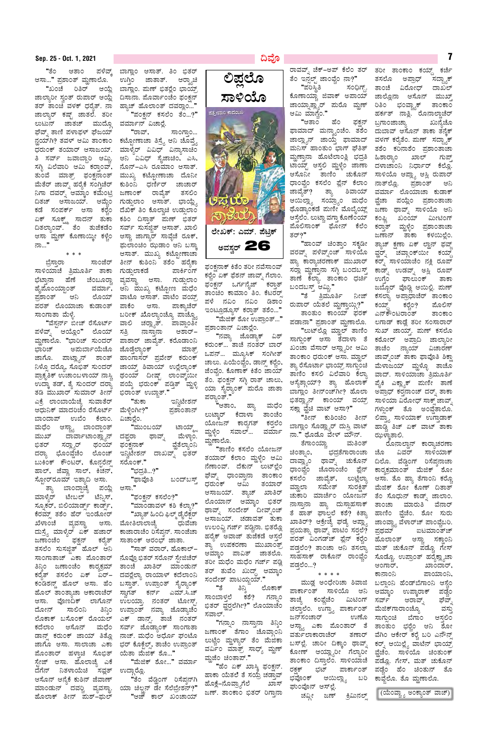"ತೆಂ ಆತಾಂ ಪಳೆವ್ಯಾ ಆಸಾ..." ಪ್ರಶಾಂತ್ ಮ್ಹಣಾಲೊ.

"ಖಂಚೆ ರಿತಿರ್ ಆಯ್ಲೆ ಜಾಲ್ಯಾರೀ ಸ್ವಂತ್ ರುಪಾರ್ ಆಯ್ಲೆ ತರ್ ತಾಂಚೆ ವಳಕ್ ಧರ್ವೆತ್. ನಾ ಜಾಲ್ಯಾರ್ ಕಷ್ಟ್ ಜಾತಲೆ. ತರೀ ಲುಟನ್ ಜಾತಚ್ ಮುದ್ದೊ ಘೆವ್ನ್ ತಾಣಿ ಪಳಾವ್ಚೆ ಫೆಜಯಿರ್ ನ್ಹಯ್ಗಿ? ತವಳ್ ಆಮಿ ತಾಂಕಾಂ ಧರುಂಕ್ ತಯಾರ್ ಆಸಾಜಯ್. ಇ ಸರ್ವ್ ಜವಾಬ್ದಾರಿ ಆಮ್ಚಿ. ಸಗ್ಳಿ ವಿಲೆವಾರಿ ಆಮಿ ಕರ್ತಾಂವ್. ತುಂವೆ ಮಾತ್ರ್ ಫಂಕ್ಷನಾಂತ್ ಮೆತೆರ್ ಜಾವ್ನ್ ಹರ್ಷೆಕ್ ಸಂಗ್ತಿರ್ ನಿಗಾ ದವರ್ ಆಮ್ಚ್ಯಾಂ ಕಮೆಂಟ್ರ ದಿತಲ್ಯಾ ಆಸಾಜಯ್. ಆಮ್ಚೆಂ ಕಡೆ ಸಂಪರ್ಕ್ ಆಸಾ ಕರ್ಲ್ಲೆಂ ಏಕ್ ಸೂಕ್ಷ್ಮ್ ಸಾದನ್ ತುಕಾ ದಿತಲ್ಯಾಂವ್. ತೆಂ ತುಜೆಕಡೆಂ ಆಸಾ ಮ್ಹಣ್ ಕೊಣಾಯ್ಕೀ ಕಳ್ಚೆಂ ನಾ..."

* * *

ಬ್ರಿಸ್ತಾರಾ ಸಾಂಜೆರ್ ಸಾಳಿಯಾಚೆ ತ್ರಿಮೂರ್ತಿ ತಾಕಾ ಭೆಟ್ತಾನಾ ಹೆಣೆ ಚೆಂಬೂರ್ಚ್ಯಾ ಹೈಡೊಯಾಂತ್ ವರ್ಮಾ, ಪ್ರಶಾಂತ್ ಆನಿ ಲೊಯ್ ಪರತ್ ಲೊಯಾನಾಚ ಕುಡಾಂತ್ ಸಾಂಗಾತಾ ಮೆಳ್ಳೆ.

"ವೆಸ್ಟರ್ನ್ ಬೀಚ್ ರೆಸೊರ್ಟ್ ಪಳೆವ್ನ್ ಆಯ್ಲೊಂ..." ಲೊಯ್ ಮ್ಹಣಾಲೊ. "ಭಾಂಯ್ಕ್ ಸುಂದರ್ ಭಾರಿಚ್ ಅಪುರ್ಬಾಯೆಚೊ ಜಾಗೊ. ಪಾಟ್ಲ್ಯಾನ್ ಶಾಂತ್ ನಿಳೊ ದರ್‍ಯೊ, ಸೊಭಿತ್ ಸುಂದರ್ ಪ್ರಾಕೃತಿಕ್ ಉಚಾಂಬಳಾಯ್ ನಾಸ್ಚಿ ಉದ್ಯಾ ತಡ್, ತೈ ಸುಂದರ್ ದರ್‍ಯಾ ತಡಿ ಮುಖಾರ್ ಸುಮಾರ್ ತೀನ್ ಎಕ್ರೆ ಲಾಂಬಾಯೆಚೆ ಸುವಾತೆರ್ ಅಧುನಿಕ್ ಮಾದರಿಚೆಂ ರೆಸೊರ್ಟ್ ಬಾಂದಾಪ್ ಉಬೆಂ ಕೆಲಾಂ. ಮಧೆಂ ಆಸ್ಚ್ಯಾ ಬಾಂದ್ಪಾಂತ್ ಮುಖ್ ದಾರ್ವಾಟಾಂತ್ಲ್ಯಾನ್ ಭಿತರ್ ಸರ್ಲ್ಯಾರ್ ಥಂಯ್ ದರ್‍ಯಾ ಭೊಂವ್ತೆಂಚಿ ಲೊಂಚ್ ಬುಕಿಂಗ್ ಕೌಂಟರ್, ಕೊನ್ಸರೆನ್ಸ್ ಹಾಲ್, ಜೆವ್ಣಾ ಸಾಲ್, ಕಿಚನ್, ಸ್ಟೋರ್‌ರೂಮ್ ಇತ್ಯಾದಿ ಆಸಾ.

ತ್ಯಾ ಬಾಂದ್ಪಾಚ್ಯೆ ಪಯ್ಲೆ ಮಾಳ್ಯೆರ್ ಟೇಬಲ್ ಟೆನ್ನಿಸ್, ಸ್ನೂಕರ್, ಬಿಲಿಯಾರ್ಡ್ಸ್ ಕಾರ್ಡ್ಸ್, ಕೆರಮ್ಸ್ ತಸಲೆಂ ಹರ್ ಇಂಡೋರ್ ಖೆಳಾಂಚಿ ವ್ಯವಸ್ಥಾ ಆಸಾ. ದುಸ್ರ್ಯಾ ಮಾಳ್ಯೆರ್ ಏಕ್ ಹಜಾರ್ ಜಣಾಂಚೆಂ ಫಂಕ್ಷನ್ ಕರ್ತೈತ್ ತಸಲೊ ಸುಸಜ್ಜಿತ್ ಹೊಲ್ ಆನಿ ಸಾಂಗಾತಾಚ್ ಎಕಾ ಪೊಂತಾರ್ ತಿಸ್ರಿಂ ಜಣಾಂಚೆಂ ಕಾರ್ಯಕ್ರಮ್ ಕರ್ತೆತ್ ತಸಲೊ ಏಕ್ ಏರ್-ಕಂಡಿಶನ್ಡ್ ಹೊಲ್ ಆಸಾ. ಹೆಂ ಹೊಲ್ ತಾಂತ್ಲ್ಯಾಚ ಆಕಾರಾಚೆರ್ ಆಸಾ. ವೊಣದಿಕ್ ಲಾಗೊನ್ ದೋನ್ ಸಾಲಿಂನಿ ತಿಸ್ರಿಂ ಲೋಕಾಕ್ ಬಸೊಂಕ್ ರೊಯಲ್ ಕದೆಲಾಂ ಆಸೊನ್ ಮಧೆಂ ಡಾನ್ಸ್ ಕರುಂಕ್ ಜಾಯ್ ತಿತ್ಲೊ ಜಾಗೊ ಆಸಾ. ಸಾಲಾಚಾ ಎಕಾ ಪೊಂತಾರ್ ಹಳ್ಚಾತ್ ಸೊಭಿತ್ ಸ್ಟೇಜ್ ಆಸಾ. ಹೊಲಾಚ್ಯೆ ಎಕೆ ದೆಗೆನ್ ನಿತಳಾಯೆಚೆ ಸ್ವಚ್ಛತ್ ಆಸೊನ್ ಆನ್ಯೆಕೆ ಕುಶಿನ್ ಜೆವಣಾಕ್ ಮಾಂಡುನ್ ದವರ್‍ಚಿ ವ್ಯವಸ್ಥಾ. ಹೊಲಾಕ್ ತೀನ್ ಮುಶ್-ಘುಲ್ ಬಾಗ್ಲಾಂ ಆಸಾತ್. ತಿಂ ಭಿತರ್ ಉಗ್ತಿಂ ಜಾತಾತ್. ಆರ್ದ್ಯಾಚಿ ಬಾಗ್ಲಾಂ. ಮುಕ್ ಭಿತರ್ಲೆಂ ಭಾಯ್ರ್ ದಿಸಾನಾ. ಪೊವಾರ್‌ಂಚೆಂ ಫಂಕ್ಷನ್ ಹ್ಯಾಚ್ ಹೊಲಾಂತ್ ದವರ್‍ಲ್ಯಾಂ..."

"ಫಂಕ್ಷನ್ ಕಸಲೆಂ ತೆಂ...?" ವರ್ಮಾನ್ ವಿಚಾರ್ಲೆಂ.

"ರಾವ್, ಸಾಂಗ್ತಾಂ... ಕಟ್ಟೋಣಾಚಾ ತಿಸ್ರ್ಯಾ ಆನಿ ಚೊವ್ತ್ಯಾ ಮಾಳ್ಯೆರ್ ವಿವಿಧ್ ವಿನ್ಯಾಸಾಚಿಂ ಆನಿ ವಿವಿಧ್ ಸೈಜಾಚಿಂ, ಎಸಿ, ನೊನ್-ಎಸಿ ರೂಮಾಂ ಆಸಾತ್. ಮುಖ್ಯ್ ಕಟ್ಟೋಣಾಚಾ ದೊನೀ ಕುಶಿಂನಿ ಧರ್ಣಿರ್ ಚಾಚಾರ್ ಜಣಾಂಕ್ ರಾವ್ಚೆತ್ ತಸಲಿಂ ಗುಡ್ಸುಲಾಂ ಆಸಾತ್. ಭಾಯ್ಲ್ಯಾ ದೆಖಿಕ್ ತಿಂ ಕೊಲ್ಲ್ಯಾಚೆ ಉದ್ದುಲಾಂ ಶೆಂ ದಿಸ್ತಾತ್ ಪುಣ್ ಭಿತರ್ ಸರ್ವ್ ಸುಸಜ್ಜಿತ್ ಆಸಾತ್. ಖಾಲಿ ಆಸ್ಲ್ಯಾ ಜಾಗ್ಯಾರ್ ಸಾವ್ಳೆಚೆ ರೂಕ್, ಫುಲಾಂಚಿಂ ರುಖಾಂ ಆನಿ ಬಸ್ಚ್ಯಾ ಆಸನಾ. ಮುಖ್ಯ್ ಕಟ್ಟೋಣಾಚಾ ತೀನಿ ಕುಶಿಂನಿ ತಶೆಂ ಹರ್ಯೆಕಾ ಗುಡ್ಸುಲಾಕಡೆ ಪಾರ್ಕಿಂಗ್ ವ್ಯವಸ್ಥಾ ಆಸಾ. ಗುಡ್ಸುಲಾಂ ಆನಿ ಮುಖ್ಯ್ ಕಟ್ಟೋಣ ಮಧೆಂ ವಾಟೊ ಆಸಾತ್. ವಾಟೆಂ ವಯ್ರ್ ಪಾಕೆಂ ಆಸಾ. ಪಾಕ್ಯಾಚೆರ್ ಬಲೆಕ್ ಮೊಲ್ಯಾಂಚ್ಯೊ ಪಾಟ್ಲ್ಯಾ ವಾಲಿ ಚಲ್ತಾತ್. ಪಾವ್ಸಾಂತ್ ಸತ್ತಿ ನಾಸ್ತಾನಾ ಆಶಾರ್-ಪಾಶಾರ್ ಜಾವ್ಯೆತ್. ಕರೊಡಾಂನಿ ಜೊಡ್ಲೆಲ್ಯಾಂಕ್ ಮಾತ್ರ್ ಹಾಂಗಾಸರ್ ಪ್ರವೇಶ್ ಕರುಂಕ್ ಜಾಯ್ತ್ ಶಿವಾಯ್ ಉರ್ಲೆಲ್ಯಾಂಕ್ ಥಂಯ್ ದಿಸ್ಚ್ಯಾ ಲಾಂವ್ಯಾಯೆ ವಯ್ಲೆ ಭರೂಂಕ್ ಪಡ್ಡತ್ ಮ್ಹಳ್ಳೆ ಭಿರಾಂತ್ ಉಬ್ಜಾತ್."

"ತುಕಾ ಇನ್ವಿಟೇಶನ್ ಮೆಳ್ಳೆಂಗೀ?" ಪ್ರಶಾಂತಾನ್ ವಿಚಾರ್ಲೆಂ.

"ಮುಂಬಯಿಯ್ ತಾಯ್ರ್ ದಫ್ತರಾ ಥಾವ್ನ್ ಮೆಳ್ಳಾಂ. ಫಂಕ್ಷನಾಕ್ ವ್ಹೆತೆಲ್ಯಾಂನಿ ಇನ್ವಿಟೇಶನ್ ದಾಖಯ್ನ್ ಭಿತರ್ ಸರೊಂಕ್."

"ಭದ್ರತಿ...?"

"ಫಾವೊತಿ ಬಂದ್‌ಬಸ್ತ್ ಆಸಾ."

"ಫಂಕ್ಷನ್ ಕಸಲೆಂ?"

"ಮಾಂಡಾವಳ್ ಕಶಿ ಕೆಲ್ಯಾ?"

"ಖ್ಯಾತ್ ಹಿಂದಿ ಫಿಲ್ಮ್ ದಿಗ್ದರ್ಶಕ್ ಮೋಹಿತಿಲಾಲಾಚ್ಯೆ ಧುವೆಚಾ ಕಾಜಾರಾಚಿಂ ರಿಸೆಪ್ಶನ್. ಸಾಂಜೆಚಾ ಸಾತಾಂಕ್ ಆರಂಭ್ ಜಾತಾ.

"ಸಾತ್ ವರಾರ್, ಹೊಕಲ್-ನೊವ್ರೊ ಭಿತರ್ ಸರೊನ್ ಸ್ಟೇಜಿರ್ ತಾಂಚೆ ಖಾತಿರ್ ಮಾಂಡುನ್ ದವರ್ಲೆಲ್ಯಾ ರಾಯಾಳ್ ಕದೆಲಾಂನಿ ಬಸ್ತಾತ್. ಉಪ್ರಾಂತ್ ಸ್ವೈರ್ಯಾಂಕ್ ಸ್ವಾಗತ್ ಕರ್ನ್ ಎಮ್.ಸಿ.ಚೆಂ ಉಲವ್ಪಾ. ನಂತರ್ ಟೋಸ್ಟ್ ಉಪ್ರಾಂತ್ ನವ್ರಾ ಜೊಡ್ಯಾಚೆಂ ಏಕ್ ಡಾನ್ಸ್, ತಾಚೆ ನಂತರ್ ಸರ್ವ್ ಜೊಡ್ಯಾಂಕ್ ಸಾಂಗಾತಾ ನಾಚ್. ಮಧೆಂ ಅರ್ಧೊರ್ ಘಂಟೊ ಭರ್ ಕೊಕ್ಟೆಲ್ಸ್, ತಾಚೆ ಉಪ್ರಾಂತ್ ಯೆತಾ ಮಜೆಕ್ ಶೋ..."

"ಮಜೆಕ್ ಶೋ..." ವರ್ಮಾನ್ ಉದ್ಗಾರ್ಲೊ.

"ತೆಂ ವೆಡ್ಡಿಂಗ್ ರಿಸೆಪ್ಶನಾಕ್ ಯಾ ಚಿಲ್ಡ್ರನ್ ಡೇ ಸೆಲಿಬ್ರೇಶನ್?"

"ಆಜ್ ಕಾಲ್ ಖಂಚಾಯ್ ಫಂಕ್ಷನಾಕ್ ಕೆತೆಂ ತರೀ ನವೆಸಾಂವ್ ಕರ್ಲ್ಲೆಂ ಏಕ್ ಫೆಶನ್ ಜಾವ್ನ್ ಗೆಲಾಂ. ಫಂಕ್ಷನ್ ಒರ್ಗನೈಜ್ ಕರ್ತಾತ್ ತಾಂಚೆಂ ಕಾಮಾಂಚ ತೆಂ. ಕೆಟರರ್ಸ್ ಪಳೆ ನವಿಂ ನವಿಂ ಡಿಶಾಂ ಇಂಟ್ರೊಡ್ಯೂಸ್ ಕರ್ತಾತ್ ತಶೆಂ..."

# ಲಿಪ್ಲಲೊ ಸಾಳಿಯೊ

ಪತ್ತೆದಾರಿ ಕಾದಂಬರಿ

ಲೇಖಕ್: ಎಮ್. ಪೆಟ್ರಿಕ್

ಅವಸ್ವರ್ 26

"ಮಜೆಕ್ ಶೋ ಉಪ್ರಾಂತ್..." ಪ್ರಶಾಂತಾನ್ ವಿಚಾರ್ಲೆಂ.

"ನವ್ರಾ ಜೊಡ್ಯಾಕ್ ವಿಶ್ ಕರುಂಕ್... ತಾಚೆ ನಂತರ್ ಬಾರ್ ಒಪನ್... ಮ್ಯೂಸಿಕ್ ಸಂಗೀತ್ ಚಾಲು. ಪಿಯೆಂವ್ಚೆಂ, ಡಾನ್ಸ್ ಕರ್ಚೆಂ, ಜೆಂವ್ಚೆಂ. ಕೊಣಾಕ್ ಕಿತೆಂ ಜಾಯ್ ತೆಂ. ಫಂಕ್ಷನ್ ಸಗ್ಳಿ ರಾತ್ ಚಾಲು, ಯಾ ಸ್ವೈರ್ಯಾಂಕ್ ಮುರೊ ಜಾತಾ ಪರ್ಯಾಂತ್."

"ಆತಾಂ, ಹ್ಯಾ ಮಧೆಂ ಲುಟ್ಯಾರ್ ಕೆದಾಳಾ ತಾಂಚೆಂ ಯೋಜನ್ ಕಾರ್ಗತ್ ಕರ್ತಲೆಂ ಮ್ಹಳ್ಳೊ ಸವಾಲ್..." ವರ್ಮಾ ಮ್ಹಣಾಲೊ.

"ತಾಣಿಂ ಕಸಲೆಂ ಯೋಜನ್ ತಯಾರ್ ಕೆಲಾಂ ಮ್ಹಳ್ಳೆಂ ಆಮಿ ನೆಣಾಂವ್. ದೆಕುನ್ ಲುಟ್ಪೆಂ ಘೆವ್ನ್ ಧಾಂವ್ತಾನಾ ತಾಂಕಾಂ ಧರುಂಕ್ ಆಮಿ ತಯಾರ್ ಆಸಾಜಯ್. ತ್ಯಾಚ್ ಖಾತಿರ್ ಲೊಯಾನ್ ಆಮ್ಚ್ಯಾಂ ಭಿತರ್ ಥಾವ್ನ್ ಸಂದೇಶ್ ದೀವ್ನ್ಂಚ್ ಆಸಾಜಯ್. ಚಡಾವತ್ ತುಕಾ ಉಲಂವ್ಚಿ ಗರ್ಜ್ ಪಡ್ಚಿನಾ. ಭಿತರ್ಲ್ಯಾ ಹರ್ಶೆಕ್ ಆವಾಜ್ ತುಜೆಕಡೆ ಆಸ್ಚೆಂ ತ್ಯಾ ಉಪಕರಣಾ ಮುಖಾಂತ್ರ್ ಆಮ್ಕಾಂ ಪಾವತ್ ಜಾತಲೊ. ತರೀ ಮಧೆಂ ಮಧೆಂ ಗರ್ಜ್ ಪಡ್ಲಿ ತರ್ ತುವೆಂ ಖುದ್ದ್ ಆಮ್ಕಾಂ ಸಂದೇಶ್ ಪಾಟಂವ್ಚೊ."

"ತೆ ತಿಸ್ರಿ ಲೊಕಾಕ್ ಸಾಂಬಾಳ್ತೆಲೆ ಕಶೆಂ? ಗನ್ನಾಂ ಭಿತರ್ ವ್ಹರ್ತಲೆಗೀ?" ಲೊಯಾಚೊ ಸವಾಲ್.

"ಗನ್ನಾಂ ನಾಸ್ತಾನಾ ತಿಸ್ರಿ ಜಣಾಂಕ್ ತೆಗಾಂ ಚೊವ್ಗಾಂನಿ ಲುಟ್ಚೆಂ ಮ್ಹಳ್ಯಾರ್ ತೆಂ ಮಜೆಕ್ ವರ್ವಿಂ ಮಾತ್ರ್ ಸಾಧ್ಯ್ ಮ್ಹಣ್ ಮ್ಹಜೆಂ ಚಿಂತಪ್."

"ಹೆಂ ಏಕ್ ಖಾಸ್ಗಿ ಫಂಕ್ಷನ್. ಹಾಕಾ ಯೆತಲೆ ತೆ ಸಯ್ತ ಚಡಾವ್ ಹೆಕ್ಡೆ-ನೊಡ್ವಾಂಗೆಲ್ ಖಾಸ್ ಜಣ್. ತಾಂಕಾಂ ಭಿತರ್ ರಿಗ್ತಾನಾ ರಾವಡ್ವ್ನ್ ಚೆಕ್-ಅಪ್ ಕೆಲೆಂ ತರ್ ತೆಂ ಇನ್ಸಲ್ಟ್ ಜಾಂವ್ಚೆಂ ನಾ?"

"ಪರಿಸ್ಥಿತಿ ಸಂಧಿಗ್ದ್. ಕೊಣಾಯ್ಚ್ಯಾ ಜಿವಾಕ್ ಅಪಾಯ್ ಜಾಯ್ನಾತ್ಶ್ಯಾಂ ಮುರೊ ಮ್ಹಣ್ ಆಮಿ ಮಾಗ್ತಾಂ."

"ಆತಾಂ ಹೆಂ ಫಂಕ್ಷನ್ ಥಾಮಾದ್ ಮನ್ವಾಂಚೆಂ. ತಶೆಂ ಜಾಲ್ಯಾನ್ ಜಾಯ್ತೆ ಥಾಮಾದ್ ಮನಿಸ್ ಹಾಂತುಂ ಭಾಗ್ ಘೆತಿತ್ ಮ್ಹಣ್ತಾನಾ ಹೊಟೆಲಾಂತ್ಲಿ ಭದ್ರತಿ ಬಾಯ್ಲ್ ಆಸ್ಲೆ ಮ್ಹಳ್ಳೆಂ ಜಾಣಾ ಆಸೊನೀ ತಾಣಿಂ ಚುಕೊನ್ ಧಾಂವ್ಚೆ ಕಸಲೆಂ ಪ್ಲೆನ್ ಕೆಲಾಂ ಜಾವ್ಯೆತ್? ತ್ಯಾ ಶಿವಾಯ್ ಆಯ್ಲ್ಯಾ ಸ್ವೈರ್ಯಾಂ ಮಧೆಂ ಥೊಡ್ಯಾಂಕಡೆ ಪುಣೀ ಮೊಬೈಲ್ ಆಸ್ಲೆಂ. ಲುಟ್ತಾ ವಗ್ತಾ ಕೊಣೆಂಯ್ ಪೊಲಿಸಾಂಕ್ ಫೋನ್ ಕೆಲೆಂ ತರ್?"

"ಹಾಂವ್ ಚಿಂತ್ತಾಂ ಸಕ್ಡೀ ವರವ್ನ್ ಪಳೆವ್ನ್‌ಂಚ್ ಸಾಳಿಯೊ ಹ್ಯಾ ಕಾರ್ಯಾಚರಣಾಕ್ ಮುಖಾರ್ ಸರ್ತಾ ಮ್ಹಣ್ತಾನಾ ಸಗ್ಳೆ ಬಂದಬಸ್ತ್ ತಾಣೆ ಕೆಲ್ಯಾ. ತಾಂಕಾಂ ಧರ್ಜ ಬಂದಬಸ್ತ್ ಆಮ್ಚಿ."

"ತೆ ತ್ರಿಮೂರ್ತಿ ನೀಜ್ ರುಪಾರ್ ಯೆತಲೆ ಮ್ಹಣ್ಯೆಗೀ?" "ತಾಂತುಂ ಕಾಂಯ್ ಫರಕ್ ಪಡನಾ" ಪ್ರಶಾಂತ್ ಮ್ಹಣಾಲೊ.

"ಲುಟ್ಲೊ ಮ್ಹಾಲ್ ತಾಣಿಂ ಸಾಗ್ರುಂಕ್ ಆಸಾ ತೆದಾಳಾ ತೆ ಖಂಚಾ ವೆಸಾರ್ ಆಸ್ಲ್ಯಾರೀ ಆಮಿ ತಾಂಕಾಂ ಧರುಂಕ್ ಆಸಾ. ಮ್ಹಾಲ್ ತ್ಯಾ ರೆಸೊರ್ಟ್ ಭಾಯ್ರ್ ಸಾಗ್ರುಂಚಿ ತಾಣಿಂ ಕಸಲಿ ವಿಲೆವಾರಿ ಕೆಲ್ಯಾ ಆಸ್ತೆಲ್ಯಾಯ್? ತ್ಯಾ ಹೊಲಾಕ್ ಬಾಗ್ಲಾಂ ತೀನ್‌ಂಚ್‌ಗೀ? ಹೊಲಾ ಭಿತರ್ಲ್ಯಾನ್ ಕಾಂಯ್ ವಯ್ರ್ ಸಕ್ಲ್ಯಾ ವೆಚ್ಚೆ ವಾಟ್ ಆಸಾ?"

"ತೀನ್ ಕುಶಿಂಚಿಂ ತೀನ್ ಬಾಗ್ಲಾಂ ಸೊಡ್ಯಾಂವ್ರ್ ದುಸ್ರಿ ವಾಟ್ ನಾ." ಥೊಡೊ ವೇಳ್ ಮೌನ್.

ತೆಗಾಂಯ್ಚ್ಯಾ ಮತಿಂತ್ ಚಿಂತ್ಪಾಂ, ಭದ್ರತೆಗಾರಾಂಚಾ ದಾವ್ಯಾಂ ಥಾವ್ನ್ ಚುಕೊನ್ ಧಾಂವ್ಚೆ ಚೊರಾಂಚೆಂ ಪ್ಲೆನ್ ಕಸಲೆಂ ಜಾವ್ಯೆತ್. ಲುಟ್ಲ್ಯಾ ಮ್ಹಾಲಾ ಸಮೇತ್ ಸುರಕ್ಷಿತ್ ಚುಕೊಂಚೊ ಮಾರ್ಗ್ ಯೋಜನ್ ನಾಸ್ತಾನಾ ಹ್ಯಾ ದುಸ್ಸಾಹಸಾಕ್ ತೆ ಹಾತ್ ಘಾಲ್ತೆಲೆ ಕಶೆಂ? ಕಿತ್ಯಾ ಖಾತಿರ್? ಆಕ್ಡೆಚ್ಯೆ ಫಡ್ಡೆ ಆಪ್ಲ್ಯಾ ಪ್ರಯತ್ನಾ ಥಾವ್ನ್ ಪಾಟಿಂ ಸರ್ಲೆ? ಪರತ್ ವಿಂಗಡ್ಚ್ ಪ್ಲೆನ್ ಕರ್ಲ್ಲೆಂ ಪಡ್ಲಾವೆಂ? ತಾಂಚಾ ಆನಿ ತಸಲ್ಯಾ ಸಾಹಸಾಕ್ ರಾಕೊನ್ ರಾಂವ್ಚೆಂ ಪಡ್ತಲೆಂ...?

* * * *

ಮುದ್ದ ಅಂಧೇರಿಚಾ ಶಿವಾಜಿ ಪಾರ್ಕಾಂತ್ ಸಾಳಿಯೊ ಆನಿ ತಾಚ್ಯೆ ಕಂಪ್ಲೆಂಚೆಂ ಮಿಟಿಂಗ್ ಚಲ್ಲ್ಯಾಲೆಂ. ಉಗ್ತ್ಯಾ ಪಾರ್ಕಾಂತ್ ಜನ್‌ಸಂಚಾರ್ ಉಣೊ ಆಸ್ಲ್ಯಾ ಎಕಾ ಪೊಂತಾರ್ ತೆ ವತುರ್ಲಾಕಾರಾಚೆರ್ ತಣಾರ್ ಬಸ್ಲ್ಯಾಲೆ. ಚಾರೀ ದಿಕ್ಕಾಂ ಥಾವ್ನ್ ಕೊಣ್ಣ್ ಆಯ್ಲ್ಯಾರೀ ಗೆಲ್ಯಾರೀ ತಾಂಕಾಂ ದಿಸ್ತಲೆಂ. ಸಾಳಿಯಾಚೆ ರಕ್ಷಕ್ ಭಟ್ ಪಾರ್ಕಾಂತ್ ಭೊವ್ತೊಣ್ ಆಯಲ್ಯಾ ಬರಿ ಘುಂವೊನ್ ಆಸ್ಲೆಲೆ. ಚಿಪ್ಸ್ ಜಣ್ ಕ್ರಿಮಿನಲ್ಸ್ ತರೀ ತಾಂಕಾಂ ಕಯ್ದ್ ಕರ್ಚೆ ತಸಲೊ ಅಪ್ರಾಧ್ ಸದ್ಯಾಕ್ ತಾಂಚೆ ವಿರೋಧ್ ದಾಖಲ್ ಜಾಲ್ಲೊನಾ ಆಸೊನ್ ಮುಖ್ ರಿತಿಂ ಧಂವ್ಡಾಯ್ಕ್ ತಾಂಕಾಂ ಹರ್‌ಕತ್ ನಾತ್ಲಿ. ರೊಸಾಲ್ಯಾಚೆರ್ ಬ್ರಾಂಚಾಚ್ಯಾ ಮುಕ್ಲ್ಯಾಚೊ ದುಬಾವ್ ಆಸೊನ್ ತಾಕಾ ತನ್ನೈಕ್ ವಳಗ್ ಕರ್ತೆತಿ. ಪುಣ್ ಸದ್ಯಾಕ್ ತಶೆಂ ಕರಿನಾಶೆಂ ಪ್ರಶಾಂತಾಚಾ ಹಿಶಾರ್ಯಾಂ ಖಾಲ್ ಗುಪ್ತ್ ದಳಾಚಾನಿ ನಿರ್ಧಾರ್ ಕೆಲ್ಲೊ. ಸಾಳಿಯೊ ಆಪ್ಲ್ಯಾ ಅಸ್ಲಿ ರುಪಾರ್ ನಾತ್ಲೊ. ಪ್ರಶಾಂತ್ ಆನಿ ವರ್ಮಾ ಲೊಯಾಚಾ ಕುಡಾಕ್ ವೈಪಾ ವಯ್ಲೊ ಪ್ರಶಾಂತಾಚಾ ಜಾಣಾ ಥಾವ್ನ್ ಸಾಳಿಯೊ ಆನಿ ಕಂಪ್ಲಿ ಖಂಯ್ ಮೀಟಿಂಗ್ ಕರ್ತಾತ್ ಮ್ಹಳ್ಳೆಂ ಪ್ರಶಾಂತಾಚಾ ಜಣಾನ್ ತಾಕಾ ಕಳಯ್ಲೆಂ.

ತ್ಯಾಚ್ ಕ್ಷಣಾ ಏಕ್ ಪ್ಲ್ಯಾನ್ ಫ್ವವ್ನ್ ವೆಲ್ಲ್ಯಾ ಚವ್ತಾಂಕ್‌ಯೀ ಕಯ್ದ್ ಕರ್ನ್ ಸಾಳಿಯಾಚೆಂ ನಕ್ಕಿ ರೂಪ್ ಕಾಡ್ಚ್ ಉಡಯ್ನ್ ಅಸ್ಲಿ ರೂಪ್ ಉಗ್ತೊ ಪಾಡುಂಕ್ ತಾಕಾ ಜಬ್ಬೊರ್ ವ್ಹಡ್ಡ್ ಆಯ್ಲಿ. ಪುಣ್ ಕಸಲ್ಯಾ ಅಪ್ರಾಧಾಚೆರ್ ತಾಂಕಾಂ ಕಯ್ದ್ ಕರ್ಚೆ? ಪೊಲಿಸ್ ಎನ್‌ಕೌಂಟರಾಂತ್ ತಾಂಕಾಂ ಲಾಗಾಡ್ ಕಾಡ್ಡೆ ತರೀ ಸಂಶಾರಾರ್ ಸುಬ್ ಜಾಯ್ತ್. ಪುಣ್ ಕಸಲೊ ಕೊರ್ಲ್ ಅಪ್ರಾಧಿ ಜಾಲ್ಯಾರೀ ತಾಚೆಂ ನ್ಯಾಯ್ ವಿಚಾರಣ್ ಜಾವ್ನ್‌ಂಚ್ ತಾಕಾ ಫಾವೊತಿ ಶಿಕ್ಷಾ ಫೈಕಿ ಎಕ್ಟ್ಯಾಕ್ ಪುಣೀ ತಾಣೆ ವಾದ್. ಸಾಳಿಯಾಚಾ ತ್ರಿಮೂರ್ತಿ ಆನಿ ತಾಣೆ ಅಪ್ರಾಧ್ ಕರ್ತನಾಂಚ್ ದರ್ಲ್ ತಾಕಾ ಸಾಳಿಯಾ ವಿರೋಧ್ ಸಾಕ್ಷ್ ಜಾವ್ನ್ ಗಳ್ಪೊಂಕ್ ತೆ ಅಂವ್ಡೆತಾಲೆ. ಲಿಪ್ಲ್ಯಾ ಸಾಳಿಯಾಕ್ ಉಗ್ತಾಡ್ತ್ ಹಾಡ್ಚಿ ತಿಚ್ ಏಕ್ ವಾಟ್ ತಾಕಾ ರುಲ್ವಿತಾಲಿ.

ರೊಸಾಲ್ಯಾನ್ ಕಾರ್ಯಾಚರಣಾ ಚೊ ವಿವರ್ ದಿಲೊ. ವೆಡ್ಡಿಂಗ್ ರಿಸೆಪ್ಶನಾಚಾ ಕಾರ್ಯಕ್ರಮಾಂತ್ ಮಜೆಕ್ ಶೋ ಆಸಾ. ತೊ ಹ್ಯಾ ತೆಗಾಂನಿ ಕರ್ಚೊ ಮಜೆಕ್ ಶೋ ಕೊಣ್ ದಿತಾತ್ ತೆಂ ಸೊಧುನ್ ಕಾಡ್ಲ್ಯಾಂ, ಜಾಲಾಂ. ತಾಂಕಾಂ ಮಾರುತಿ ವೆನಾರ್ ಹಾಣಿಂ ವ್ಹೆಂ. ಶೋ ಸುರು ಜಾಂವ್ಚ್ಯಾ ವೆಳಾರ್‌ಚ್ ಪಾಂವ್ಚ್ಯಾಲೆ. ಪ್ರಥಮ್ ಐಟಮಾಂತ್‌ಚ್ ಹೊಲಾಂತ್ ಆಸ್ಚ್ಯಾ ಸಕ್ಕಾಂನಿ ಮತ್ ಚುಕೊನ್ ಪಡ್ಚೊ ಗೆಸ್ ಸೊಡ್ಡೊ, ಉಪ್ರಾಂತ್ ಹರ್ಶೆಕ್ಲ್ಯಾಚಾ ಆಂಗಾರ್, ಖಾಂದ್ಯಾರ್, ಕಾನಾಂನಿ ಪಾಯಾಂನಿ, ಬಲ್ಲಾಂನಿ ಹೆಂಡ್‌ಬೆಗಾಂನಿ ಆಸ್ಚೆಂ ಆಮ್ಚಿಂ ಉಪ್ರಾಂಕ್ ಪಡ್ಲೆಂ ಸರ್ವ್ ಆರಾವ್ನ್ ಘೆವ್ನ್ ಮಜೆಕ್‌ಗಾರಾಂಚ್ಯಾ ವಸ್ತು ಸಾಗ್ರುಂಚೆ ಬೆಗಾಂ ಆಸ್ತಲಿಂ ತಾಂತುಂ ಭರ್ರೆಂ ಆನಿ ತೊ ವೆಗಿಂ ಆಕೆರ್ ಕರ್ನ್ ಬರಿ ಎನ್ಸ್ ಕರ್ನ್ ಆಯ್ಲೆಲ್ಯೆ ವಾಟೆನ್ ಭಾಯ್ರ್ ವೆಚೆಂ. ಸಾಳಿಯೊ ಚಿಂತುನ್ ಪಡ್ಲೊ. ಗೆಸ್, ಮತ್ ಚುಕೊನ್ ಪಡ್ಚೊ. ಹೆಂ ಚಿಂತುನ್ ತೊ ಕಾವ್ಲೆಲೊ. ತೊ ಮ್ಹಣಾಲೊ.

(ಯೆಂವ್ಚ್ಯಾ ಅಂಕ್ಯಾಂತ್ ವಾಚ್)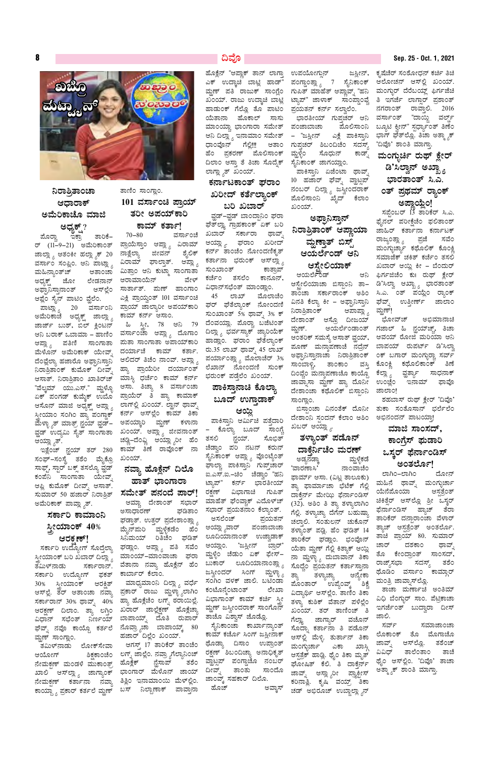# ಖಬ್ರೊ ಮಟ್ವ್ಯಾನ್

## ನಿರಾಶ್ರಿತಾಂಚಾ ಆಧಾರಾಕ್ ಅಮೆರಿಕಾಚೊ ಮಾಜಿ ಅಧ್ಯಕ್ಷ್?

ಮೊರ್ದ್ಯಾ ಇತ್ಲ್ಯಾ ತಾರಿಕೆ-ರ್ (11-9-21) ಅಮೆರಿಕಾಂತ್ ಜಾಲ್ಲ್ಯಾ ಆತಂಕಿ ಹಲ್ಲ್ಯಾಕ್ 20 ವರ್ಸಾಂ ಸಂಪ್ಲಿಂ. ಆನಿ ಪಾಟ್ಲ್ಯಾ ಮಹಿನ್ಯಾಂತ್‌ಚ್ ಆತಾಂಚಾ ಅಧ್ಯಕ್ಷ್ ಜೋ ಬೇಡನಾನ್ ಅಫ್ಘಾನಿಸ್ತಾನಾಂತ್ ಆಸ್‌ಲ್ಲೆಂ ಅಪ್ಲೆಂ ಸೈನ್ ಪಾಟಿಂ ವ್ಹೆಲೆಂ. ಪಾಟ್ಲ್ಯಾ 20 ವರ್ಸಾಂನಿ ಅಮೆರಿಕಾಚೆ ಅಧ್ಯಕ್ಷ್ ಜಾಲ್ಲ್ಯಾ ಜಾರ್ಜ್ ಬುಶ್, ಬಿಲ್ ಕ್ಲಿಂಟನ್ ಆನಿ ಬರಾಕ್ ಒಬಾಮಾ – ಹಾಣಿಂ ಆಪ್ಲ್ಯಾ ಪಣಿಂ ಸಾಂಗಾತಾ ಮೆಳೊನ್ ಅಮೆರಿಕಾಕ್ ಯೇವ್ನ್ ದಂವ್ಲೆಲ್ಯಾ ಹಜಾರೊ ಅಫ್ಘಾನಿಸ್ತಾನಿ ನಿರಾಶ್ರಿತಾಂಕ್ ಕುಮೊಕ್ ದೀವ್ನ್ ಆಸಾತ್. ನಿರಾಶ್ರಿತಾಂ ಖಾತಿರ್‌ಚ್ "ವೆಲ್ಕಮ್ ಯು.ಎಸ್." ಮ್ಹಳ್ಳೊ ಏಕ್ ಪಂಗಡ್ ಕುಮ್ಕೆಕ್ ಉಬೊ ಆಸೊನ್ ಮಾಜಿ ಅಧ್ಯಕ್ಷ್ ಆಪ್ಲ್ಯಾ ಸ್ವೆಯಾನ್ ಸಂಗಿಂ ಹ್ಯಾ ಪಂಗ್ಡಾಕ್ ಮೆಳ್ಳ್ಯಾತ್ ಮಾತ್ರ್ ನ್ಹಯ್ ವ್ಹಡ್-ವ್ಹಡ್ ಉದ್ಯಮ್ ಸೈತ್ ಸಾಂಗಾತಾ ಆಯ್ಲ್ಯಾತ್.

ಇತ್ಲೆಂಚ್ ನ್ಹಯ್ ತರ್ 280 ಸಂಘ್-ಸಂಸ್ಥ್ಯಾ ತಶೆಂ ಮೈಕ್ರೊ ಸಾಫ್ಟ್, ಸ್ಟಾರ್ ಬಕ್ ತಸಲ್ಯೊ ವ್ಹಡ್ ಕಂಪೆನಿ ಸಾಂಗಾತಾ ಯೇವ್ನ್ ಅಪ್ಲಿ ಕುಮೊಕ್ ದೀವ್ನ್ ಆಸಾತ್. ಸುಮಾರ್ 50 ಹಜಾರ್ ನಿರಾಶ್ರಿತ್ ಅಮೆರಿಕಾಕ್ ಪಾವ್ಲ್ಯಾತ್.

## ಸರ್ಕಾರಿ ಕಾಮಾಂನಿ ಸ್ತ್ರಿಯಾಂಕ್ 40% ಆರಕ್ಷಣ್!

ಸರ್ಕಾರಿ ಉದ್ದೋಗಾಂನಿ ಸೊದ್ದೆಲ್ಯಾ ಸ್ತ್ರಿಯಾಂಕ್ ಬರಿ ಖಬರ್ ದಿಲ್ಯಾ ತಮಿಳ್‌ನಾಡ್ ಸರ್ಕಾರಾನ್. ಸರ್ಕಾರಿ ಉದ್ದೋಗಾಂ ಫಕತ್ 30% ಸ್ತ್ರಿಯಾಂಕ್ ಆರಕ್ಷಿತ್ ಆಸ್‌ಲ್ಲೆಂ. ತರ್ ಆತಾಂಚಾ ನವ್ಯಾ ಸರ್ಕಾರಾನ್ 30% ಥಾವ್ನ್ 40% ಆರಕ್ಷಣ್ ದಿಲಾಂ. ಹ್ಯಾ ಲಗ್ಗಿಂ ವಿಧಾನ್ ಸಭೆಂತ್ ನಿರ್ಣಯ್ ಘೆವ್ನ್ ನವೊ ಕಾಯ್ದೊ ಕರ್ತಲೆ ಮ್ಹಣ್ ಸಾಂಗ್ಲಾಂ.

ತಮಿಳ್‌ನಾಡ್ ಲೋಕ್‌ಸೇವಾ ಆಯೋಗ್ ಶಿಕ್ಷಕಾಂಚಿಂ ನೇಮಕಾತ್ಯೊ ಮಂಡಳೆ ಮುಕಾಂತ್ರ್ ಜಾಲಿ ಆಸ್‌ಲ್ಲ್ಯಾ ಜಾಗ್ಯಾಂಕ್ ನೇಮಕಾತ್ ಕರ್ತಾನಾ ನವ್ಯಾ ಕಾಯ್ದ್ಯಾ ಪ್ರಕಾರ್ ಕರ್ತಲೆ ಮ್ಹಣ್ ತಾಣಿಂ ಸಾಂಗ್ಲಾಂ.

## 101 ವರ್ಸಾಂಚಿ ಪ್ರಾಯ್ ತರೀ ಅಪಯ್‌ಕಾರಿ ಕಾಮ್ ಕರ್ತಾ!

70–80 ವರ್ಸಾಂಚಿ ಪ್ರಾಯೆಸ್ತಾಂ ಆಪ್ಲ್ಯಾ ವಿರಾಮ್ ನಾತ್ಲೆಲ್ಯಾ ಜಿವನ್ ಶೈಲಿಕ್ ವಿರಾಮ್ ಘಾಲ್ತಾತ್. ಆಪ್ಲ್ಯಾ ಮಿತ್ರಾಂ ಆನಿ ಕುಟ್ಮಾ ಸಾಂಗಾತಾ ಆರಾಮಾಯೆನ್ ವೇಳ್ ಸಾರ್ತಾತ್. ಪುಣ್ ಹಾಂಗಾಂ ಏಕ್ ಪ್ರಾಯೆಸ್ತ್ 101 ವರ್ಸಾಂಚಿ ಪ್ರಾಯ್ ಜಾಲ್ಯಾರೀ ಅಪಯ್‌ಕಾರಿ ಕಾಮ್ ಕರ್ನ್ ಆಸಾ.

ಹಿ ಸ್ತ್ರಿ, 78 ಆನಿ 79 ವರ್ಸಾಂಚಾ ಆಪ್ಲ್ಯಾ ದೊಗಾಂ ಪುತಾ ಸಾಂಗಾತಾ ಅಪಾಯ್‌ಕಾರಿ ದರ್ಯಾಂಚೆ ಕಾಮ್ ಕರ್ತಾ. ಆಲಿದರ್ ಶಿಂಪಿ ನಾಂವಾಚ್. ಆಪ್ಲ್ಯಾ ಹ್ಯಾ ಪ್ರಾಯೆರೀ ದರ್ಯಾರ್ ಮಾಸ್ಳಿ ಧರ್ಚೆಂ ಕಾಮ್ ಕರ್ನ್ ಆಸಾ. ತಿಚ್ಯಾ 8 ವರ್ಸಾಂಚಾ ಪ್ರಾಯೆರ್ ತಿ ಹ್ಯಾ ಕಾಮಾಕ್ ಲಾಗ್ಲ್ಯಾ ಖಂಯ್. ಲ್ಹಾನ್ ಥಾವ್ನ್ ಕರ್ನ್ ಆಸ್‌ಲ್ಲೆಂ ಕಾಮ್ ತಿಕಾ ಅಪಯ್ಯಾಚೆಂ ಮ್ಹಣ್ ಕಳ್ನಾಸಾ ಖಂಯ್. ಆಪ್ಲ್ಯಾ ಜಿವನಾಂತ್ ಚಡ್ತೆ-ದೆಂವ್ತಿ ಆಯ್ಲ್ಯಾರೀ ಹೆಂ ಕಾಮ್ ತಿಣೆ ರಾವೊಂಕ್ ನಾ ಖಂಯ್.

## ನವ್ಯಾ ಹೊಕ್ಲೆನ್ ದಿಲೊ ಹಾತ್ ಭಾಂಗಾರಾ ಸಮೇತ್ ಪನಂದೆ ಪಾರ್!

ಆಮ್ಚ್ಯಾ ದೇಶಾಂತ್ ಸಭಾರ್ ಅಸಾಧಾರಣ್ ಘಡಿತಾಂ ಘಡ್ತಾತ್. ಉತ್ತರ್ ಪ್ರದೇಶಾಂತ್ಲ್ಯಾ ಮೈನ್‌ಪುರಿ ಮ್ಹಳ್ಳೆಕಡೆಂ ಹೆಂ ಸಿನೆಮಾಯ್ ರಿತಿಚೆಂ ಘಡಿತ್ ಘಡ್ಲಾಂ. ಆಪ್ಲ್ಯಾ ಪತಿ ಸವೆಂ ಮಾಂಯ್‌ಘರಾ-ಮಾಂವಾಂಚಾ ಘರಾ ವೆತಾನಾ ನವ್ಯಾ ಹೊಕ್ಲೆನ್ ಕಾರ್ಬಾರ್ ಕೆಲಾ.

ಮಾಧ್ಯಮಾಂನಿ ದಿಲ್ಲ್ಯಾ ವರ್ದೆ ಪ್ರಕಾರ್ ರಾಜು ಮ್ಹಳ್ಯಾಲ್ಯಾಗಿಂ ಹ್ಯಾ ಹೊಕ್ಲೆಚೆಂ ಲಗ್ನ್ ಠರಾಯ್ಲೆಂ. ಖರಾರ್ ಜಾಲ್ಲೆಕ್ಣ್ ಹೊಕ್ಲೆಚ್ಯಾ ಬಾಪಾಯ್ಕ್ ದೊತ್ ರುಪಾರ್ ನೊವ್ರ್ಯಾಚ್ಯಾ ಬಾಪಾಯ್ಕ್ 80 ಹಜಾರ್ ದಿಲ್ಲೆಂ ಖಂಯ್.

ಆಗಸ್ಟ್ 17 ತಾರಿಕೆರ್ ತಾಂಚಿಂ ಲಗ್ನ್ ಜಾಲೆಂ. ನವ್ರ್ಯಾ ಗೆಲ್ಯಾನಿಂಚ್ ಹೊಕ್ಲೆಕ್ ನೆಸಾಪ್ ತಶೆಂ ಭಾಂಗಾರ್ ಮೆಳೊನ್ ಜಾಯ್ತ್ ತ್ರಿಪಿ ಇನಾಮಾಂಯ್ ಮೆಳ್ಳ್ಯಾಂ. ಬಸ್ ನಿಲ್ದ್ಯಾಣಾಕ್ ಪಾವ್ತಾನಾ ಹೊಕ್ಲೆನ್ "ಆಪ್ಣಾಕ್ ತಾನ್ ಲಾಗ್ಲ್ಯಾ ಏಕ್ ಉದ್ಕಾಚಿ ಬಾಟ್ಲ್ ಹಾಡ್" ಮ್ಹಣ್ ಪತಿ ರಾಜುಕ್ ಸಾಂಗ್ಲೆಂ ಖಂಯ್. ರಾಜು ಉದ್ಕಾಚಿ ಬಾಟ್ಲ್ ಹಾಡುಂಕ್ ಗೆಲ್ಲೊ ತೊ ಪಾಟಿಂ ಯೆತಾನಾ ಹೊಕಲ್ ಸಾಸು ಮಾಂಯ್ಯಾ ಭಾಂಗಾರಾ ಸಮೇತ್ ಆನಿ ದಿಲ್ಲ್ಯಾ ಇನಾಮಾಂ ಸಮೇತ್ ಧಾಂವೊನ್ ಗೆಲ್ಲಿ!!! ಆತಾಂ ಹೆಂ ಪ್ರಕರಣ್ ಪೊಲಿಸಾಂಕ್ ದಿಲಾಂ ಆಸ್ಚ್ಯಾ ತೆ ತಿಕಾ ಸೊದ್ತ್ ಲಾಗ್ಲ್ಯಾತ್ ಖಂಯ್.

## ಕರ್ನಾಟಕಾಂತ್ ಫರಾಂ ಖರಿದ್ ಕರ್ತಲ್ಯಾಂಕ್ ಬರಿ ಖಬಾರ್

ವ್ಹಡ್-ವ್ಹಡ್ ಬಾಂದ್ಪಾಂನಿ ಫರಾಂ ಘೆತಲ್ಯಾ ಗ್ರಾಹಕಾಂಕ್ ಏಕ್ ಬರಿ ಖಬಾರ್ ಸರ್ಕಾರ ಥಾವ್ನ್ ಆಯ್ಲ್ಯಾ. ಫರಾಂ ಖರಿದ್ ಕರ್ಚೆಂ ತಾಂಚೆಂ ನೋಂದಣೆಚೆಂತ್ ಕರ್ತಾನಾ ಭರುಂಕ್ ಆಸ್‌ಲ್ಲ್ಯಾ ಸುಂಕಾಂತ್ ಕಾತ್ರಾಪ್ ಕರ್ಚೆಂ ತಸಲೊ ಕಾನೂನ್ ವಿಧಾನ್‌ಸಭೆಂತ್ ಮಾಂಡ್ಲಾಂ.

45 ಲಾಖ್ ಮೊಲಾಚಿಂ ಫರ್ ಘೆತಲ್ಯಾಂಕ್ ನೋಂದಣೆ ಸುಂಕಾಂತ್ 5% ಥಾವ್ನ್ 3% ಕ್ ದೆಂವಯ್ಲಾ. ಮೊರ್ದ್ಯಾ ಬಜೆಟಾಂತ್ ದಿಲ್ಲ್ಯಾ ಭರ್ವಸ್ಯಾಕ್ ಜ್ಯಾರಿಯೆಕ್ ಹಾಡ್ಲಾಂ. ಫರಾಂ ಘೆತೆಲ್ಯಾಂಕ್ ರು.35 ಲಾಖ್ ಥಾವ್ನ್ 45 ಲಾಖ್ ಪರ್ಯಾಂತ್ಲ್ಯಾ ಮೊಲಾಚೆರ್ 3% ಲೆಖಾನ್ ನೋಂದಣೆ ಸುಂಕ್ ಭರುಂಕ್ ಪಡ್ತೆಲೆಂ ಖಂಯ್.

## ಪಾಕಿಸ್ತಾನಾಚಿ ಕೊಲ್ಯಾ ಬೂದ್ ಉಗ್ತಾಡಾಕ್ ಆಯ್ಲಿ

ಪಾಕಿಸ್ತಾನಿ ಆರ್ಮಿಚಿ ಪತ್ರೆದಾರಿ – ಕೊಲ್ಯಾ ಬೂದ್ ಸಾಂಗ್ಲಿ ತಸಲಿ ನ್ಹಯ್. ಸೊಭಿತ್ ಚೆಡ್ವಾಂ ಪರಿ ನಟನ್ ಕರುನ್ ಸೈನಿಕಾಂಕ್ ಆಪ್ಲ್ಯಾ ಪೊಂತ್ಯಾಕ್ ಫಾಲ್ತ್ಯಾ ಪಾಕಿಸ್ತಾನಿ ಗುಪ್ತ್‌ಚಾರ್ ಐ.ಎಸ್.ಐ.-ಚಿಂ ಚೆಡ್ವಾಂ "ಹನಿ ಟ್ರ್ಯಾಪ್" ಕರ್ನ್ ಭಾರತೀಯ್ ರಕ್ಷಣ್ ವಿಭಾಗಾಚಿ ಗುಪಿತ್ ಮಾಹೆತ್ ಫೆಂವ್ತಾಕ್ ಎದೊಳ್‌ಚ್ ಸಭಾರ್ ಪ್ರಯತನ್ ಕೆಲ್ಯಾತ್.

ಅಸಲೆಂಚ್ ಪ್ರಯತನ್ ಆಯ್ಲ್ಯಾ ವಾರಾ ಪಂಜಾಬಾಚಾ ಲುಧಿಯಾನಾಂತ್ ಉಜ್ವಾಡಾಕ್ ಆಯ್ಲಾಂ. 'ಜಸ್ಲೀನ್ ಬ್ರಾರ್' ಮ್ಹಳ್ಳೆಂ ಚೆಡು ಏಕ್ ಫೇಸ್-ಬುಕಾರ್ ಲುಧಿಯಾನಾಂತ್ಲ್ಯಾ ಜಸ್ವಿಂದರ್ ಸಿಂಗ್ ಮ್ಹಣ್ಯಾ ತ್ಯಾ ಸಂಗಿಂ ವರ್ಸ್ ಜಾಲಿ. ಬಟಂಡಾ ಕಂಟೋನ್ಮೆಂಟಾಂತ್ ಲೇಖಾ ವಿಭಾಗಾಂತ್ ಕಾಮ್ ಕರ್ಚಿ ಸ್ತ್ರಿ ಮ್ಹಣ್ ಜಸ್ವಿಂದರಾಕ್ ಸಾಂಗೊನ್ ತಾಚೊ ವಿಶ್ವಾಸ್ ಜೊಡ್ಲೊ.

ಸೈನಿಕಾಂಚಿ ಕಾರ್ಬಾರ್‌ನಾಂತ್ ಕಾಮ್ ಕರ್ಚೊ ಸಿಂಗ್ ಜಸ್ಲೀನಾಕ್ ಥೊಡ್ಯಾ ದಿಸಾಂ ಉಪ್ರಾಂತ್ ರಕ್ಷಣ್ ಶಿಬಂದಿಚ್ಯಾ ಅನಾಧಿಕೃತ್ ವ್ಹಾಟ್ಸಪ್ ಪಂಗ್ಡಾಚೊ ನಂಬರ್ ದೀವ್ನ್ ತಾಂತು ಸಾಂದೊ ಜಾಂವ್ಕ್ ಸಹಕಾರ್ ದಿಲೊ. ಹೊಚ್ ಅವ್ಕಾಸ್ ಉಪಯೋಗುನ್ ಜಸ್ಲೀನ್, ಪಂಗ್ಡಾಂತ್ಲ್ಯಾ 7 ಸೈನಿಕಾಂಕ್ ಗುಪಿತ್ ಮಾಹೆತ್ ಆಪ್ಣಾನ್ "ಹನಿ ಟ್ರ್ಯಾಪ್" ಜಾಳಾಕ್ ಸಾಂಪ್ಡಾವ್ನೆ ಪ್ರಯತನ್ ಕರ್ನ್ ಸಲ್ಲಾಲೆಂ.

ಭಾರತೀಯ್ ಗುಪ್ತಚರ್ ಆನಿ ಪಂಜಾಬಾಚಾ ಪೊಲಿಸಾಂನಿ – "ಜಸ್ಲೀನ್ ಎಕ್ಕಿ ಪಾಕಿಸ್ತಾನಿ ಗುಪ್ತಚರ್ ಶಿಬಂದಿಂತ್ ಸದಸ್ಯ್ ಮ್ಹಳ್ಳೆಂ ಸೊಧುನ್ ಕಾಡ್ಣ್ ಸೈನಿಕಾಂಕ್ ಜಾಗಯ್ಲ್ಯಾಂ.

ಪಾಕಿಸ್ತಾನಿ ಏಜೆಂಟಾ ಥಾವ್ನ್ 10 ಹಜಾರ್ ಘೆವ್ನ್ ವ್ಹಾಟ್ಸಪ್ ನಂಬರ್ ದಿಲ್ಲ್ಯಾ ಜಸ್ವಿಂದರಾಕ್ ಪೊಲಿಸಾಂನಿ ಬೈಧ್ ಕೆಲಾ ಖಂಯ್.

## ಅಫ್ಘಾನಿಸ್ತಾನ್ ನಿರಾಶ್ರಿತಾಂಕ್ ಆಪ್ಣಾಯ ಮ್ಹಣ್ತ್ ಬಿಸ್ಪ್ ಆಯರ್ಲೆಂಡ್ ಆನಿ ಆಸ್ಟ್ರೇಲಿಯಾಕ್

ಆಯರ್ಲೆಂಡ್ ಆನಿ ಆಸ್ಟ್ರೇಲಿಯಾಚಾ ಬಿಸ್ಪಾಂನಿ ತಾ-ತಾಂಚಾ ಸರ್ಕಾರಾಂಕ್ ಆಶಿಂ ವಿನತಿ ಕೆಲ್ಯಾ ಕೀ – ಅಫ್ಘಾನಿಸ್ತಾನಿ ನಿರಾಶ್ರಿತಾಂಕ್ ಆಪಾಪ್ಲ್ಯಾ ದೇಶಾಂತ್ ಆಸ್ರೊ ದಿಜಯ್ ಮ್ಹಣ್. ಆಯರ್ಲೆಂಡಾಂತ್ ಉಲ್ಲ್ಯಾ ಆಂತರಿಕ್ ಸಮಸ್ಯಾ ಆಸಾತ್ ಜಾಲ್ಯಾರೀ ಪುಣ್ ಮನ್ಶಾಪಣಾಚಿ ನದ್ರೆನ್ ಅಫ್ಘಾನಿಸ್ತಾನಾಚ್ಯಾ ನಿರಾಶ್ರಿತಾಂಕ್ ಸಾಂಬಾಳ್ಚೆಂ, ತಾಂಕಾಂ ವಸ್ತಿ ದಿಂವ್ಚೆಂ ಮನ್ಶಾಪಣಾಚೊ ಕಾಯ್ದೊ ಜಾವ್ನಾಸಾ ಮ್ಹಣ್ ಹ್ಯಾ ದೋನೀ ದೇಶಾಂಚಾ ಕಥೊಲಿಕ್ ಬಿಸ್ಪಾಂನಿ ಸಾಂಗ್ಲಾಂ.

ಬಿಸ್ಪಾಂಚಾ ವಿನಂತೆಕ್ ದೋನೀ ದೇಶಾಂನಿ ಸ್ಪಂದನ್ ಕೆಲಾಂ ಆಶಿಂ ಖಬರ್ ಆಯ್ಲ್ಯಾ.

## ತಲ್ಯಾಂತ್ ಪಡೊನ್ ದಾಕ್ತೆರ್‌ಚಿಂ ಮರಣ್

ಅಡ್ಯಾನಡ್ಕ ಮ್ಹಳ್ಳೆಕಡೆ 'ವಾರಣಾಸಿ' ನಾಂವಾಚೆಂ ಫಾರ್ಮ್ ಆಸಾ. (ವಿಟ್ಲ ತಾಲುಕೊ) ತ್ಯಾ ಫಾರ್ಮಾಕ್ ಭೆಟಿಕ್ ಗೆಲ್ಲಿ ದಾಕ್ತೆರ್ ಮೆಲ್ರಿಯಾ ಫೆರ್ನಾಂಡಿಸ್ (32). ಆಶಿಂ ತಿ ತ್ಯಾ ತಲ್ಯಾಲಾಗಿಂ ಗೆಲ್ಲಿ. ತಲ್ಯಾಚ್ಯಾ ದೆಗೆನ್ ಬಹುಶ್ಯಾ ಚಲ್ತಾಲಿ. ಸಂತುಲನ್ ಚುಕೊನ್ ತಲ್ಯಾಂತ್ ಪಡ್ಲಿ. ಹೆಂ ಘಡಿತ್ 14 ತಾರಿಕೆರ್ ಘಡ್ಲಾಂ. ಭಂವ್ಚೊನ್ ಯೆತಾ ಮ್ಹಣ್ ಗೆಲ್ಲಿ ತಿಕ್ತಾಕ್ ಆಯ್ಲಿ ನಾ ಮ್ಹಣ್ಯಾ ದುಬಾವಾನ್ ತಿಕಾ ಸೊಧ್ಚೊ ಪ್ರಯತನ್ ಕರ್ತಾಸ್ತಾನಾ ತ್ಯಾ ತಲ್ಯಾಂತ್ ಆಸ್ಲ್ಯಾ ಮೊಡಾಂತ್ ಉದ್ದೆಂವ್ಚೆ ಶಿಕ್ಷೆ ವಿದ್ಯಾರ್ಥಿ ಆಸ್‌ಲ್ಲ್ಯಾ. ತಾಣಿಂ ತಿಕಾ ತಳ್ಯಾ ಕುಶಿಕ್ ವೆತಾನ್ ಪಳೆಲ್ಲೆಂ ಖಂಯ್. ತರ್ ತಾಣಿಂಚ್ ತಿ ಗೆಲ್ಲ್ಯಾ ಜಾಗ್ಯಾರ್ ವಚೊನ್ ಸೊಧ್ತಾ ಕರ್ತಾನಾ ತಿ ಪಡೊನ್ ಆಸ್‌ಲ್ಲಿ ಮೆಳ್ಳಿ. ತುರ್ತಾನ್ ತಿಕಾ ಮಂಗ್ಳುರ್ಚ್ಯಾ ಏಕಾ ಖಾಸ್ಗಿ ಆಸ್ಪತ್ರೆಕ್ ಹಾಡ್ಲಿ. ಥೈಂ ತಿಕಾ ಮೃತ್ ಘೋಷಿತ್ ಕೆಲಿ. ತಿ ದಾಕ್ತೆರ್ ಜಾವ್ನ್ ಆಸ್ಲ್ಯಾರೀ ಪ್ರಾಕ್ಟಿಸ್ ಕರಿನಾಸ್ತಿ, ಕೃಷಿ ವಯ್ರ್ ತಿಕಾ ಚಡ್ ಅಭಿರೂಚ್ ಉಬ್ಜಾಲ್ಲ್ಯಾನ್ ಕೃಷೆಚೆರ್ ಸಂಶೋಧನ್ ಕರ್ನ್ ತಿಚೆ ಆಲೋಚನ್ ಆಸ್‌ಲ್ಲಿ ಖಂಯ್. ಮಂಗ್ಳುರ್ ದೆರೆಬಯ್ಲ್ ಫಿರ್ಗಜೆಚಿ ತಿ ಇಗರ್ಜೆ ಲಾಗ್ಗಾರ್ ಪ್ರಶಾಂತ್ ನಗರಾಂತ್ ರಾವ್ತಾಲಿ. 2016 ವರ್ಸಾಂತ್ "ದಾಯ್ಜಿ ವರ್ಲ್ಡ್ ಬ್ಯೂಟಿ ಕ್ವೀನ್" ಸ್ಪರ್ಧ್ಯಾಂತ್ ತಿಣೆಂ ಭಾಗ್ ಘೆತ್‌ಲ್ಲೊ. ತಿಚಾ ಆತ್ಮ್ಯಾಕ್ 'ದಿವೊ' ಶಾಂತಿ ಮಾಗ್ತಾ.

## ಮಂಗ್ಳುರ್ಚಿ ರುಥ್ ಕ್ಲೇರ್ ಡಿ'ಸಿಲ್ವಾನ್ ಅಖ್ಯಾ ಭಾರತಾಂತ್ ಸಿ.ಎ. ಚೆ ಪ್ರಥಮ್ ರ್‍ಯಾಂಕ್ ಆಪ್ಣಾಯ್ಲೊ!

ಸಪ್ತೆಂಬರ್ 13 ತಾರಿಕೆರ್ ಸಿ.ಎ. ಫೈನಲ್ ಪರೀಕ್ಷೆಚೊ ಫಳಿತಾಂಶ್ ಜಾಹಿರ್ ಕರ್ತಾನಾ ಕರ್ನಾಟಕ್ ರಾಜ್ಯಾಂತ್ಲ್ಯಾ ಪ್ರಜೆ ಸವೆಂ ಮಂಗ್ಳುರ್ಚ್ಯಾ ಕಥೊಲಿಕ್ ಕೊಂಕ್ಣಿ ಸಮಾಜೆಕ್ ಚಕಿತ್ ಕರ್ಚಿ ತಸಲಿ ಖಬಾರ್ ಆಯ್ಲಿ ಕೀ – ಬೆಂದುರ್ ಫಿರ್ಗಜೆಚಿ ಕು| ರುಥ್ ಕ್ಲೇರ್ ಡಿ'ಸಿಲ್ವಾನ್ ಅಖ್ಯಾ ಭಾರತಾಂತ್ ಸಿ.ಎ. ಚೆ ಪಯ್ಲೊ ರ್‍ಯಾಂಕ್ ಘೆವ್ನ್ ಉತ್ತೀರ್ಣ್ ಜಾಲಾಂ ಮ್ಹಣ್!

ಭೋವ್‌ಚ್ ಅಭಿಮಾನಾಚಿ ಗಜಾಲ್ ಹಿ ನ್ಹಯ್ವ್ಯಾ. ತಿಕಾ ಆವಯ್ ರೋಜಿ ಮರಿಯಾ ಆನಿ ಬಾಪಯ್ ರುಪರ್ಟ್ ಡಿ'ಸಿಲ್ವಾ ಒಕ್ ಬಾಗಾರ್ ಮಂಗ್ಳುರ್ಚ್ಯಾ ಸರ್ವ್ ಕೊಂಕ್ಣಿ ಕಥೊಲಿಕಾಂಕ್ ತಿಣೆ ಕೆಲ್ಲ್ಯಾ ವ್ಹಡ್ಯಾ ಸಾಧನಾಕ್ ಉಲ್ಲೆಂಖ್ ಇನಾಮ್ ಫಾವೊ ಜಾಲಾಂ!

ಶಭಾಸ್ ರುಥ್ ಕ್ಲೇರ್ 'ದಿವೊ' ತುಕಾ ಸಂತೋಸಾನ್ ಭರ್ಲೆಲಿಂ ಅಭಿನಂದನ್ ಪಾಟಯ್ತಾ!

## ಮಾಜಿ ಸಾಂಸದ್, ಕಾಂಗ್ರೆಸ್ ಫುಡಾರಿ ಒಸ್ಕರ್ ಫೆರ್ನಾಂಡಿಸ್ ಅಂತರ್ಲೊ!

ಲಾಗಿಂ-ಲಾಗಿಂ ದೋನ್ ಮಹಿನೆ ಥಾವ್ನ್ ಮಂಗ್ಳುರ್ಚಾ ಯೆನೆಪೊಯಾ ಆಸ್ಪತ್ರೆಂತ್ ಚಿಕಿತ್ಸೆರ್ ಆಸ್‌ಲ್ಲೊ ಶ್ರೀ ಒಸ್ಕರ್ ಫೆರ್ನಾಂಡಿಸಾಕ್ ಹ್ಯಾಚ್ ತರಾ ತಾರಿಕೆರ್ ದನ್ಪರಾಂಚಾ ವೆಳಾರ್ ತ್ಯಾಚ್ ಆಸ್ಪತ್ರೆಂತ್ ಅಂತರ್ಲೊ. ತಾಚಿ ಪ್ರಾಯ್ 80. ಸುಮಾರ್ ಚಾರ್ ದಶಕಾಂ ಥಾವ್ನ್ ತೊ ಲೋಕ್‌ಸಭಾ ಸಾಂಸದ್, ರಾಜ್ಯಸಭಾ ಸದಸ್ಯ್ ತಶೆಂ ಥೊಡಿಂ ವರ್ಸಾಂ ಕಾಮ್ಗಾರ್ ಮಂತ್ರಿ ಜಾವ್ನಾಸ್‌ಲ್ಲೊ.

ತಾಚಾ ಮರ್ಣಾಚಿ ಅಂತಿಮ್ ವಿಧಿ ಬೆಂಗ್ಳುರ್ ಸಾಂ. ಪೆಟ್ರಿಕಾಚಾ ಇಗರ್ಜೆಂತ್ ಬುದ್ವಾರಾ ದೀಸ್ ಜಾಲಿ.

ಸರ್ವ್ ಸಮಾಜಾಂಚಾ ಲೋಕಾಂಕ್ ತೊ ಮೋಗಾಚೊ ಜಾವ್ನ್ ಆಸ್‌ಲ್ಲೊ. ತಶೆಂಚ್ ವಿವಿಧ್ ತಲೆಂತಾಂ ತಾಚಿ ಥೈಂ ಆಸ್‌ಲ್ಲಿಂ. 'ದಿವೊ' ತಾಚಾ ಆತ್ಮ್ಯಾಕ್ ಶಾಂತಿ ಮಾಗ್ತಾ.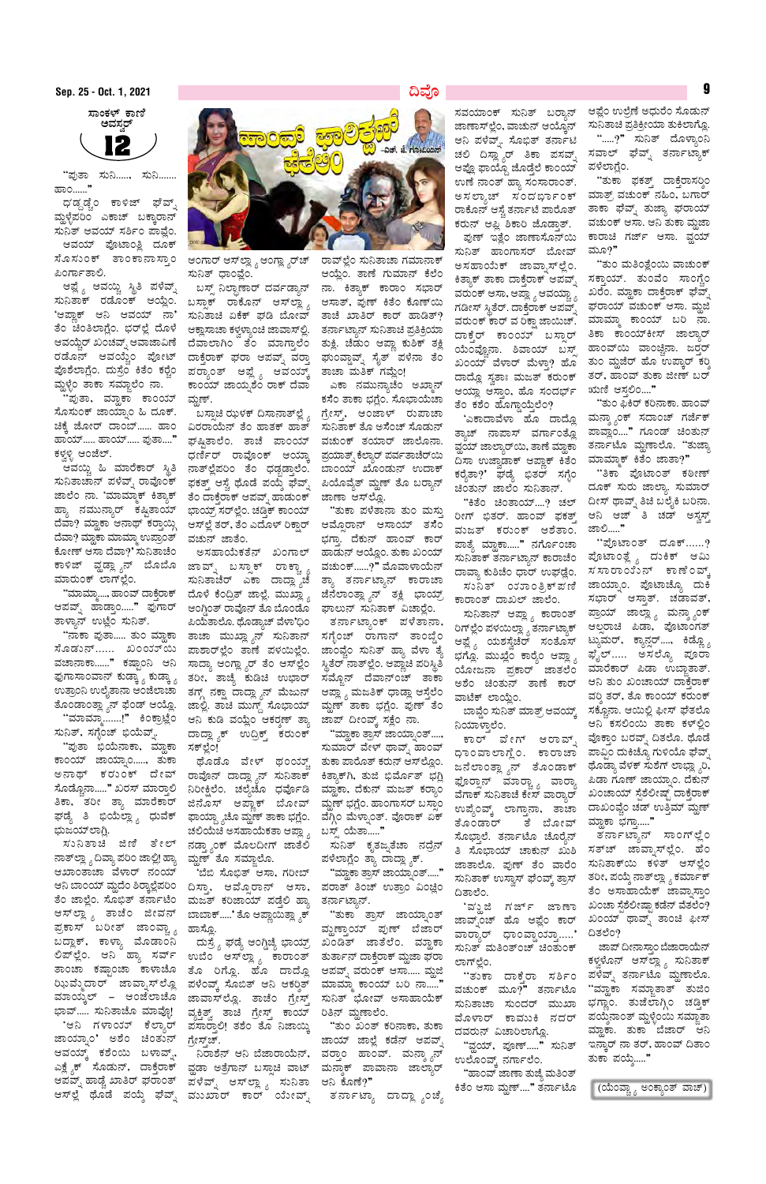**ಸಾಂಕ್ಳೆಂ ಕಾಣಿ ಅವಸ್ವರ್**

**12**

# ಹಾಂವ್ ಫಾರಿಕ್ಣ್ ಜಾಲೆಂ

— ಎಚ್. ಜಿ. ಗಿರಿಧರ್

"ಪುತಾ ಸುನಿ......, ಸುನಿ....... ಹಾಂ......"

ಧಡ್ಡಡ್ಡೊಂ ಕಾಳಿಜ್ ಫೆಟ್ಸ್ ಮ್ಹಳ್ಳೆಪರಿಂ ಎಕಾಚ್ ಬಕ್ಳಾನ್ ಸುನಿತ್ ಆವಯ್ ಸರ್ಶಿಂ ಪಾವ್ಲೊ. ಆವಯ್ ಪೊಟಾಂತ್ಲಿ ದುಕಾ ಸೊಸುಂಕ್ ತಾಂಕಾನಾಸ್ತಾಂ ಪಿಂಗ್ತಾಲಿ.

ಅಪ್ಲ್ಯಾ ಆವಯ್ಚಿ ಸ್ಥಿತಿ ಪಳೆವ್ನ್ ಸುನಿತಾಕ್ ರಡೊಂಕ್ ಆಯ್ಲೆಂ. 'ಅಪ್ಪಾಕ್ ಆನಿ ಆವಯ್ ನಾ' ತೆಂ ಚಿಂತಿನಾಸ್ತಾಂ ಘರಾಲ್ಲೆ ಮೊಳೆ ಆವಯ್ಚೆರ್ ಖಂಚೆಂಯ್ ಅವಾಜಾವಿಣೆ ರಡೊನ್ ಆವಯ್ಚೆಂ ಪೋಟ್ ಪೊಸೆಲಾಗ್ಲೊ. ದುಸ್ರೆಂ ಕಿತೆಂ ಕರ್ಚೆಂ ಮ್ಹಳ್ಳೆಂ ತಾಕಾ ಸುಜ್ತಾಲೆಂ ನಾ.

"ಪುತಾ, ಮ್ಹಾಕಾ ಕಾಂಯ್ ಸೊಸುಂಕ್ ಜಾಯ್ನಾ ಹಿ ದುಕ್. ಚೆಕ್ಕಿ ಜೋರ್ ದಾಂಬ್...... ಹಾಂ ಹಾಯ್..... ಹಾಯ್..... ಪುತಾ...." ಕಳ್ಳ್ಯೆಂ ಆಂಜಿಲ್.

ಆವಯ್ಚಿ ಹಿ ಮಾರೆಕಾರ್ ಸ್ಥಿತಿ ಸುನಿತಾಚಾನ್ ಪಳೆವ್ನ್ ರಾವೊಂಕ್ ಜಾಲೆಂ ನಾ. 'ಮಾಮ್ಮಾಕ್ ಕಿತ್ಯಾಕ್ ಹ್ಯಾ ನಮುನ್ಯಾನ್ ಕಷ್ಟಿತಾಯ್ ದೆವಾ? ಮ್ಹಾಕಾ ಅನಾಥ್ ಕರ್ಚ್ಯಾಂ ದೆವಾ? ಮ್ಹಾಕಾ ಮಾಮ್ಮಾ ಉಪ್ರಾಂತ್ ಕೋಣ್ ಆಸಾ ದೆವಾ?' ಸುನಿತಾಚಿಂ ಕಾಳಿಜ್ ವ್ಹಡ್ಲ್ಯಾನ್ ಬೊಬೊ ಮಾರುಂಕ್ ಲಾಗ್ಲೆಂ.

"ಮಾಮ್ಮಾ....., ಹಾಂವ್ ದಾಕ್ತೆರಾಕ್ ಆಪವ್ನ್ ಹಾಡ್ತಾಂ......" ಘುಗಾರ್ ತಾಕ್ಯಾನ್ ಉಟ್ಲೊ ಸುನಿತ್.

"ನಾಕಾ ಪುತಾ..... ತು ಮ್ಹಾಕಾ ಸೊಡುನ್...... ಖಂಯ್ಚ್ಯಾಯ್ ವಚಾನಾಕಾ......" ಕಷ್ಟಾಂನಿ ಆನಿ ಪುಗಾಸಾವಾನ್ ಕುಡ್ಡ್ಯಾ ಕುಡ್ಡ್ಯಾ ಉತ್ರಾಂನಿ ಉಲ್ಲೆತಾನಾ ಆಂಜೆಲಾಚಾ ತೊಂಡಾಂತ್ಲ್ಯಾನ್ ಫೆಂಡ್ ಆಯ್ಲೊ.

"ಮಾಮ್ಮಾ......!" ಕಿಂಕ್ರಾಟ್ಲೊ ಸುನಿತ್, ಸಗ್ರೊಚ್ ಭಿಯೆವ್ನ್.

"ಪುತಾ ಭಿಯೆನಾಕಾ, ಮ್ಹಾಕಾ ಕಾಂಯ್ ಜಾಯ್ನಾಂ......, ತುಕಾ ಅನಾಥ್ ಕರುಂಕ್ ದೆವ್ ಸೊಡ್ಚೊನಾ....." ಖರಸ್ ಮಾರ್ತಾಲಿ ತಿಕಾ, ತರೀ ತ್ಯಾ ಮಾರೆಕಾರ್ ಘಡ್ಯೆ ತಿ ಭಿಯೆಲ್ಲ್ಯಾ ಧುವೆಕ್ ಭುಜಯ್ತಾಲಿ.

ಸುನಿತಾಚಿ ಜಿಣಿ ತೇಲ್ ನಾತ್ಲೆಲ್ಯಾ ದಿವ್ಯಾ ಪರಿಂ ಜಾಲ್ಲಿ! ಹ್ಯಾ ಆಖಾಂತಾಚಾ ವೆಳಾರ್ ನಂಯ್ ಆನಿ ಬಾಂಯ್ ಮ್ಹಣೊ ಶಿಣ್ತಾಲೆಂ ತೆಂ ಜಾಲ್ಲೆಂ. ಸೊಭಿತ್ ತರ್ನಾಟೆಂ ಆಸ್ಲ್ಯಾರಿ ತಾಚೆಂ ಜೀವನ್ ಪ್ರಕಾಸ್ ಬರೆಂತ್ ಜಾಂವ್ಚ್ಯಾ ಬದ್ಲಾಕ್, ಕಾಳ್ಯಾ ಮೊಡಾಂನಿ ಲಿಪ್ಲೆಲೆಂ. ಆನಿ ಹ್ಯಾ ಸರ್ವ್ ತಾಂಚಾ ಕಷ್ಟಾಂಚಾ ಕಾಳಾಚೊ ಝುವ್ಝಾದಾರ್ ಜಾವ್ನಾಸ್ಲೊ ವಾಂಯ್ಸಲ್ ‒ ಆಂಜೆಲಾಚಾ ಭಾವ್.... ಸುನಿತಾಚೊ ಮಾಮ್ಹೊ!

'ಆನಿ ಗಳಾಯ್ ಕೆಲ್ಯಾರ್ ಜಾಯ್ನಾಂ' ಅಶೆಂ ಚಿಂತುನ್ ಆವಯ್ಕ್ ಕಡೆಂಯ್ ಬಸವ್ನ್, ಎಕ್ಲ್ಯಾಕ್ ಸೊಡುನ್, ದಾಕ್ತೆರಾಕ್ ಆಪವ್ನ್ ಹಾಡ್ಚೆ ಖಾತಿರ್ ಘರಾಂತ್ ಆಸ್ಲೆ ಥೊಡೆ ಪಯ್ಶೆ ಘೆವ್ನ್ ಆಂಗಾರ್ ಆಸ್ಲ್ಯಾ ಆಂಗ್ಲ್ಯಾ ರೂಚ್ ಸುನಿತ್ ಧಾಂವ್ಲೊ.

ಬಸ್ಸ್ ನಿಲ್ದಾಣಾರ್ ದರ್ವಡ್ಯಾನ್ ಬಸ್ಸಾಕ್ ರಾಕೊನ್ ಆಸ್ಲ್ಯಾ ಸುನಿತಾಚೆ ಏಕೆಕ್ ಘಡಿ ಬೋವ್ ಅಕ್ಷ್ಯಾಸಾಚೆ ಕಳ್ಳ್ಯಾಂತ್ಲಿ ಜಾವಾಸ್ಲಿ. ದೆವಾಲಾಗಿಂ ತೆಂ ಮಾಗ್ತಾಲೆಂ ದಾಕ್ತೆರಾಕ್ ಘರಾ ಆಪವ್ನ್ ವರ್ತಾ ಪರ್ಯಾಂತ್ ಅಪ್ಲ್ಯೆ ಆವಯ್ಕ್ ಕಾಂಯ್ ಜಾಯ್ನಾಶೆಂ ರಾಕ್ ದೆವಾ ಮ್ಹಣ್.

ಬಸ್ಸಾಚಿ ಝುಳಕ್ ದಿಸಾನಾತ್ಲ್ಯೆ ವಿರಾಯಿನ್ ತೆಂ ಹಾತಕ್ ಹಾತ್ ಘಷ್ಟಿತಾಲೆಂ. ತಾಚೆ ಪಾಂಯ್ ಧರ್ಣೆರ್ ರಾವೊಂಕ್ ಆಯ್ನಾ ನಾತ್ಲೆಲೆಂ ತೆಂ ಧಡ್ಡತಾಲೆಂ. ಫಕತ್ ಆಸ್ತೆ ಥೊಡೆ ಪಯ್ಶೆ ಘೆವ್ನ್ ತೆಂ ದಾಕ್ತೆರಾಕ್ ಆಪವ್ನ್ ಹಾಡುಂಕ್ ಭಾಯ್ರ್ ಸರ್ಲ್ಲೆಂ. ಚಡ್ತಿಕ್ ಕಾಂಯ್ ಆಸ್ಲ್ಲೆಂ ತರ್, ತೆಂ ಎದೊಳ್ ರಿಕ್ಷಾರ್ ವಚುನ್ ಜಾತೆಂ.

ಆಸಹಾಯಕತೆನ್ ಖಂಗಾಲ್ ಜಾವ್ನ್ ಬಸ್ಸಾಕ್ ರಾಕ್ಲ್ಯಾ ಸುನಿತಾಚೆರ್ ಎಕಾ ದಾದ್ಲ್ಯಾಚಿ ದೊಳೆ ಕೆಂದ್ರಿತ್ ಜಾಲ್ಲೆ. ಮುಖ್ಯಾ ಆಂಗ್ಣಾಂತ್ ರಾವೊನ್ ತೊ ಬೊಂಡೊ ಪಿಯೆತಾಲೊ. ಥೊಡ್ಯಾಚ್ ವೆಳಾ'ಧಿಂ ತಾಚಾ ಮುಖ್ಯಾನ್ ಸುನಿತಾನ್ ಪಾಶಾರ್‌ಲ್ಲೊಂ ತಾಣೆ ಪಳಯಿಲ್ಲೆಂ. ಸಾದ್ಯಾ ಅಂಗ್ಲ್ಯಾ ರ್ ತೆಂ ಆಸ್ಲೆಲೆಂ ತರೀ, ತಾಚ್ಯೆ ಕುಡಿಚೆ ಉಭಾರ್ ತಗ್ಗ್ ನಕ್ತಾ ದಾದ್ಲ್ಯಾನ್ ಮೆಜುನ್ ಜಾಲ್ಲಿ. ತಾಚಿ ಮುಗ್ದ್ ಸೊಭಾಯ್ ಆನಿ ಕುಡಿ ವಂದ್ಯಿಂ ಆಕರ್ಶಣ್ ತ್ಯಾ ದಾದ್ಲ್ಯಾಕ್ ಉದ್ರೆಕ್ತ್ ಕರುಂಕ್ ಸಕ್ಲೆಲ್ಲೆಂ!

ಥೊಡೊ ವೇಳ್ ಥಂಯ್ಚ್ ರಾವೊನ್ ದಾದ್ಲ್ಯಾನ್ ಸುನಿತಾಕ್ ನಿರೀಕ್ಷಿಲೆಂ. ಚಲ್ಲೆಚೊ ಧರ್ಫೊಣಿ ಜಾಣೊಸ್ ಆಪ್ಲ್ಯಾಕ್ ತೊ ಕಾಂಯ್ ಫಾಯ್ದ್ಯಾಚೊ ಮ್ಹಣ್ ತಾಕಾ ಭಗ್ಲೆಂ. ಚಲಿಯೆಚಿ ಆಸಹಾಯಕತಾ ಆಪ್ಲ್ಯಾ ನಡ್ತ್ಯಾಂಕ್ ಮೊಂದೀರ್ ಜಾತೆಲಿ ಮ್ಹಣ್ ತೊ ಸಮ್ಜಲೊ.

'ಬೆಬಿ ಸೊಭಿತ್ ಆಸಾ, ಗರೀಬ್ ದಿಸ್ತಾ, ಆವ್ಗ್ರೊಣಾನ್ ಆಸಾ, ಮಜತ್ ಕಂಚಾಯ್ ಪಡ್ಲೆಲಿ ಹ್ಯಾ ಬಾಬಾಕ್.....' ತೊ ಆಪ್ಣಾಯೆಚ್ಯಾಕ್ ಹಾಸ್ಲೊ.

ದುಸ್ರೆ ಘಡೆ ಆಂಗ್ಲೆಚೆ ಭಾಯ್ರ್ ಉಬೆಂ ಆಸ್ಲ್ಯಾ ಕಾರಾಂತ್ ತೊ ರಿಗ್ಲೊ. ಹೊ ದಾದ್ಲೊ ಪಳೆಂವ್ಕ್ ಸೊಭಿತ್ ಆನಿ ಆಕರ್ಶಕ್ ಜಾವಾಸ್ಲೊ. ತಾಚೆಂ ಗ್ರೇಸ್ತ್ ಕಾಯ್ ವ್ಯಕ್ತಿತ್ವ್ ತಾಚಿ ಗ್ರೇಸ್ತ್ ಕಾಯ್ ಪಸಾರ್ತಾಲಿ! ತಶೆಂ ತೊ ನಿಜಾಯ್ಕಿ ಗ್ರೇಸ್ತಕ್.

ನಿರಾಶೆನ್ ಆನಿ ಬೆಜಾರಾಯೆನ್, ವ್ಹಡಾ ಅತ್ರೆಗಾನ್ ಬಸ್ಸಾಚಿ ವಾಟ್ ಪಳೆವ್ನ್ ಆಸ್ಲ್ಯಾ ಸುನಿತಾ ಮುಖಾರ್ ಕಾರ್ ಯೇವ್ನ್ ರಾವ್ಲೆಂ ಸುನಿತಾಚಾ ಗಮಾನಾಕ್ ಆಯ್ಲೆಂ. ತಾಣೆ ಗುಮಾನ್ ಕೆಲೆಂ ನಾ. ಕಿತ್ಯಾಕ್ ಕಾರಾಂ ಸಭಾರ್ ಆಸಾತ್, ಪುಣ್ ಕಿತೆಂ ಕೋಣೆಯ್ ತಾಚೆ ಖಾತಿರ್ ಕಾರ್ ಹಾಡಿತ್? ತರ್ನಾಟ್ಯಾನ್ ಸುನಿತಾಚಿ ಪ್ರತಿಕ್ರಿಯಾ ತುಕ್ಲಿ. ಚೆಡುಂ ಆಪ್ಣಾ ಕುಶಿಕ್ ತಕ್ಲೆ ಘುಂವ್ಡಾವ್ನ್ ಸೈತ್ ಪಳೆನಾ ತೆಂ ತಾಚಾ ಮತಿಕ್ ಗಮ್ಲೆಂ!

ಎಕಾ ನಮುನ್ಯಾಚೆಂ ಅಭ್ಯಾನ್ ಕರೆಂ ತಾಕಾ ಭಗ್ಲೆಂ. ಸೊಭಾಯೆಚಾ ಗ್ರೇಸ್ತ್, ಆಂಜಾಳ್ ರುಪಾಚಾ ಸುನಿತಾಕ್ ತೊ ಅಶೆಂಚ್ ಸೊಡುನ್ ವಚುಂಕ್ ತಯಾರ್ ಜಾಲೊನಾ. ಪ್ರಯಾತ್ನ್ ಕೆಲ್ಯಾರ್ ಪರ್ವಡಾಚೆಂಯ್ ಚಾಂಯ್ ಮೊಂಡುನ್ ಉದಾಕ್ ಪಿಯೆವ್ಯೆತ್ ಮ್ಹಣ್ ತೊ ಬರ್‍ಯಾನ್ ಜಾಣಾ ಆಸ್ಲೊ.

"ತುಕಾ ಪೆಶೆನಾಂ ತು ಮಸ್ತು ಅವ್ಮ್ಲೆರಾನ್ ಆಸಾಯ್ ತಸೆಂ ಭಗ್ತಾ. ದೆಖುನ್ ಹಾಂವ್ ಕಾರ್ ಹಾಡುನ್ ಆಯ್ಲೊಂ. ತುಕಾ ಖಂಯ್ ವಚುಂಕ್......?" ಮೊವಾಳಾಯೆನ್ ತ್ಯಾ ತರ್ನಾಟ್ಯಾನ್ ಕಾರಾಚಾ ಜೆನೆಲಾಂತ್ಲ್ಯಾನ್ ತಕ್ಲೆ ಭಾಯ್ರ್ ಘಾಲುನ್ ಸುನಿತಾಕ್ ವಿಚಾರ್ಲೆಂ.

ತರ್ನಾಟ್ಯಾಂಕ್ ಪಳೆತಾನಾ, ಸಗ್ರೆಂಚ್ ರಾಗಾನ್ ತಾಂಬ್ಡೆಂ ಜಾಂವ್ಚೆಂ ಸುನಿತ್ ಹ್ಯಾ ವೇಳಾ ತ್ಯಾ ಸ್ಥಿತೆರ್ ನಾತ್ಲ್ಲೆಂ. ತರ್ನಾಟ್ಯಾಚೊ ಸಮ್ಜೊನ್ ದೆವಾನ್‌ಂಚ್ ತಾಕಾ ಅಪ್ಲ್ಯಾ ಮಜತೆಕ್ ಧಾಡ್ಲ್ಯಾ ಆಸ್ತೆಲೊ ಮ್ಹಣ್ ತಾಕಾ ಭಗ್ಲೆಂ. ಪುಣ್ ತೆಂ ಜಾಪ್ ದೀಂವ್ಕ್ ಸಕ್ಲೆಂ ನಾ.

"ಮ್ಹಾಕಾ ತ್ರಾಸ್ ಜಾಯ್ನಾಂತ್....., ಸುಮಾರ್ ವೇಳ್ ಥಾವ್ನ್ ಹಾಂವ್ ತುಕಾ ಪಾರೊತ್ ಕರುನ್ ಆಸ್ಲೊಂ. ಕಿತ್ಯಾಕ್ಗಿ, ತುಜಿ ಭರೊಣ್ ಭಗ್ಲಿ ಮ್ಹಾಕಾ, ದೆಖುನ್ ಮಜತ್ ಕರ್ಯಾಂ ಮ್ಹಣ್ ಭಗ್ಲೆಂ. ಹಾಂಗಾಸರ್ ಬಸ್ಸಾಂ ವೆಗ್ಗಿಂ ಮೆಳ್ಯಾಂತ್. ಪೂರಾಕ್ ಏಕ್ ಬಸ್ಸ್ ಯೆತಾ....."

ಸುನಿತ್ ಕೃತಜ್ಞತೆಚಾ ನದ್ರೆನ್ ಪಳೆಲಾಗ್ಲೆಂ ತ್ಯಾ ದಾದ್ಲ್ಯಾಕ್.

"ಮ್ಹಾಕಾ ತ್ರಾಸ್ ಜಾಯ್ನಂತ್....." ಪರಾತ್ ತಿಂಚ್ ಉತ್ರಾಂ ವಿಂಚುನ್ ತರ್ನಾಟ್ಯಾನ್.

"ತುಕಾ ತ್ರಾಸ್ ಜಾಯ್ನಾಂತ್ ವ್ಹಡ್ಲ್ಯಾಂಯ್ ಪುಣ್ ಬೆಜಾರ್ ಖಂಡಿತ್ ಜಾತೆಲೆಂ. ಮ್ಹಾಕಾ ತುರ್ತಾನ್ ದಾಕ್ತೆರಾಕ್ ಮ್ಹಜಾ ಘರಾ ಆಪವ್ನ್ ವರುಂಕ್ ಆಸಾ..... ಮ್ಹಜೆ ಮಾಮ್ಮಾಕ್ ಕಾಂಯ್ ಬರಿ ನಾ....."

ಸುನಿತ್ ಭೊವ್ ಅಸಹಾಯಕ್ ರಿತಿನ್ ಮ್ಹಣಲೆಂ.

"ತು ಖಂತ್ ಕರಿನಾಕಾ, ತುಕಾ ಜಾಯ್ ಜಾಲ್ಲೆ ಕಡೆನ್ ಆಪವ್ನ್ ವರ್ತಾಂ ಹಾಂವ್. ಮನ್ಶ್ಯಾನ್ ಮನ್ಶಾಕ್ ಪಾವಾನಾ ಜಾಲ್ಯಾರ್ ಆನಿ ಕೊಣೆ?"

ತರ್ನಾಟ್ಯಾ ದಾದ್ಲ್ಯಾಂಚೆ ಸವಯಾಂಕ್ ಸುನಿತ್ ಬರ್‍ಯಾನ್ ಜಾಣಾಸಾಸ್ಲೆಂ, ವಾಚುನ್ ಆಯ್ಲೊನ್ ಆನಿ ಪಳೆವ್ನ್. ಸೊಭಿತ್ ತರ್ನಾಟಿ ಚಲಿ ದಿಸ್ಲ್ಯಾರ್ ತಿಕಾ ಪಸವ್ನ್ ಆಪ್ಲೊ ಫಾಯ್ದೊ ಜೊಡ್ಚೆಲ್ ಕಾಂಯ್ ಉಣೆ ನಂಯ್ ಹ್ಯಾ ಸಂಸಾರಾಂತ್. ಅಸಲ್ಯಾಚ್ ಸಂದರ್ಭಾಂಕ್ ರಾಕೊನ್ ಆಸ್ಲ್ಲೆ ತರ್ನಾಟೆ ಪಾರೊತ್ ಕರುನ್ ಆಪ್ಲಿ ಶಿಕಾರಿ ಜೊಡ್ತಾತ್.

ಪುಣ್ ಇತ್ಲೆಂ ಜಾಣಾಸೊನಯಿ ಸುನಿತ್ ಹಾಂಗಾಸರ್ ಬೋವ್ ಅಸಹಾಯಕ್ ಜಾವ್ನಾಸ್ಲೆಂ. ಕಿತ್ಯಾಕ್ ತಾಕಾ ದಾಕ್ತೆರಾಕ್ ಆಪವ್ನ್ ವರುಂಕ್ ಆಸಾ, ಆಪ್ಲ್ಯಾ ಆವಯ್ಚ್ಯಾ ಗಡೆಸ್ ಸ್ಥಿತೆರ್. ದಾಕ್ತೆರಾಕ್ ಆಪವ್ನ್ ವರುಂಕ್ ಕಾರ್ ವ ರಿಕ್ಷಾ ಜಾಯ್ಚ್. ದಾಕ್ತೆರ್ ಕಾಂಯ್ ಬಸ್ಸಾರ್ ಯೆಂವ್ಚೆನಾಂತ್. ಶಿವಾಯ್ ಬಸ್ಸ್ ಖಂಯ್ ವೇಳಾರ್ ಮೆಳ್ತಾ? ಹೊ ದಾದ್ಲೊ ಸ್ವತಾ ಮಜತ್ ಕರುಂಕ್ ಆಯ್ಲಾ ಆಸ್ತಾಂ, ಹೊ ಸಂದರ್ಭ್ ತೆಂ ಕಶೆಂ ಹೊಗ್ಡಾಯ್ಲೆಂ?

'ಎಕಾದಾವೆಳಾ ಹೊ ದಾದ್ಲೊ ತ್ಯಾಚ್ ನಾಪಸ್ ವರ್ಗಾಂತ್ಲೊ ವ್ಹಯ್ ಜಾಲ್ಯಾರ್‌ಯಿ, ತಾಣೆ ಮ್ಹಾಕಾ ದಿಸಾ ಉಜ್ವಾಡಾಕ್ ಆಪ್ಣಾಕ್ ಕಿತೆಂ ಕರ್ತಾ?' ಘಡ್ಯೆ ಭಿತರ್ ಸಗ್ರೆಂ ಚಿಂತುನ್ ಜಾಲೆಂ ಸುನಿತಾನ್.

"ಕಿತೆಂ ಚಿಂತಾಯ್....? ಚಲ್ ರಿಗ್ ಭಿತರ್, ಹಾಂವ್ ತುಕಾ ಮಜತ್ ಕರುಂಕ್ ಅಶೆಂಚ್ ಪಾತ್ಯೆ ಮ್ಹಾಕಾ....." ನರ್ಗಾಂಚಾ ಸುನಿತಾಕ್ ತರ್ನಾಟ್ಯಾನ್ ಕಾರಾಚೊ ದಾರ್ವಾ ಕುಶೆಚೆಂ ಧಾರ್ ಉಘಡ್ಲೆಂ.

ಸುನಿತ್ ಎಂಚಾಂತ್ರಿಕ್ ಪಣಿ ಕಾರಾಂತ್ ದಾಖಲ್ ಜಾಲೆಂ.

ಸುನಿತಾನ್ ಆಪ್ಲ್ಯಾ ಕಾರಾಂತ್ ರಿಗ್ಲೆಲೆಂ ಪಳೆಯ್ಲ್ಯಾ ತರ್ನಾಟ್ಯಾಕ್ ಅಪ್ಲ್ಯೆ ಯಶಸ್ವೆಚೆರ್ ಸಂತೊಸ್ ಭಗ್ಲೊ. ಮುಖ್ಲೆಂ ಕಾರ್ಲೆಂ ಆಪ್ಲ್ಯಾ ಯೋಜನಾ ಪ್ರಕಾರ್ ಜಾತೆಲೆಂ ಅಶೆಂ ಚಿಂತುನ್ ತಾಣೆ ಕಾರ್ ವಾಟೆಕ್ ಲಾಯ್ಲೆಂ.

ಜಾವ್ನ ಸುನಿತ್ ಮಾತ್ರ ಆವಯ್ಚ್ಯಾ ನಿಯಾಳಾಲೆಂ.

ಕಾರ್ ವೇಗ್ ಆರಾವ್ನ್ ಧಾಂವಾಲಾಗ್ಲೆಂ. ಕಾರಾಚಾ ಜನೆಲಾಂತ್ಲ್ಯಾನ್ ತೊಂಡಾಕ್ ಫೊಡಾನ್ ವಾರ್‍ಯಾಚ್ಯಾ ವಾರ್‍ಯಾ ವೆಗಾಕ್ ಸುನಿತಾಚಿ ಕೇಸ್ ವಾರ್‍ಯಾರ್ ಉಪ್ವೊವ್ನ್ ಲಾಗ್ನಾನಾ, ತಾಚಾ ತೊಂಡಾರ್ ತೆ ಬೋವ್ ಸೊಭ್ತಾಲೆ. ತರ್ನಾಟೊ ಚೊರ್ನ್ ತಿ ಸೊಭಾಯ್ ಚಾಕುನ್ ಖುಶಿ ಜಾತಾಲೊ. ಪುಣ್ ತೆಂ ವಾರೆಂ ಸುನಿತಾಕ್ ಉಸ್ವಾಸ್ ಘೆಂವ್ಕ್ ತ್ರಾಸ್ ದಿತಾಲೆಂ.

'ವ್ಹಜಿ ಗರ್ಜ್ ಜಾಣಾ ಜಾವ್ಚೆಂಚ್ ಹೊ ಆಪ್ಲೆಂ ಕಾರ್ ವಾರ್‍ಯಾರ್ ಧಾಂವ್ಡಾಯ್ತಾ.....' ಸುನಿತ್ ಮತಿಂತಲ್ಯಾಚ್ ಚಿಂತುಂಕ್ ಲಾಗ್ಲೆಂ.

"ತುಕಾ ದಾಕ್ತೆರಾ ಸರ್ಶಿಂ ವಚುಂಕ್ ಮ್ಹೂ?" ತರ್ನಾಟೊ ಸುನಿತಾಚಾ ಸುಂದರ್ ಮುಖಾ ವೊಣಾರ್ ಕಾಮುಕಿ ನದರ್ ದವರುನ್ ವಿಚಾರುಲಾಗ್ಲೊ.

"ವ್ಹಯ್, ಪೂಣ್......" ಸುನಿತ್ ಉಲೊಂವ್ಕ್ ನಗ್ಲಾಲೆಂ.

"ಹಾಂವ್ ಜಾಣಾ ತುಜ್ಯೆ ಮತಿಂತ್ ಕಿತೆಂ ಆಸಾ ಮ್ಹಣ್....." ತರ್ನಾಟೊ ಅಪ್ಲೆಂ ಉಲ್ಲೆಣೆಂ ಅಧುರೆಂ ಸೊಡುನ್ ಸುನಿತಾಚಿ ಪ್ರತಿಕ್ರಿಯಾ ತುಕೆಲಾಗ್ಲೊ.

"......?" ಸುನಿತ್ ದೊಳ್ಯಾಂನಿ ಸವಾಲ್ ಘೆವ್ನ್ ತರ್ನಾಟ್ಯಾಕ್ ಪಳೆಲಾಗ್ಲೆಂ.

"ತುಕಾ ಫಕತ್ತ್ ದಾಕ್ತೆರಾಸರ್ಶಿಂ ಮಾತ್ರ ವಚುಂಕ್ ನಹಿಂ, ಬಗಾರ್ ತಾಕಾ ಘೆವ್ನ್ ತುಜ್ಯಾ ಘರಾಯ್ ವಚುಂಕ್ ಆಸಾ. ಆನಿ ತುಕಾ ಮ್ಹಜಾ ಕಾರಾಚಿ ಗರ್ಜ್ ಆಸಾ. ವ್ಹಯ್ ಮೂ?"

"ತು ಮತಿಂತ್ಲೆಂಯಿ ವಾಚುಂಕ್ ಸಕ್ತಾಯ್. ತುಂವೆಂ ಸಾಂಗ್ಲೆಂ ಖರೆಂ. ಮ್ಹಾಕಾ ದಾಕ್ತೆರಾಕ್ ಫೆವ್ನ್ ಘರಾಯ್ ವಚುಂಕ್ ಆಸಾ. ಮ್ಹಜಿ ಮಾಮ್ಮಾಕ್ ಕಾಂಯ್ ಬರಿ ನಾ. ತಿಕಾ ಕಾಯಿಳೆಕ್ಸ್ ಜಾಲ್ಯಾರ್ ಹಾಂವೆಂಯಿ ವಾಂಚ್ಲಿನಾ. ಜಿರ್ಡ್ ತು ಮ್ಹಜೆರ್ ಹೊ ಉಪ್ಕಾರ್ ಕರ್ತರ್, ಹಾಂವ್ ತುಕಾ ಜೀಣ್ ಬರ್ ಋಣಿ ಆಸ್ತಲಿಂ...."

"ತು ಫಿಕಿರ್ ಕರಿನಾಕಾ. ಹಾಂವ್ ಮನ್ಶ್ಯಾಂಕ್ ಸದಾಂಚ್ ಗರ್ಜೆಕ್ ಪಾವ್ತಾಂ...." ಗೂಂಡ್ ಚಿಂತುನ್ ತರ್ನಾಟೊ ಮ್ಹಣಾಲೊ. "ತುಜ್ಯಾ ಮಾಮ್ಮಾಕ್ ಕಿತೆಂ ಜಾತಾ?"

"ತಿಕಾ ಪೊಟಾಂತ್ ಕಠಿಣ್ ದೂಕ್ ಸುರು ಜಾಲ್ಯಾ. ಸುಮಾರ್ ದೀಸ್ ಥಾವ್ನ್ ತಿಚಿ ಬಲ್ಕಿಶ್ ಬರಿನಾ. ಆನಿ ಆಜ್ ತಿ ಚಡ್ ಅಸ್ವಸ್ತ್ ಜಾಲಿ...."

"ಪೊಟಾಂತ್ ದೂಕ್......? ಪೊಟಾಂತ್ಲ್ಯಾ ದುಕಿಕ್ ಆಮಿ ಸಸಾರಾಂನಿಂಚ್ ಕಾಣೆಂವ್ಚ್ ಜಾಯ್ನಾಂ. ಪೊಟಾಚ್ಯಾ ದುಕಿ ಸಭಾರ್ ಆಸಾತ್. ಚಡಾವತ್ ಪ್ರಾಯ್ ಜಾಲ್ಲ್ಯಾ ಮನ್ಶಾಂಕ್ ಆಲ್ಸರಾಚಿ ಪಿಡಾ, ಪೊಟಾಂಗತ್ ಟ್ಯುಮರ್, ಕ್ಯಾನ್ಸರ್..... ಕಿಡ್ನ್ಯಾ ಫೈಲ್..... ಅಸಲ್ಯೊ ಪೂರಾ ಮಾರೆಕಾರ್ ಪಿಡಾ ಉಬ್ಜತಾತ್. ಆನಿ ತಾ ಖಂಚಾಯ್ ದಾಕ್ತೆರಾಕ್ ವರ್‍ಶಿ ತರ್, ತೊ ಕಾಂಯ್ ಕರುಂಕ್ ಸಕ್ಚೊನಾ. ಆಯ್ಲೆಲಿ ಪೀಸ್ ಘೆತಲೊ ಆನಿ ಕಸಲೆಂಯ ತಾಕಾ ಕಳ್ಳೆಲೊ ವ್ಹೊಕ್ತಾ ಬರವ್ನ್ ದಿತಲೊ. ಥೊಡೆ ಪಾವ್ಟಿಂ ದುಕಿಚ್ಯಾ ಗುಳಿಯೊ ಘೆವ್ನ್ ಥೊಡ್ಯಾ ವೆಳಾಕ್ ಸುಶೆಗ್ ಲಾಬ್ತಾಂಯ್, ಪಿಡಾ ಗೂಣ್ ಜಾಯ್ನಾಂ. ದೆಖುನ್ ಖಂಚಾಯ್ ಸ್ಪೆಶಲಿಸ್ಟ್ ದಾಕ್ತೆರಾಕ್ ದಾಖಂವ್ಚೆಂ ಚಡ್ ಉತ್ತಿಮ್ ಮ್ಹಣ್ ಮ್ಹಾಕಾ ಭಗ್ತಾ....."

ತರ್ನಾಟ್ಯಾನ್ ಸಾಂಗ್ಲೆಂ ಸತ್ಚ್ ಜಾವ್ನಾಸ್ಲೆಂ. ಹೆಂ ಸುನಿತಾಕ್‌ಯಿ ಕಳಿತ್ ಆಸ್ಲೆಂ. ತರೀ, ಪಯ್ಶೆ ನಾತ್ಲ್ಯಾ ಕರ್ಮಾಕ್ ತೆಂ ಆಸಹಾಯಕ್ ಜಾವ್ನಾಸ್ಲೆಂ. ಖಂಚಾ ಸ್ಪೆಶಲಿಸ್ತಾ ಕಡೆನ್ ವೆತಲೆಂ? ಖಂಯ್ ಥಾವ್ನ್ ತಾಂಚಿ ಫೀಸ್ ದಿತಲೆಂ?

ಜಾಪ್ ದೀನಾಸ್ತಾಂ ಬೆಜಾರಾಯೆನ್ ಕಳ್ಳೊನ್ ಆಸ್ಲ್ಯಾ ಸುನಿತಾಕ್ ಪಳೆವ್ನ್ ತರ್ನಾಟೊ ಮ್ಹಣಾಲೊ.

"ಮ್ಹಾಕಾ ಸಮ್ಜಾತಾ ತುಜೆಂ ಭಗ್ಣಂ. ತುಜೆಲಾಗಿಂ ಚಡ್ತಿಕ್ ಪಯ್ಶೆನಾಂತ್ ಮ್ಹಳ್ಳೆಂಯ್ ಸಮ್ಜಾತಾ ಮ್ಹಾಕಾ. ತುಕಾ ಬೆಜಾರ್ ಆನಿ ಇಸ್ಸಾರ್ ನಾ ತರ್, ಹಾಂವ್ ದಿತಾಂ ತುಕಾ ಪಯ್ಶೆ......"

(ಯೆಂವ್ಚ್ಯಾ ಅಂಕ್ಯಾಂತ್ ವಾಚ್)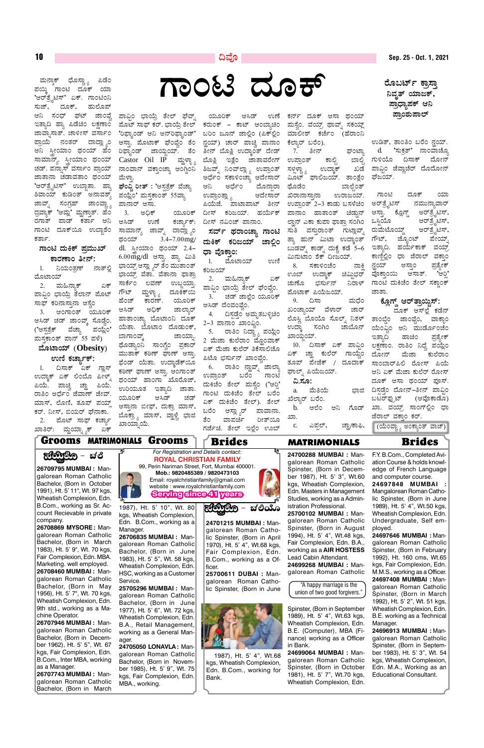# ಗಾಂಟಿ ದೂಕ್

**ರೊಬರ್ಟ್ ಕ್ರಾಸ್ತಾ**
**ನಿವೃತ್ ಯಾಜಕ್, ಪ್ರಾಧ್ಯಾಪಕ್ ಆನಿ ಪ್ರಾಂಶುಪಾಲ್**

ಮನ್ಶಾಕ್ ಧೊಸ್ಪ್ರಾ ಪಿಡೆಂ ಪಯ್ಕಿಂ ಗಾಂಟಿ ದೂಕ್ ಯಾ 'ಆರ್ತೈಟಿಸ್' ಏಕ್. ಗಾಂಟಿಂನಿ ಸುಜ್, ದೂಕ್, ಹುಲೊಪ್ ಆನಿ ಸಂದ್ ಘಟ್ ಜಾಂವ್ಚಿ ಇತ್ಯಾದಿ ಹ್ಯಾ ಪಿಡೆಚಿಂ ಲಕ್ಷಣಾಂ ಜಾವ್ನಾಸಾತ್. ಚಾಳೀಸ್ ವರ್ಸಾಂ ಪ್ರಾಯ ನಂತರ್ ದಾದ್ಲ್ಯಾಂ ಆನಿ ಸ್ತ್ರೀಯಾಂ ಥಂಯ್ ಹೆಂ ಸಾಮಾನ್ಯ್, ಸ್ತ್ರೀಯಾಂ ಥಂಯ್ ಚಡ್. ಪನ್ನಾಸ್ ವರ್ಸಾಂ ಪ್ರಾಯ್ ಜಾತಾನಾ ಚಡಾವತಾಂ ಥಂಯ್ 'ಆರ್ತೈಟಿಸ್' ಉಬ್ಜತಾ. ಹ್ಯಾ ಶಿವಾಯ್ ಕುಡಿಂತ್ ಅನಾವಶ್ಯ್ ಜಾವ್ನ್ ಸಂಗ್ರಹ್ ಜಾಂವ್ಚ್ಯಾ ದ್ರವ್ಯಾಕ್ 'ಆಮ್ಲ್' ಮ್ಹಣ್ತಾತ್. ಹೆಂ ರಗ್ತಾಂತ್ ಪಾಡ್ ಕರ್ತಾ ಆನಿ ಗಾಂಟಿ ದೂಕೆಯಿ ಉಬ್ಜಾತೆಂ ಕರ್ತಾ.

### ಗಾಂಟಿ ದುಕಿಕ್ ಪ್ರಮುಖ್ ಕಾರಣಾಂ ತೀನ್:

1. ನಿಯಂತ್ರಣ್ ನಾತ್ಲ್ಲಿ ಮೊಟಾಯ್
2. ಮಹಿನ್ಯಾಕ್ ಏಕ್ ಪಾವ್ಟಿಂ ಭಾಯ್ರಿ ತೆಲಾನ್ ಪೊಟ್ ಸಾಫ್ ಕರಿನಾಸ್ತಾನಾ ಆಸ್ಚೆಂ
3. ಆಂಗಾಂತ್ ಯೂರಿಕ್ ಆಸಿಡ್ ಚಡ್ ಜಾಂವ್ಕ್ ಸೊಡ್ಚೆಂ. ('ಆಸ್ತಕ್ ವೆಜ್ಯಾ ಪಯ್ಲೆಂ' ಪುಸ್ತಕಾಂತ್ ಪಾನ್ 55 ಪಳೆ)

### ಮೊಟಾಯ್ (Obesity) ಉಣೆ ಕರ್ಚ್ಯಾಕ್:

1. ದಿಸಾಕ್ ಏಕ್ ಗ್ಲಾಸ್ ಉದ್ಕಾಕ್ ಏಕ್ ಲಿಂಬೆಂ ಪಿಳ್ನ್ ಪಿಯೆ. ಪಾಟ್ಲೆಂ ಚ್ಯಾ ಪಿಯೆ. ರಾತಿಂ ಅರ್ದೆಂ ಜೆವಣ್ ಜೆವ್. ಮಾಸ್, ಲೋಣಿ, ತೂಪ್ ಪಯ್ಸ್ ಕರ್. ನೀಸ್, ಬಯರ್ ಫೆನಾಕಾ.
2. ಪೊಟ್ ಸಾಫ್ ಕರ್ಚ್ಯಾ ಖಾತಿರ್: ಮ್ಹಯ್ನ್ಯಾಕ್ ಏಕ್ ಪಾವ್ಟಿಂ ಭಾಯ್ರಿ ತೇಲ್ ಘೆವ್ನ್ ಪೊಟ್ ಸಾಫ್ ಕರ್. ಭಾಯ್ರಿ ತೆಲ್ 'ರಿಫ್ಯಾಂಡ್' ಆನಿ ಅನ್‌ರಿಫ್ಯಾಂಡ್' ಆಸ್ತಾ. ಪೊಟಾಕ್ ಘೆಂವ್ಚೆಂ ತೆಂ ರಿಫ್ಯಾಂಡ್ ಜಾಯ್ಜಯ್. ತೆಂ Castor Oil IP ಮ್ಹಳ್ಯಾ ನಾಂವಾನ್ ವಕ್ತಾಂಚ್ಯಾ ಆಂಗ್ಡಿಂನಿ ಮೆಳ್ತಾ.

**ಘೆಂವ್ಚಿ ರೀತ್:** 'ಆಸ್ತಕ್ ವೆಜ್ಯಾ ಪಯ್ಲೆಂ' ಪುಸ್ತಕಾಂತ್ 55ವ್ಯಾ ಪಾನಾರ್ ಆಸಾ.

3. ಅಧಿಕ್ ಯೂರಿಕ್ ಆಸಿಡ್ ಉಣೆ ಕರ್ಚ್ಯಾಕ್: ಸಾಮಾನ್ಯ್ ಜಾವ್ನ್ ದಾದ್ಲ್ಯಾಂ ಥಂಯ್ 3.4-7.00mg/dl ಸ್ತ್ರೀಯಾಂ ಥಂಯ್ 2.4-6.00mg/dl ಆಸ್ತಾ. ಹ್ಯಾ ಮಿತಿ ಭಾಯ್ರ್ ಆಸ್ಲ್ಯಾರ್ ತೆಂ ಮುಖಾಂತ್ ಭಾಯ್ರ್ ವೆತಾ. ವೆತಾನಾ ಫಾತ್ರಾ ಸಾರ್ಕೆಂ ಲವಣ್ ಉಬ್ಜಯ್ತಾ. 'ಗೌಟ್' ಮ್ಹಳ್ಯಾ ದೂಕೆಯಿ ಹೆಂಚ್ ಕಾರಣ್. ಯೂರಿಕ್ ಆಸಿಡ್ ಅಧಿಕ್ ಜಾಲ್ಯಾರ್ ಹಾತಾಂಚ್ಯಾ ಬೊಟಾಂನಿ ದೂಕ್ ಯೆತಾ. ಬೊಟಾಂ ದೊಡುಂಕ್, ಬಾಗಾಂವ್ಕ್ ಕಠಿಣ್ ಜಾಯ್ತ್ಯಾ ಥೊಡ್ಯಾಂನಿ ಸಾಂಗ್ಚೆಂ ಪ್ರಕಾರ್ ಮುತಾಕ್ ಕಠಿಣ್ ಫಾಣ್ ಆಸ್ತಾ. ಥೆಂಡ್ ಯೆತಾ. ಉದ್ಯಾಡೆಕ್ಯೆಂ ಕಠಿಣ್ ಫಾಣ್ ಆಸ್ತಾ. ಆಂಗಾಂತ್ ಥಂಯ್ ಹಾಂಗಾ ಖೊರೊಜ್, ಉರಿಯೆಂತ್ ಇತ್ಯಾದಿ ಜಾತಾ. ಯೂರಿಕ್ ಆಸಿಡ್ ಚಡ್ ಆಸ್ತಾನಾ ಬೀಫ್, ದುಕ್ರಾ ಮಾಸ್, ಬೊಕ್ರ್ಯಾ ಮಾಸ್, ವ್ಹಾಳ್ಚೆ ಭಾಜಿ ಖಾಯ್ನಾಯ್ಯೆ.

ಯೂರಿಕ್ ಆಸಿಡ್ ಉಣೆ ಕರುಂಕ್ – ಕಾಟ್ ಆಂಬ್ಯಾಚಿಂ ಬರಿಂ ಜೂನ್ ಪಾಲ್ಲಿಂ (ಪಿಕ್‌ಲ್ಲಿಂ ನ್ಹಯ್) ಚಾರ್ ಪಾಚ್ವಿ ಪಾನಾಂ ತೀನ್ ಬೊತ್ತಿ ಉದ್ಕಾಂತ್ ದೇಡ್ ಬೊತ್ತಿ ಇತ್ಲೆಂ ಜಾತಾವರೇಗ್ ಶಿಜವ್ನ್ ನಿಂವಳ್ಳ್ಯಾ ಉಪ್ರಾಂತ್ ಅರ್ಧೆಂ ಸಕಾಳಿಂಚ್ಯಾ ಆದೇಸಾರ್ ಆನಿ ಅರ್ಧೆಂ ದೊನ್ಪಾರಾ ಉಪ್ರಾಂತ್ಲ್ಯಾ ಆದೇಸಾರ್ ಪಿಯೆಜೆ. ಪಾಟಾಪಾಟ್ ತೀನ್ ದೀಸ್ ಕರಿಜಯ್. ಹಯೆರ್ಕ್ ದೀಸ್ ನವಿಂಚ್ ಪಾನಾಂ.

### ಸರ್ವ್ ಥರಾಂಚ್ಯಾ ಗಾಂಟಿ ದುಕಿಕ್ ಕರಿಜಯ್ ಜಾಲ್ಲಿಂ ಧಾ ವೊಕ್ತಾಂ:

1. ಮೊಟಾಯ್ ಉಣೆ ಕರಿಜಯ್
2. ಮಹಿನ್ಯಾಕ್ ಏಕ್ ಪಾವ್ಟಿಂ ಭಾಯ್ರಿ ತೇಲ್ ಘೆಂವ್ಚೆಂ.
3. ಚಡ್ ಜಾಲ್ಲೆಂ ಯೂರಿಕ್ ಆಸಿಡ್ ದೆಂವಡ್ಚೆಂ.
4. ದಿಸ್ಲ್ಲೆಂ ಅಮೃತಬಳ್ಳಿಚಿಂ 2-3 ಪಾನಾಂ ಖಾಂವ್ಚಿಂ.
5. ರಾತಿಂ ನಿದ್ಚ್ಯಾ ಪಯ್ಲೆಂ 2 ಮೆಜಾ ಕುಲೆರಾಂ ವೊಣಾಕ್ ಏಕ್ ಮೆಜಾ ಕುಲೆರ್ ತಿಕೆಸಾಲಿಚೆಂ ಪಿಟೊ ಭರ್ಸುನ್ ಖಾಂವ್ಚೆಂ.
6. ರಾತಿಂ ನ್ಹಾವ್ನ್ ಜಾಲ್ಯಾ ಉಪ್ರಾಂತ್ ಬರೆಂ ಗಾಂಟಿ ದುಕಿಚೆಂ ತೇಲ್ ಪುಸ್ಚೆಂ ('ಆಲ್' ಗಾಂಟಿ ದುಕಿಚೆಂ ತೇಲ್ ಬರೆಂ ಏಕ್ ದುಕಿಚೆಂ ತೇಲ್). ತೇಲ್ ಬರೆಂ ಆಸ್ಲ್ಯಾರ್ ಪಾವಾನಾ. ತೆಂ ವಾಪರ್ಚೆಂ ರೀತ್‌ಯಿ ಗರ್ಜೆಚಿ. ತೇಲ್ ಇಲ್ಲೆಂ ಉಬ್ ಕರ್ನ್ ದೂಕ್ ಆಸಾ ಥಂಯ್ ಮುಸ್ತೆಂ. ವಯ್ರ್ ಥಾವ್ನ್ ಸಕಯ್ಲ್ ಮಾಲೀಸ್ ಕರ್ಚೆಂ (ಹೆರಾಂನಿ ಕೆಲ್ಯಾರ್ ಬರೆಂ).
7. ತೀನ್ ಘಂಟ್ಯಾ ಉಪ್ರಾಂತ್ ಕಾಲ್ಲಿ ಬಾಲ್ಲಿ ಸಳ್ಸಳ್ಯಾ ಉದ್ಕಾಕ್ ಖಡೆ ಮಿಠ್ ಘಾಲಿಜಯ್. ತಾಂತ್ಲೆಂ ಥೊಡೆಂ ಬಾಲ್ದೆಂತ್ ವಿರಾನಾಸ್ತಾನಾ ಉರಾಜಯ್. ಉಪ್ರಾಂತ್ 2-3 ಕಾಡು ಬಸಳೆಚಿಂ ಪಾನಾಂ ಹಾತಾಂತ್ ಚಿಡ್ಡುನ್ ಲ್ಹಾನ್ ಏಕಾ ಕುಪಾ ಫಾತ್ರಾ ಸಂಗಿಂ ಸುತಿ ವಸ್ತುರಾಂತ್ ಗುಟ್ಲಾವ್ನ್ ತ್ಯಾ ಹುನ್ ಮಿಟಾ ಉದ್ಕಾಂತ್ ಬುಡವ್ನ್ ಕಾಡ್ನ್ ದುಕ್ಕಿ ಕಡೆ 5–6 ಮಿನುಟಾಂ ಶೆಕ್ ದೀಜಯ್.
8. ಸಕಾಳಿಂಚೆಂ ನಾಕ್ಕಿ ಊಬ್ ಉದ್ಕಾಕ್ ಚಿಮ್ಬಿಭರ್ ಚುಣೊ ಭರ್ಸುನ್ ನಿರಾಳ್ ಪೊಟಾಕ್ ಪಿಯೆಜಯ್.
9. ದಿಸಾ ಮಧೆಂ ಖಂಚ್ಯಾಯ್ ವೆಳಾರ್ ಚಾರ್ ಲ್ವೊಸ್ಸ್ ಬೊಯೊ ಸೊಲ್ಸ್ ನಿತಳ್ ಉದ್ಕಾ ಸಂಗಿಂ ಚಾಬೊನ್ ಖಾಯ್ಜಯ್.
10. ದಿಸಾಕ್ ಏಕ್ ಪಾವ್ಟಿಂ ಏಕ್ ಚ್ಹಾ ಕುಲೆರ್ ಗಾಯ್ಚಿಂ ತೂಪ್ ಪೇಜೆಕ್ / ದೂದಾಕ್ ಘಾಲ್ನ್ ಪಿಯೆಜಯ್.

**ವಿ.ಸೂ:**

a. ಮೆತಿಯೆ ಭಾಜಿ ಖೆಲ್ಯಾರ್ ಬರೆಂ.

b. ಆಲೆಂ ಆನಿ ಗೊಡ್ ಖಾ.

c. ಎಪ್ಪಲ್, ಚ್ಹಾ/ಕಾಫಿ, ಉಡಿತ್, ತಾಂತಿಂ ಬರೆಂ ನ್ಹಯ್.

d. 'ಸುಕ್ರತ್' ನಾಂವಾಚ್ಯೊ ಗುಳಿಯೊ ದಿಸಾಕ್ ದೋನ್ ಪಾವ್ಟಿಂ ಜೆವ್ಣಾಚೆರ್ ದೊರೋನ್ ಘೆಜಯ್.

ಗಾಂಟಿ ದೂಕ್ ಯಾ ಆರ್ತೈಟಿಸ್ ನಮುನ್ಯಾವಾರ್ ಆಸ್ತಾ. ಕ್ಲೊಗ್ಟ್ ಆರ್ತೈಟಿಸ್, ಒಸ್ಟಿಯೊ ಆರ್ತೈಟಿಸ್, ರುಮಟೊಯ್ಡ್ ಆರ್ತೈಟಿಸ್, ಗೌಟ್, ಜ್ಯೊಯಿಂಟ್ ಪೇಯ್ನ್ ಇತ್ಯಾದಿ. ಹಯೆರ್ಕಾಕ್ ವಯ್ರ್ ಕಾಣ್ಲ್ಲಿಂ ಧಾ ಜೆರಾಲ್ ವಕ್ತಾಂ ನ್ಹಯ್ ಆಸ್ತಾಂ ಪ್ರತ್ಯೇಕ್ ವೊಕ್ತಾಂಯಿ ಆಸಾತ್. 'ಆಲ್' ಗಾಂಟಿ ದುಕಿಚೆಂ ತೇಲ್ ಸಕ್ಕಾಂಕ್ ಜಾತಾ.

### ಕ್ಲೊಗ್ಟ್ ಆರ್ತ್ರಾಯ್ಟಿಸ್:

ದೂಕ್ ಆಸ್ಲೆಕ್ ಕಡೆನ್ ತಾಂಬ್ಡೆಂ ಜಾಂವ್ಚೆಂ, ವಾಕ್ಡಾಂ ಯೆಂವ್ಚೆಂ ಆನಿ ಮುಡ್ಗೊಂಚೆಂ ಇತ್ಯಾದಿ ಹಾಚಿಂ ಪ್ರತ್ಯೇಕ್ ಲಕ್ಷಣಾಂ. ರಾತಿಂ ನಿದ್ರೆ ಪಯ್ಲೆಂ ದೋನ್ ಮೆಜಾ ಕುಲೆರಾಂ ಸಾಂಬಾರ್‌ಪಿಲಿ ರೋಸ್ ಪಿಯೆ ಆನಿ ಏಕ್ ಮೆಜಾ ಕುಲೆರ್ ರೋಸ್ ದೂಕ್ ಆಸಾ ಥಂಯ್ ಪೂಸ್. ದಿಸ್ಲ್ಲೆಂ ದೋನ್–ತೀನ್ ಪಾವ್ಟಿಂ ಬಟರ್‌ಫ್ರೂಟ್ (ಅವೊಕಾಡೊ) ಖಾ. ವಯ್ರ್ ಸಾಂಗ್‌ಲ್ಲಿಂ ಧಾ ಜೆರಾಲ್ ವಕ್ತಾಂ ಕರ್.

(ಯೆಂವ್ಚ್ಯಾ ಅಂಕ್ಯಾಂತ್ ವಾಚ್)

---

## Grooms MATRIMONIALS Grooms

### ಪೊಣ್ಯಿಲೊ – ವರ

**26709795 MUMBAI :** Mangalorean Roman Catholic Bachelor, (Born in October 1991), Ht. 5' 11", Wt. 97 kgs, Wheatish Complexion, Edn. B.Com., working as Sr. Account Recievable in private company.

**26708869 MYSORE :** Mangalorean Roman Catholic Bachelor, (Born in March 1983), Ht. 5' 9", Wt. 70 kgs, Fair Complexion, Edn. MBA. Marketing. well employed.

**26708460 MUMBAI :** Mangalorean Roman Catholic Bachelor, (Born in May 1956), Ht. 5' 7", Wt. 70 kgs, Wheatish Complexion, Edn. 9th std., working as a Machine Operator.

**26707946 MUMBAI :** Mangalorean Roman Catholic Bachelor, (Born in December 1962), Ht. 5' 5", Wt. 67 kgs, Fair Complexion, Edn. B.Com., Inter MBA, working as a Manager.

**26707743 MUMBAI :** Mangalorean Roman Catholic Bachelor, (Born in March 1987), Ht. 5' 10", Wt. 80 kgs, Wheatish Complexion, Edn. B.Com., working as a Manager.

*For Registration and Details contact:*
**ROYAL CHRISTIAN FAMILY**
99, Perin Nariman Street, Fort, Mumbai 400001.
**Mob.: 9820485389 / 9820473103**
Email: royalchristianfamily@gmail.com
website : www.royalchristianfamily.com
**Serving since 41 years**

**26706835 MUMBAI :** Mangalorean Roman Catholic Bachelor, (Born in June 1983), Ht. 5' 5", Wt. 58 kgs, Wheatish Complexion, Edn. HSC, working as a Customer Service.

**25705296 MUMBAI :** Mangalorean Roman Catholic Bachelor, (Born in June 1977), Ht. 5' 6", Wt. 72 kgs, Wheatish Complexion, Edn. B.A., Retail Management, working as a General Manager.

**24705050 LONAVLA :** Mangalorean Roman Catholic Bachelor, (Born in November 1985), Ht. 5' 9", Wt. 75 kgs, Fair Complexion, Edn. MBA., working.

## Brides MATRIMONIALS Brides

### ಪೊಣ್ಯಿಲೊ – ವಧುಯೊ

**24701215 MUMBAI :** Mangalorean Roman Catholic Spinster, (Born in April 1970), Ht. 5' 4", Wt.68 kgs, Fair Complexion, Edn. B.Com., working as a Officer.

**25700611 DUBAI :** Mangalorean Roman Catholic Spinster, (Born in June 1987), Ht. 5' 4", Wt.68 kgs, Wheatish Complexion, Edn. B.Com., working for Bank.

**24700288 MUMBAI :** Mangalorean Roman Catholic Spinster, (Born in December 1987), Ht. 5' 3", Wt.60 kgs, Wheatish Complexion, Edn. Masters in Management Studies, working as a Administration Professional.

**25700102 MUMBAI :** Mangalorean Roman Catholic Spinster, (Born in August 1994), Ht. 5' 4", Wt.48 kgs, Fair Complexion, Edn. B.A., working as a AIR HOSTESS Lead Cabin Attendant.

**24699268 MUMBAI :** Mangalorean Roman Catholic Spinster, (Born in September 1989), Ht. 5' 4", Wt.63 kgs, Wheatish Complexion, Edn. B.E. (Computer), MBA (Finance) working as a Officer in Bank.

"A happy marriage is the union of two good forgivers."

**24699064 MUMBAI :** Mangalorean Roman Catholic Spinster, (Born in October 1981), Ht. 5' 7", Wt.70 kgs, Wheatish Complexion, Edn. F.Y. B.Com., Completed Aviation Course & holds knowledge of French Language and computer course.

**24697848 MUMBAI :** Mangalorean Roman Catholic Spinster, (Born in June 1989), Ht. 5' 4", Wt.50 kgs, Wheatish Complexion, Edn. Undergraduate, Self employed.

**24697646 MUMBAI :** Mangalorean Roman Catholic Spinster, (Born in February 1992), Ht. 160 cms, Wt.65 kgs, Fair Complexion, Edn. M.M.S., working as a Officer.

**24697408 MUMBAI :** Mangalorean Roman Catholic Spinster, (Born in March 1992), Ht. 5' 2", Wt. 51 kgs, Wheatish Complexion, Edn. B.E. working as a Technical Manager.

**24696913 MUMBAI :** Mangalorean Roman Catholic Spinster, (Born in September 1983), Ht. 5' 3", Wt. 54 kgs, Wheatish Complexion, Edn. M.A., Working as an Educational Consultant.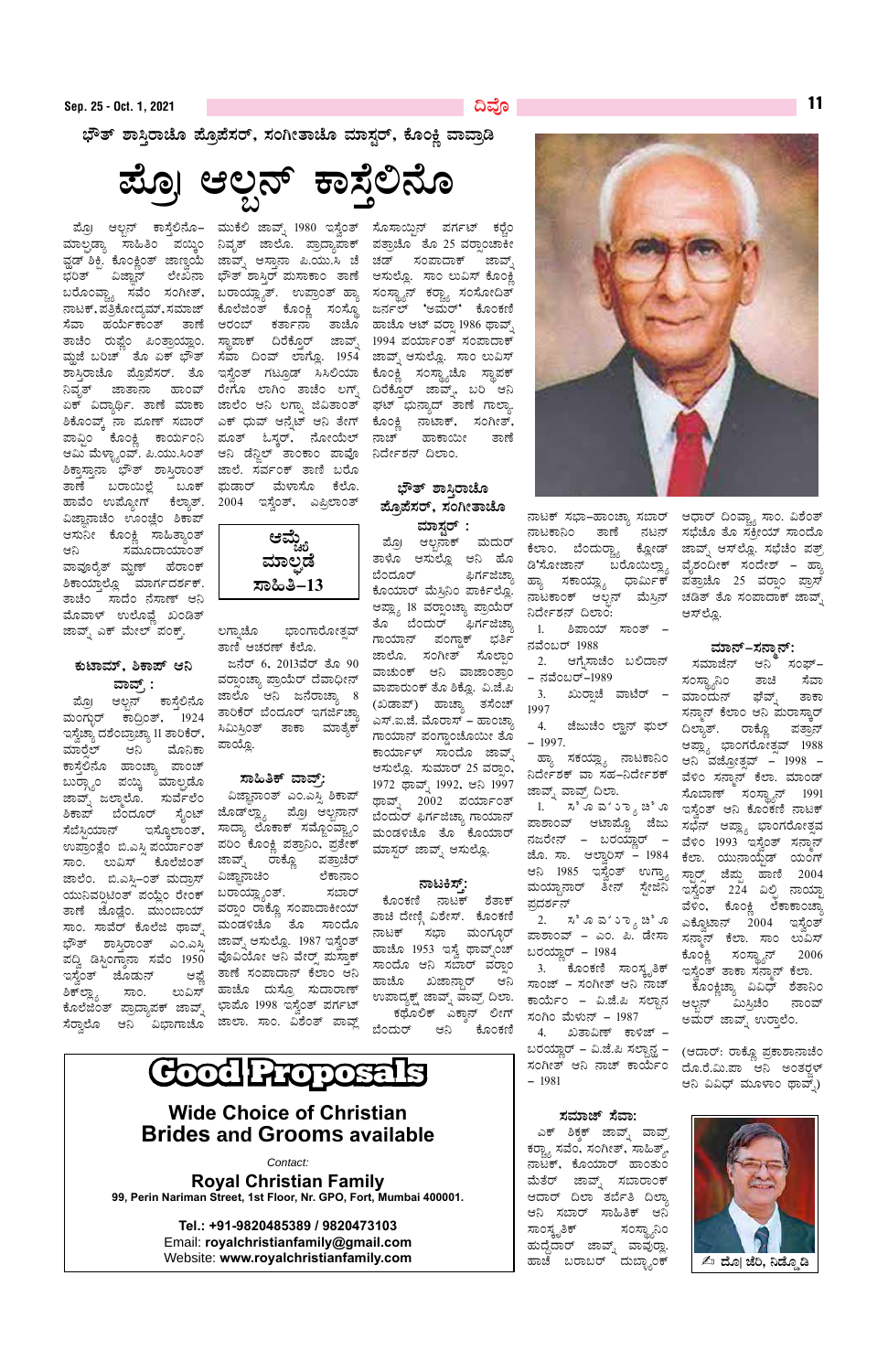ಭೌತ್ ಶಾಸ್ತ್ರಾಚೊ ಪ್ರೊಫೆಸರ್, ಸಂಗೀತಾಚೊ ಮಾಸ್ತರ್, ಕೊಂಕ್ಣಿ ವಾವ್ರಾಡಿ

# ಪ್ರೊ| ಆಲ್ಬನ್ ಕಾಸ್ತೆಲಿನೊ

ಪ್ರೊ ಆಲ್ಬನ್ ಕಾಸ್ತೆಲಿನೊ– ಮಾಲ್ಘಡ್ಯಾ ಸಾಹಿತಿಂ ಪಯ್ಕಿಂ ವ್ಹಡ್ ಶಿಕ್ಪಿ. ಕೊಂಕ್ಣಿಂತ್ ಜಾಣ್ವಾಯೆ ಭರಿತ್ ವಿಜ್ಞಾನ್ ಲೇಖನಾಂ ಬರೊವ್ಪ್ಯಾ ಸವೆಂ ಸಂಗೀತ್, ನಾಟಕ್, ಪತ್ರಿಕೋದ್ಯಮ್, ಸಮಾಜ್ ಸೆವಾ ಹರ್ಯೆಕಾಂತ್ ತಾಣೆ ತಾಚಿ ರುಪ್ಣಿಂ ಘಿಂತ್ಲ್ಯಾಂತ್ಲ್ಯಾಂ. ಮ್ಹಜೆ ಬರಿಚ್ ತೊ ಏಕ್ ಭೌತ್ ಶಾಸ್ತ್ರಾಚೊ ಪ್ರೊಫೆಸರ್. ತೊ ನಿವೃತ್ ಜಾತಾನಾ ಹಾಂವ್ ಏಕ್ ವಿದ್ಯಾರ್ಥಿ. ತಾಣೆ ಮಾಕಾ ಶಿಕೊವ್ನ್ ನಾ ಪುಣ್ ಸಬಾರ್ ಪಾವ್ಪಿಂ ಕೊಂಕ್ಣಿ ಕಾರ್ಯಾಂನಿ ಆಮಿ ಮೆಳ್ಯಾಂವ್. ಪಿ.ಯು.ಸಿಂತ್ ಶಿಕ್ತಾನಾ ಭೌತ್ ಶಾಸ್ತ್ರಾಂತ್ ತಾಣೆ ಬರಯಿಲ್ಲೆ ಬೂಕ್ ಹಾವೆಂ ಉಪ್ಯೋಗ್ ಕೆಲ್ಯಾತ್. ವಿಜ್ಞಾನಾಚೆಂ ಉಂಚ್ಲೆಂ ಶಿಕಪ್ ಆಸೊನೀ ಕೊಂಕ್ಣಿ ಸಾಹಿತ್ಯಾಂತ್ ಆನಿ ಸಮಾಜ್ದಾಯಾಂತ್ ವಾವುರ್ಲೆತ್ ವ್ಹಡ್ ಹರೊಕ್ ಶಿಕಯ್ಯಾಲ್ಲೊ ಮಾರ್ಗದರ್ಶಕ್. ತಾಚಿ ಸಾದೆಂ ನೆಸಾಣ್ ಆನಿ ಮೊವಾಳ್ ಉಲೊವ್ಪ ಖಂಡಿತ್ ಜಾವ್ನ್ ಏಕ್ ಮೇಲ್ ಪಂಕ್ತ್.

### ಕುಟಾಮ್, ಶಿಕಾಪ್ ಆನಿ ವಾವ್ರ್ :

ಪ್ರೊ ಆಲ್ಬನ್ ಕಾಸ್ತೆಲಿನೊ ಮಂಗ್ಳುರ್ ಕಾದ್ರಿಂತ್, 1924 ಇಸ್ವೆಚ್ಯಾ ದಶೆಂಬ್ರಾಚ್ಯಾ 11 ತಾರಿಕೆರ್, ಮಾರ್ಲೆಜ್ ಆನಿ ಮೊನಿಕಾ ಕಾಸ್ತೆಲಿನೊ ಹಾಂಚ್ಯಾ ಪಾಂಚ್ ಬುರ್ಗ್ಯಾಂ ಪಯ್ಕಿಂ ಮಾಲ್ಘಡೊ ಜಾವ್ನ್ ಜಲ್ಮಲೊ. ಸುರ್ವೆಲೆಂ ಶಿಕಪ್ ಬೆಂದೂರ್ ಸೈಂಟ್ ಸೆಬೆಸ್ತಿಯಾನ್ ಇಸ್ಕೊಲಾಂತ್, ಉಪ್ರಾಂತ್ಲೆಂ ಬಿ.ಎಸ್ಸಿ ಪರ್ಯಾಂತ್ ಸಾಂ. ಲುವಿಸ್ ಕೊಲೆಜಿಂತ್ ಜಾಲೆಂ. ಬಿ.ಎಸ್ಸಿ–ಂತ್ ಮದ್ರಾಸ್ ಯುನಿವರ್ಸಿಟಿಂತ್ ಪಯ್ಲೊ ರೇಂಕ್ ತಾಣೆ ಜೊಡ್ಲೊ. ಮುಂಬಯಿಚ್ ಸಾಂ. ಝಾವೆರ್ ಕೊಲೆಜ್ ಥಾವ್ನ್ ಭೌತ್ ಶಾಸ್ತ್ರಾಂತ್ ಎಂ.ಎಸ್ಸಿ ಪದ್ವಿ ಡಿಸ್ಟಿಂಕ್ಷನಾ ಸವೆಂ 1950 ಇಸ್ವೆಂತ್ ಜೊಡುನ್ ಆಪ್ಲೆ ಶಿಕ್ಲ್ಯಾ ಸಾಂ. ಲುವಿಸ್ ಕೊಲೆಜಿಂತ್ ಪ್ರಾಧ್ಯಾಪಕ್ ಜಾವ್ನ್ ಸೆರ್ವಾಲೊ ಆನಿ ವಿಭಾಗಾಚೊ ಮುಕೆಲಿ ಜಾವ್ನ್ 1980 ಇಸ್ವೆಂತ್ ನಿವೃತ್ ಜಾಲೊ. ಪ್ರಾಧ್ಯಾಪಕ್ ಜಾವ್ನ್ ಆಸ್ತಾನಾ ಪಿ.ಯು.ಸಿ ಚೆ ಭೌತ್ ಶಾಸ್ತರ್ ಪುಸ್ತಕಾಂ ತಾಣೆ ಬರಯ್ಲ್ಯಾಂತ್. ಉಪ್ರಾಂತ್ ಹ್ಯಾ ಕೊಲೆಜಿಂತ್ ಕೊಂಕ್ಣಿ ಸಂಸ್ಥೊ ಆರಂಭ್ ಕರ್ತಾನಾ ತಾಚೊ ಸ್ಥಾಪಕ್ ದಿರೆಕ್ತೊರ್ ಜಾವ್ನ್ ಸೆವಾ ದಿಂವ್ಕ್ ಲಾಗ್ಲೊ. 1954 ಇಸ್ವೆಂತ್ ಗಟ್ಲೂಡ್ ಸಿಸಿಲಿಯಾ ರೇಗೊ ಲಗ್ನಿ ತಾಚೆಂ ಲಗ್ನ್ ಜಾಲೆಂ ಆನಿ ಲಗ್ನಾ ಜಿವಿತಾಂತ್ ಏಕ್ ಧುವ್ ಆನೆಟ್ ಆನಿ ತೇಗ್ ಪುತ್ ಒಸ್ವಲ್, ನೊಯೆಲ್ ಆನಿ ಡೆನ್ವಿಲ್ ತಾಂಕಾಂ ಪಾವ್ಲೊ ಜಾಲೆ. ಸರ್ವಾಂಕ್ ತಾಣೆ ಬರೊ ಘಡಾಪ್ ಮೆಳ್ಸಾಕಾ ಕೆಲೊ. 2004 ಇಸ್ವೆಂತ್, ಎಪ್ರಿಲಾಂತ್ ಲಗ್ನಾಚೊ ಭಾಂಗಾರೋತ್ಸವ್ ತಾಣೆ ಆಚರಣ್ ಕೆಲೊ.

**ಆಮ್ಚೆ ಮಾಲ್ಘಡೆ ಸಾಹಿತಿ–13**

ಜನೆರ್ 6, 2013ವೆರ್ ತೊ 90 ವರ್ಸಾಂಚ್ಯಾ ಪ್ರಾಯೆರ್ ದೆವಾಧಿನ್ ಜಾಲೊ ಆನಿ ಜನೆರಾಚ್ಯಾ 8 ತಾರಿಕೆರ್ ಬೆಂದೂರ್ ಇಗರ್ಜೆಚ್ಯಾ ಸಿಮಿಸ್ತ್ರಿಂತ್ ತಾಕಾ ಮಾತ್ಯೆಕ್ ಪಾಯ್ಲೊ.

### ಸಾಹಿತಿಕ್ ವಾವ್ರ್:

ವಿಜ್ಞಾನಾಂತ್ ಎಂ.ಎಸ್ಸಿ ಶಿಕಪ್ ಜೊಡಲ್ಲ್ಯಾ ಪ್ರೊ ಆಲ್ಬನಾನ್ ಸಾದ್ಯಾ ಲೊಕಾಕ್ ಸಮ್ಜೊವ್ಚ್ಯಾ ಪರಿಂ ಕೊಂಕ್ಣಿ ಪತ್ರಾಂನಿ, ಪ್ರತೇಕ್ ಜಾವ್ನ್ ರಾಕ್ಣೊ ಪತ್ರಾಕ್ ವಿಜ್ಞಾನಾಚಿಂ ಲೇಖನಾಂ ಬರಯ್ಲ್ಯಾಂತ್. ಸಬಾರ್ ವರ್ಸಾಂ ರಾಕ್ಣ್ಯಾ ಸಂಪಾದಕೀಯಾಚ್ ಮಂಡಳಿಚೊ ತೊ ಸಾಂದೊ ಜಾವ್ನ್ ಆಸುಲ್ಲೊ. 1987 ಇಸ್ವೆಂತ್ ವೊವಿಯೊ ಆನಿ ವೇರ್ಸ್ ಪುಸ್ತಕ್ ತಾಣೆ ಸಂಪಾದನ್ ಕೆಲಾಂ ಆನಿ ಹಾಚೊ ದುಸ್ರೊ ಸುದಾರಾಣ್ ಭಾಗೊ 1998 ಇಸ್ವೆಂತ್ ಪರ್ಗಟ್ ಜಾಲಾ. ಸಾಂ. ವಿಶೆಂತ್ ಪಾವ್ಲ್ ಸೊಸಾಯ್ಟಿನ್ ಪರ್ಗಟ್ ಕರ್ಚ್ಯೆಂ ಪತ್ರಾಚೊ ತೊ 25 ವರ್ಸಾಂಚಾಕೀ ಚಡ್ ಸಂಪಾದಕ್ ಜಾವ್ನ್ ಆಸುಲ್ಲೊ. ಸಾಂ ಲುವಿಸ್ ಕೊಂಕ್ಣಿ ಸಂಸ್ಥ್ಯಾನ್ ಕಲ್ಚ್ಯಾ ಸಂಸೊಧಿತ್ ಜರ್ನಲ್ 'ಅಮರ್' ಕೊಂಕಣಿ ಹಾಚೊ ಆಟ್ ವರ್ಸಾ 1986 ಥಾವ್ನ್ 1994 ಪರ್ಯಾಂತ್ ಸಂಪಾದಕ್ ಜಾವ್ನ್ ಆಸುಲ್ಲೊ. ಸಾಂ ಲುವಿಸ್ ಕೊಂಕ್ಣಿ ಸಂಸ್ಥ್ಯಾಚೊ ಸ್ಥಾಪಕ್ ದಿರೆಕ್ತೊರ್ ಜಾವ್ನ್, ಬರಿ ಆನಿ ಘಟ್ ಭುನ್ಯಾದ್ ತಾಣೆ ಗಾಲ್ಯಾ. ಕೊಂಕ್ಣಿ ನಾಟಕ್, ಸಂಗೀತ್, ನಾಚ್ ಹಾಕಾಯೀ ತಾಣೆ ನಿರ್ದೇಶನ್ ದಿಲಾಂ.

### ಭೌತ್ ಶಾಸ್ತ್ರಾಚೊ ಪ್ರೊಫೆಸರ್, ಸಂಗೀತಾಚೊ ಮಾಸ್ತರ್ :

ಪ್ರೊ ಆಲ್ಬನಾಕ್ ಮದುರ್ ತಾಳೊ ಆಸುಲ್ಲೊ ಆನಿ ಹೊ ಬೆಂದೂರ್ ಫಿರ್ಗಜೆಚ್ಯಾ ಕೊಯಾರ್ ಮೆಸ್ತ್ರಿನಿಂ ಪಾರ್ಕಿಲ್ಲೊ. ಆಪ್ಲ್ಯಾ 18 ವರ್ಸಾಂಚ್ಯಾ ಪ್ರಾಯೆರ್ ತೊ ಬೆಂದುರ್ ಫಿರ್ಗಜೆಚ್ಯಾ ಗಾಯಾನ್ ಪಂಗ್ಡಾಕ್ ಭರ್ತಿ ಜಾಲೊ. ಸಂಗೀತ್ ಸೊಲ್ಫಾಂವ್ ವಾಚುಂಕ್ ಆನಿ ವಾಜಾಂತ್ರಾಂ ವಾಜಾಂವ್ಕ್ ತೊ ಶಿಕ್ಲೊ. ವಿ.ಜೆ.ಪಿ (ಖಡಾಪ್) ಹಾಚ್ಯಾ ತಶೆಂಚ್ ಎಸ್.ಐ.ಜೆ. ಮೊರಾಸ್ – ಹಾಂಚ್ಯಾ ಗಾಯಾನ್ ಪಂಗ್ಡಾಂನಿಯೀ ತೊ ಕಾರ್ಯಾಳ್ ಸಾಂದೊ ಜಾವ್ನ್ ಆಸುಲ್ಲೊ. ಸುಮಾರ್ 25 ವರ್ಸಾಂ, 1972 ಥಾವ್ನ್ 1992, ಆನಿ 1997 ಥಾವ್ನ್ 2002 ಪರ್ಯಾಂತ್ ಬೆಂದುರ್ ಫಿರ್ಗಜೆಚ್ಯಾ ಗಾಯಾನ್ ಮಂಡಳಿಚೊ ತೊ ಕೊಯಾರ್ ಮಾಸ್ತರ್ ಜಾವ್ನ್ ಆಸುಲ್ಲೊ.

### ನಾಟಕಿಸ್ತ್:

ಕೊಂಕಣಿ ನಾಟಕ್ ಶೆತಾಕ್ ತಾಚಿ ದೇಣ್ಗಿ ವಿಶೇಸ್. ಕೊಂಕಣಿ ನಾಟಕ್ ಸಭಾ ಮಂಗ್ಳೂರ್ ಹಾಚೊ 1953 ಇಸ್ವೆ ಥಾವ್ನ್‌ಚ್ ಸಾಂದೊ ಆನಿ ಸಬಾರ್ ವರ್ಸಾಂ ಹಾಚೊ ಖಜಾನ್ದಾರ್ ಆನಿ ಉಪಾಧ್ಯಕ್ಷ್ ಜಾವ್ನ್ ವಾವ್ರ್ ದಿಲಾ. ಕಥೊಲಿಕ್ ಎಕ್ವಾನ್ ಲೀಗ್ ಬೆಂದುರ್ ಆನಿ ಕೊಂಕಣಿ ನಾಟಕ್ ಸಭಾ–ಹಾಂಚ್ಯಾ ಸಬಾರ್ ನಾಟಕಾಂನಿ ತಾಣೆ ನಟನ್ ಕೆಲಾಂ. ಬೆಂದುರ್ಚ್ಯಾ ಕ್ಲೋಡ್ ಡಿ'ಸೋಜಾನ್ ಬರೊಯಿಲ್ಲ್ಯಾ ಹ್ಯಾ ಸಕಯ್ಲ್ಯಾ ಧಾರ್ಮಿಕ್ ನಾಟಕಾಂಕ್ ಆಲ್ಬನ್ ಮೆಸ್ತ್ರಿನ್ ನಿರ್ದೇಶನ್ ದಿಲಾಂ:

1. ಶಿಪಾಯ್ ಸಾಂತ್ – ನವೆಂಬರ್ 1988
2. ಆಗ್ನೆಸಾಚೆಂ ಬಲಿದಾನ್ – ನವೆಂಬರ್–1989
3. ಖುರ್ಸಾಚೆ ವಾಟೆರ್ – 1997
4. ಜೆಜುಚೆಂ ಲ್ಹಾನ್ ಫುಲ್ – 1997.

ಹ್ಯಾ ಸಕಯ್ಲ್ಯಾ ನಾಟಕಾಂನಿ ನಿರ್ದೇಶಕ್ ವಾ ಸಹ–ನಿರ್ದೇಶಕ್ ಜಾವ್ನ್ ವಾವ್ರ್ ದಿಲಾ.

1. ಸ'ಂ ಇ ವ'ಂ ಇ ಚ'ಂ ಪಾಶಾಂವ್ ಆಟಾಪ್ಲೊ ಜೆಜು ನಜರೇನ್ – ಬರಯ್ಣಾರ್ – ಜೊ. ಸಾ. ಆಲ್ವಾರಿಸ್ – 1984 ಆನಿ 1985 ಇಸ್ವೆಂತ್ ಉಗ್ತ್ಯಾ ಮಯ್ದಾನಾರ್ ತೀನ್ ಸ್ಟೇಜಿಂ ಪ್ರದರ್ಶನ್
2. ಸ'ಂ ಇ ವ'ಂ ಇ ಚ'ಂ ಪಾಶಾಂವ್ – ಎಂ. ಪಿ. ಡೇಸಾ ಬರಯ್ಣಾರ್ – 1984
3. ಕೊಂಕಣಿ ಸಾಂಸ್ಕೃತಿಕ್ ಸಾಂಜ್ – ಸಂಗೀತ್ ಆನಿ ನಾಚ್ ಕಾರ್ಯಂ – ವಿ.ಜೆ.ಪಿ ಸಲ್ಡಾನ್ಹ ಸಂಗಿಂ ಮೆಳುನ್ – 1987
4. ಖಿಣಾವಿಣ್ ಕಳಿಜ್ – ಬರಯ್ಣಾರ್ – ವಿ.ಜೆ.ಪಿ ಸಲ್ಡಾನ್ಹ – ಸಂಗೀತ್ ಆನಿ ನಾಚ್ ಕಾರ್ಯಂ – 1981

### ಸಮಾಜ್ ಸೆವಾ:

ಏಕ್ ಶಿಕ್ಷಕ್ ಜಾವ್ನ್ ವಾವ್ರ್ ಕರ್ಚ್ಯಾ ಸವೆಂ, ಸಂಗೀತ್, ಸಾಹಿತ್ಯ್, ನಾಟಕ್, ಕೊಯಾರ್ ಹಾಂತುಂ ಮೆತೆರ್ ಜಾವ್ನ್ ಸಬಾರಾಂಕ್ ಆಧಾರ್ ದಿಲಾ ತರ್ಬೆತಿ ದಿಲ್ಯಾ ಆನಿ ಸಬಾರ್ ಸಾಹಿತಿಕ್ ಆನಿ ಸಾಂಸ್ಕೃತಿಕ್ ಸಂಸ್ಥ್ಯಾಂನಿ ಹುದ್ದೆದಾರ್ ಜಾವ್ನ್ ವಾವ್ರ್ಲಾ. ಹಾಚೆ ಬರಾಬರ್ ದುಬ್ಳ್ಯಾಂಕ್ ಆಧಾರ್ ದಿಂವ್ಚ್ಯಾ ಸಾಂ. ವಿಶೆಂತ್ ಸಭೆಚೊ ತೊ ಸಕ್ರೀಯ್ ಸಾಂದೊ ಜಾವ್ನ್ ಆಸ್‌ಲ್ಲೊ. ಸಭೆಚೊ ಪತ್ರ್ ವೈಶಂದೀಕ್ ಸಂದೇಶ್ – ಹ್ಯಾ ಪತ್ರಾಚೊ 25 ವರ್ಸಾಂ ಪ್ರಾಸ್ ಚಡಿತ್ ತೊ ಸಂಪಾದಕ್ ಜಾವ್ನ್ ಆಸ್‌ಲ್ಲೊ.

### ಮಾನ್–ಸನ್ಮಾನ್:

ಸಮಾಜೆನ್ ಆನಿ ಸಂಘ್–ಸಂಸ್ಥ್ಯಾಂನಿಂ ತಾಚಿ ಸೆವಾ ಮಾಂದುನ್ ಘೆವ್ನ್ ತಾಕಾ ಸನ್ಮಾನ್ ಕೆಲಾಂ ಆನಿ ಪುರಸ್ಕಾರ್ ದಿಲ್ಯಾತ್. ರಾಕ್ಣೊ ಪತ್ರಾನ್ ಆಪ್ಲ್ಯಾ ಭಾಂಗರೋತ್ಸವ್ 1988 ಆನಿ ವಜ್ರೋತ್ಸವ್ – 1998 – ವೆಳಿಂ ಸನ್ಮಾನ್ ಕೆಲಾ. ಮಾಂಡ್ ಸೊಭಾಣ್ ಸಂಸ್ಥ್ಯಾನ್ 1991 ಇಸ್ವೆಂತ್ ಆನಿ ಕೊಂಕಣಿ ನಾಟಕ್ ಸಭೆನ್ ಆಪ್ಲ್ಯಾ ಭಾಂಗರೋತ್ಸವ ವೆಳಿಂ 1993 ಇಸ್ವೆಂತ್ ಸನ್ಮಾನ್ ಕೆಲಾ. ಯುನಾಯ್ಟೆಡ್ ಯಂಗ್ ಸ್ಟಾರ್ಸ್ ಜೆಪ್ಪು ಹಾಣಿ 2004 ಇಸ್ವೆಂತ್ 224 ವಿಲ್ಲಿ ನಾಯ್ಟಾ ಎಕ್ಸೊಟಾನ್ 2004 ಇಸ್ವೆಂತ್ ಸನ್ಮಾನ್ ಕೆಲಾ. ಸಾಂ ಲುವಿಸ್ ಕೊಂಕ್ಣಿ ಸಂಸ್ಥ್ಯಾನ್ 2006 ಇಸ್ವೆಂತ್ ತಾಕಾ ಸನ್ಮಾನ್ ಕೆಲಾ.

ಕೊಂಕ್ಣೆಚ್ಯಾ ವಿವಿಧ್ ಶೆತಾಂನಿ ಆಲ್ಬನ್ ಮಿಸ್ತ್ರಿಚೆಂ ನಾಂವ್ ಅಮರ್ ಜಾವ್ನ್ ಉರ್ತಲೆಂ.

(ಆಧಾರ್: ರಾಕ್ಣೊ ಪ್ರಕಾಶನಾಚೆಂ ದೊ.ರೆ.ಮಿ.ಪಾ ಆನಿ ಅಂತರ್ಜಾಳ್ ಆನಿ ವಿವಿಧ್ ಮೂಳಾಂ ಥಾವ್ನ್)

ಡೊ| ಜೆರಿ, ನಿಡ್ಡೊಡಿ

---

# Good Proposals

**Wide Choice of Christian Brides and Grooms available**

Contact:

**Royal Christian Family**

99, Perin Nariman Street, 1st Floor, Nr. GPO, Fort, Mumbai 400001.

**Tel.: +91-9820485389 / 9820473103**

Email: **royalchristianfamily@gmail.com**

Website: **www.royalchristianfamily.com**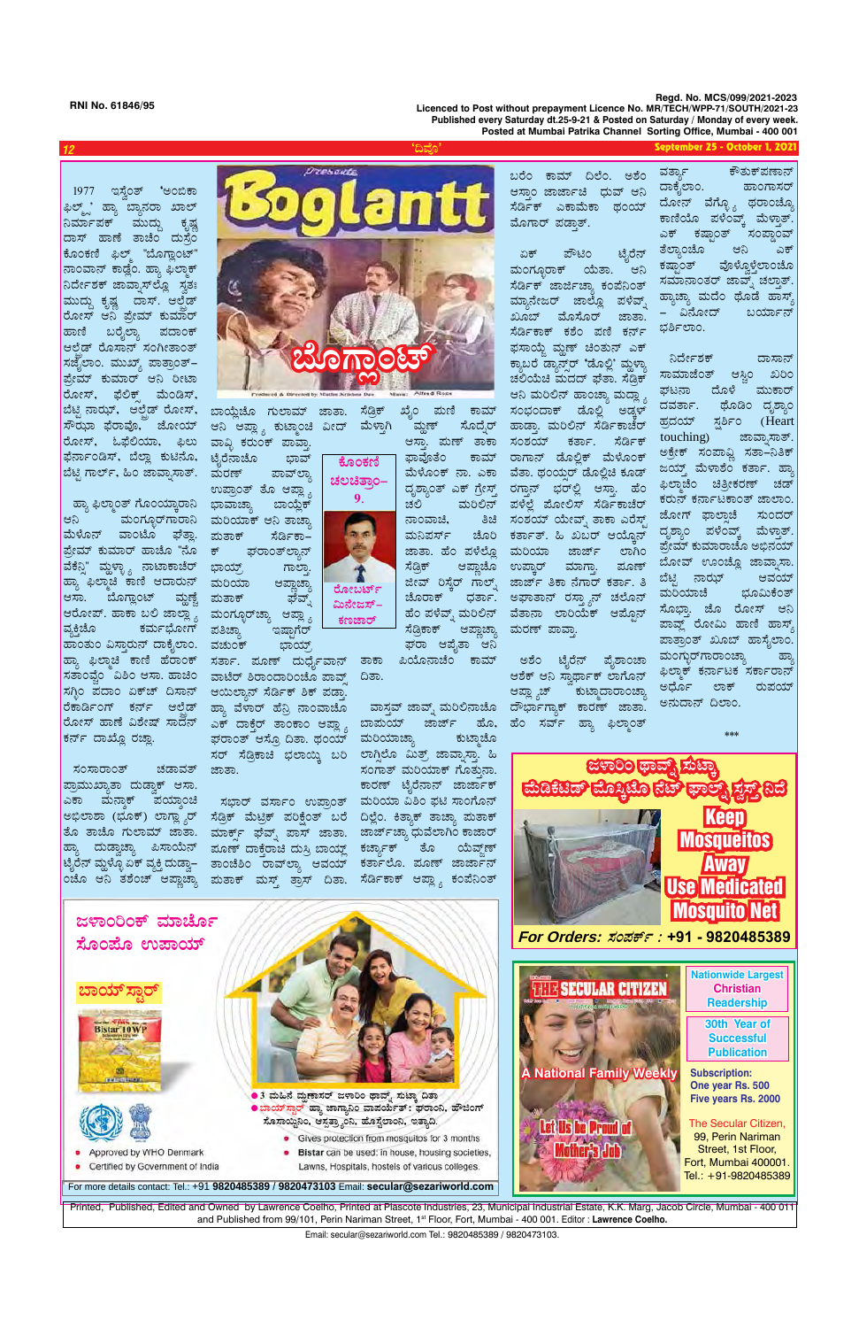# Boglantt

## ಬೊಗ್ಲಾಂಟ್

Produced & Directed by: Muddu Krishna Das   Music: Alfred Rose

**ಕೊಂಕಣಿ ಚಲಚಿತ್ರಾಂ– 9.**

**ರೋಬರ್ಟ್ ಮಿನೇಜಸ್– ಕಣಜಾರ್**

1977 ಇಸ್ವೆಂತ್ 'ಅಂಬಿಕಾ ಫಿಲ್ಮ್ಸ್' ಹ್ಯಾ ಬ್ಯಾನರಾ ಖಾಲ್ ನಿರ್ಮಾಪಕ್ ಮುದ್ದು ಕೃಷ್ಣ ದಾಸ್ ಹಾಣಿ ತಾಚೆಂ ದುಸ್ರೆಂ ಕೊಂಕಣಿ ಫಿಲ್ಮ್ "ಬೊಗ್ಲಾಂಟ್" ನಾಂವಾನ್ ಕಾಡ್ಲೆಂ. ಹ್ಯಾ ಫಿಲ್ಮಾಕ್ ನಿರ್ದೇಶಕ್ ಜಾವ್ನಾಸ್‌ಲ್ಲೊ ಸ್ವತಃ ಮುದ್ದು ಕೃಷ್ಣ ದಾಸ್. ಆಲ್ಫ್ರೆಡ್ ರೋಸ್ ಆನಿ ಪ್ರೇಮ್ ಕುಮಾರ್ ಹಾಣಿ ಬರೆಲ್ಲ್ಯಾ ಪದಾಂಕ್ ಆಲ್ಫ್ರೆಡ್ ರೊಸಾನ್ ಸಂಗೀತಾಂತ್ ಸಜೈಲಾಂ. ಮುಖ್ಯ ಪಾತ್ರಾಂತ್– ಪ್ರೇಮ್ ಕುಮಾರ್ ಆನಿ ರೀಟಾ ರೋಸ್, ಫೆಲಿಕ್ಸ್ ಮೆಂಡಿಸ್, ಬೆಟ್ಟಿ ನಾರ್ಹೊ, ಆಲ್ಫ್ರೆಡ್ ರೋಸ್, ಸೌರ್ಯಾ ಫೆರಾವೊ, ಜೋಯ್ ರೋಸ್, ಓಫೆಲಿಯಾ, ಫಿಲು ಫೆರ್ನಾಂಡಿಸ್, ಬೆಲ್ಲಾ ಕುಟಿನ್ಹೊ, ಬೆಟ್ಟಿ ಗಾಲ್ಸ್, ಹಿಂ ಜಾವ್ನಾಸಾತ್.

ಹ್ಯಾ ಫಿಲ್ಮಾಂತ್ ಗೊಂಯ್ಚ್ಯಾರಾನಿ ಆನಿ ಮಂಗ್ಳುರ್ಗಾರಾನಿ ಮೆಳೊನ್ ವಾಂಟೊ ಘೆತ್ಲಾ. ಪ್ರೇಮ್ ಕುಮಾರ್ ಹಾಚೊ "ನೊ ವೆಕೆನ್ಸಿ" ಮ್ಹಳ್ಳ್ಯಾ ನಾಟಕಾಚೆರ್ ಹ್ಯಾ ಫಿಲ್ಮಾಚಿ ಕಾಣಿ ಆದಾರುನ್ ಆಸಾ. ಬೊಗ್ಲಾಂಟ್ ಮ್ಹಣ್ಜೆ ಆರೊಪೋನ್. ಹಾಕಾ ಬಲಿ ಜಾಲ್ಲ್ಯಾ ವ್ಯಕ್ತಿಚೊ ಕರ್ಮಭೋಗ್ ಹಾಂತುಂ ವಿಸ್ತಾರುನ್ ದಾಕೈಲಾಂ. ಹ್ಯಾ ಫಿಲ್ಮಾಚಿ ಕಾಣಿ ಹೆರಾಂಕ್ ಸತಾಂವ್ಚೆಂ ವಿಶಿಂ ಆಸಾ. ಹಾಚಿಂ ಸಗ್ಳಿಂ ಪದಾಂ ಏಕ್‌ಚ್ ದಿಸಾನ್ ರೆಕಾರ್ಡಿಂಗ್ ಕರ್ನ್ ಆಲ್ಫ್ರೆಡ್ ರೋಸಾನ್ ಹಾಣಿ ವಿಶೇಷ್ ಸಾದೆನ್ ಕರ್ನ್ ದಾಖ್ಲೊ ರಚ್ಲಾ.

ಸಂಸಾರಾಂತ್ ಚಡಾವತ್ ಪ್ರಾಮುಖ್ಯತಾ ದುಡ್ವಾಕ್ ಆಸಾ. ಏಕಾ ಮನ್ಶಾಕ್ ಪಯ್ಶಾಂಚಿ ಅಭಿಲಾಶಾ (ಭೂಕ್) ಲಾಗ್ಲ್ಯಾರ್ ತೊ ತಾಚೊ ಗುಲಾಮ್ ಜಾತಾ. ಹ್ಯಾ ದುಡ್ವಾಂಚ್ಯಾ ಪಿಸಾಯೆನ್ ಟೈರೆನ್ ಮ್ಹಳ್ಳೊ ಏಕ್ ವ್ಯಕ್ತಿ ದುಡ್ವಾ–ಂಚೊ ಆನಿ ತಶೆಂಚ್ ಆಪ್ಣ್ಯಾ ಬಾಯ್ಲೆಚೊ ಗುಲಾಮ್ ಜಾತಾ. ಆನಿ ಆಪ್ಲ್ಯಾ ಕುಟ್ಮಾಂಚಿ ವಿದ್ ವಾವ್ರಿ ಕರುಂಕ್ ಪಾವ್ತಾ. ಟೈರೆನಾಚೊ ಭಾವ್ ಮರಣ್ ಪಾವ್‌ಲ್ಯಾ ಉಪ್ರಾಂತ್ ತೊ ಆಪ್ಲ್ಯಾ ಭಾವಾಚ್ಯಾ ಬಾಯ್ಲೆಕ್ ಮರಿಯಾಕ್ ಆನಿ ತಾಚ್ಯಾ ಪುತಾಕ್ ಸೆಡ್ರಿಕಾ–ಕ್ ಘರಾಂತ್ಲ್ಯಾನ್ ಭಾಯ್ರ್ ಗಾಲ್ತಾ. ಮರಿಯಾ ಆಪ್ಲ್ಯಾ ಪುತಾಕ್ ಘೆವ್ನ್ ಮಂಗ್ಳುರ್ಚ್ಯಾ ಆಪ್ಲ್ಯಾ ಪತಿಚ್ಯಾ ಇಷ್ಟಾಗೆರ್ ವಚುಂಕ್ ಭಾಯ್ರ್ ಸರ್ತಾ. ಪೂಣ್ ದುರ್ದೈವಾನ್ ತಾಕಾ ವಾಟೆರ್ ಶಿರಾಂದಾರಿಂಚೊ ಪಾವ್ತ್ ಆಯಿಲ್ಯಾನ್ ಸೆಡ್ರಿಕ್ ಶಿಕ್ ಪಡ್ತಾ. ಹ್ಯಾ ವೆಳಾರ್ ಹೆನ್ರಿ ನಾಂವಾಚೊ ಏಕ್ ದಾಕ್ತೆರ್ ತಾಂಕಾಂ ಆಪ್ಲ್ಯಾ ಘರಾಂತ್ ಆಸ್ರೊ ದಿತಾ. ಥಂಯ್ ಸರ್ ಸೆಡ್ರಿಕಾಚಿ ಭಲಾಯ್ಕಿ ಬರಿ ಜಾತಾ.

ಸಭಾರ್ ವರ್ಸಾಂ ಉಪ್ರಾಂತ್ ಸೆಡ್ರಿಕ್ ಮೆಟ್ರಿಕ್ ಪರಿಕ್ಷೆಂತ್ ಬರೆ ಮಾರ್ಕ್ಸ್ ಘೆವ್ನ್ ಪಾಸ್ ಜಾತಾ. ಪೂಣ್ ದಾಕ್ತೆರಾಚಿ ದುಸ್ರಿ ಬಾಯ್ಲ್ ತಾಂಚೆಂಯಿ ರಾವ್ಲ್ಯಾ ಆವಯ್ ಪುತಾಕ್ ಮಸ್ತ್ ತ್ರಾಸ್ ದಿತಾ.

ಸೆಡ್ರಿಕ್ ಹ್ಯೊ ಮಣಿ ಕಾಮ್ ಮ್ಹಣ್ ಸೊದ್ತಾರ್ ಆಸ್ತಾ. ಪೂಣ್ ತಾಕಾ ಘಾವೊತಿಂ ಕಾಮ್ ಮೆಳೊಂಕ್ ನಾ. ಏಕಾ ದೃಶ್ಯಾಂತ್ ಏಕ್ ಗ್ರೇಸ್ ಚೆಲಿ ಮರಿಲಿನ್ ನಾಂವಾಚಿ, ತಿಚಿ ಮನಿಪರ್ಸ್ ಚೊರಿ ಜಾತಾ. ಹೆಂ ಪಳೆಲ್ಲೊ ಸೆಡ್ರಿಕ್ ಆಪ್ಲೊಚ ಜೀವ್ ರಿಸ್ಕೆರ್ ಗಾಲ್ನ್ ಚೊರಾಕ್ ಧರ್ತಾ. ಹೆಂ ಪಳೆವ್ನ್ ಮರಿಲಿನ್ ಸೆಡ್ರಿಕಾಕ್ ಆಪ್ಣ್ಯಾ ಘರಾ ಆಪೈತಾ ಆನಿ ತಾಕಾ ಪಿಯೊನಾಚೆಂ ಕಾಮ್ ದಿತಾ.

ವಾಸ್ತವ್ ಜಾವ್ನ್ ಮರಿಲಿನಾಚೊ ಬಾಪಯ್ ಜಾರ್ಜ್ ಹೊ, ಮರಿಯಾಚ್ಯಾ ಕುಟ್ಮಾಚೊ ಲಾಗ್ಶಿಲೊ ಮಿತ್ರ್ ಜಾವ್ನಾಸ್ತಾ. ಹಿ ಸಂಗಾತ್ ಮರಿಯಾಕ್ ಗೊತ್ತುನಾ. ಕಾರಣ್ ಟೈರೆನಾನ್ ಜಾರ್ಜಾಕ್ ಮರಿಯಾ ವಿಶಿಂ ಘಟಿ ಸಾಂಗೊನ್ ದಿಲ್ಲೆಂ. ಶಿಕ್ಪಾಕ್ ತಾಚ್ಯಾ ಪುತಾಕ್ ಜಾರ್ಜಾಚ್ಯಾ ಧುವೆಲಾಗಿಂ ಕಾಜಾರ್ ಕರ್ಚ್ಯಾಕ್ ತೊ ಯೆವ್ಜಣ್ ಕರ್ತಾಲೊ. ಪೂಣ್ ಜಾರ್ಜಾನ್ ಸೆಡ್ರಿಕಾಕ್ ಆಪ್ಲ್ಯಾ ಕಂಪೆನಿಂತ್ ಬರೆಂ ಕಾಮ್ ದಿಲೆಂ. ಅಶೆಂ ಆಸ್ತಾಂ ಜಾರ್ಜಾಚಿ ಧುವ್ ಆನಿ ಸೆಡ್ರಿಕ್ ಎಕಾಮೆಕಾ ಥಂಯ್ ಮೋಗಾನ್ ಪಡ್ತಾತ್.

ಏಕ್ ಪೌಟಿಂ ಟೈರೆನ್ ಮಂಗ್ಳುರಾಕ್ ಯೆತಾ. ಆನಿ ಸೆಡ್ರಿಕ್ ಜಾರ್ಜಾಚ್ಯಾ ಕಂಪೆನಿಂತ್ ಮ್ಯಾನೇಜರ್ ಜಾಲ್ಲೊ ಪಳೆವ್ನ್ ಖುಬ್ ಮೊಸೊರ್ ಜಾತಾ. ಸೆಡ್ರಿಕಾಕ್ ಕಶೆಂ ಪಣಿ ಕರ್ನ್ ಘಸಾಯ್ಚಿ ಮ್ಹಣ್ ಚಿಂತುನ್ ಏಕ್ ಕ್ಯಾಬರೆ ಡ್ಯಾನ್ಸರ್ 'ಡೊಲ್ಲಿ' ಮ್ಹಳ್ಳ್ಯಾ ಚಲಿಯೆಚಿ ಮದತ್ ಘೆತಾ. ಸೆಡ್ರಿಕ್ ಆನಿ ಮರಿಲಿನ್ ಹಾಂಚ್ಯಾ ಮದ್ಲ್ಯಾ ಸಂಭಂದಾಕ್ ಡೊಲ್ಲಿ ಅಡ್ಕಳ್ ಹಾಡ್ತಾ. ಮರಿಲಿನ್ ಸೆಡ್ರಿಕಾಚೆರ್ ಸಂಶಯ್ ಕರ್ತಾ. ಸೆಡ್ರಿಕ್ ರಾಗಾನ್ ಡೊಲ್ಲಿಕ್ ಮೆಳೊಂಕ್ ವೆತಾ. ಥಂಯ್ಸರ್ ಡೊಲ್ಲಿಚೆ ಕೂಡ್ ರಗ್ತಾನ್ ಭರ್ಲ್ಲೆಂ ಆಸ್ತಾ. ಹೆಂ ಪಳೆಲ್ಲೆ ಪೊಲಿಸ್ ಸೆಡ್ರಿಕಾಚೆರ್ ಸಂಶಯ್ ಯೇವ್ನ್ ತಾಕಾ ಎರೆಸ್ಟ್ ಕರ್ತಾತ್. ಹಿ ಖಬರ್ ಆಯ್ಕೊನ್ ಮರಿಯಾ ಜಾರ್ಜ್ ಲಾಗಿಂ ಉಪ್ಕಾರ್ ಮಾಗ್ತಾ. ಪೂಣ್ ಜಾರ್ಜ್ ತಿಕಾ ನೆಗಾರ್ ಕರ್ತಾ. ತಿ ಅಘಾತಾನ್ ರಸ್ತ್ಯಾನ್ ಚಲೊನ್ ವೆತಾನಾ ಲಾರಿಯೆಕ್ ಅಪ್ಪೊನ್ ಮರಣ್ ಪಾವ್ತಾ.

ಅಶೆಂ ಟೈರೆನ್ ಪೈಶಾಂಚಾ ಆಶೆಕ್ ಆನಿ ಸ್ವಾರ್ಥಾಕ್ ಲಾಗೊನ್ ಆಪ್ಲ್ಯಾಚ್ ಕುಟ್ಮಾದಾರಾಂಚ್ಯಾ ದೌರ್ಭಾಗ್ಯಾಕ್ ಕಾರಣ್ ಜಾತಾ. ಹೆಂ ಸರ್ವ್ ಹ್ಯಾ ಫಿಲ್ಮಾಂತ್ ವರ್ತ್ಯಾಕ್ ಕೌತುಕ್‌ಪಣಾನ್ ದಾಕೈಲಾಂ. ಹಾಂಗಾಸರ್ ದೋನ್ ವೆಗ್ಳ್ಯಾ ಘರಾಂಚ್ಯಾ ಕಾಣಿಯೊ ಪಳೆವ್ನ್ ಮೆಳ್ತಾತ್. ಏಕ್ ಕಷ್ಟಾಂತ್ ಸಂಪ್ದಾಂವ್ ತೆಲ್ಯಾಂಚೆಂ ಆನಿ ಏಕ್ ಕಷ್ಟಾಂತ್ ವೊಳ್ಳೊಳ್ಳೆಲ್ಯಾಂಚೊ ಸಮಾನಾಂತರ್ ಜಾವ್ನ್ ಚಲ್ತಾತ್. ಹ್ಯಾಚ್ಯಾ ಮದೆಂ ಥೊಡೆ ಹಾಸ್ಯ – ವಿನೋದ್ ಬರ್ಯಾನ್ ಭರ್ಶಿಲಾಂ.

ನಿರ್ದೇಶಕ್ ದಾಸಾನ್ ಸಾಮಾಜಿಕ್ ಆಸ್ರೊ ಖಂಯ್ ಘಟನಾ ದೊಳೆ ಮುಕಾರ್ ದವರ್ತಾ. ಥೊಡಿಂ ದೃಶ್ಯಾಂ ಹೃದಯ್ ಸ್ಪರ್ಶಿಂ (Heart touching) ಜಾವ್ನಾಸಾತ್. ಅಶೆಕ್ ಸಂಪಾದ್ಲ್ಯಾ ಸಕಾ–ನಿತಿಕ್ ಜಯ್ತ್ ಮೆಳಾಶೆಂ ಕರ್ತಾ. ಹ್ಯಾ ಫಿಲ್ಮಾಚೆಂ ಚಿತ್ರೀಕರಣ್ ಚಡ್ ಕರುನ್ ಕರ್ನಾಟಕಾಂತ್ ಜಾಲಾಂ. ಜೋಗ್ ಫಾಲ್ಸಾಚಿಂ ಸುಂದರ್ ದೃಶ್ಯಾಂ ಪಳೆವ್ನ್ ಮೆಳ್ತಾತ್. ಪ್ರೇಮ್ ಕುಮಾರಾಚೊ ಅಭಿನಯ್ ಬೋವ್ ಊಂಚ್ಲೊ ಜಾವ್ನಾಸಾ. ಬೆಟ್ಟಿ ನಾರ್ಹೊ ಆವಯ್ ಮರಿಯಾಚಿ ಭೂಮಿಕೆಂತ್ ಸೊಭ್ತಾ. ಜೊ ರೋಸ್ ಆನಿ ಪಾವ್ಲ್ ರೊಮಿ ಹಾಣಿ ಹಾಸ್ಯ ಪಾತ್ರಾಂತ್ ಖುಬ್ ಹಾಸೈಲಾಂ. ಮಂಗ್ಳುರ್ಗಾರಾಂಚ್ಯಾ ಹ್ಯಾ ಫಿಲ್ಮಾಕ್ ಕರ್ನಾಟಕ್ ಸರ್ಕಾರಾನ್ ಅರ್ಧೊ ಲಾಕ್ ರುಪಯ್ ಅನುದಾನ್ ದಿಲಾಂ.

***

---

**ಜಳಾಂರಿಂ ಥಾವ್ನ್ ಸುಟ್ಕಾ**

**ಮೆಡಿಕೇಟೆಡ್ ಮೊಸ್ಕಿಟೊ ನೆಟ್ ಥಾವ್ನ್ ಸ್ವಸ್ಥ್ ನಿದೆ**

**Keep Mosqueitos Away Use Medicated Mosquito Net**

**For Orders: ಸಂಪರ್ಕ್ : +91 - 9820485389**

---

**THE SECULAR CITIZEN**

A National Family Weekly

Let Us be Proud of Mother's Job

Nationwide Largest Christian Readership

30th Year of Successful Publication

Subscription:
One year Rs. 500
Five years Rs. 2000

The Secular Citizen, 99, Perin Nariman Street, 1st Floor, Fort, Mumbai 400001. Tel.: +91-9820485389

---

**ಜಳಾಂರಿಂಕ್ ಮಾರ್ಚೊ ಸೊಂಪೊ ಉಪಾಯ್**

**ಬಾಯ್ ಸ್ಟಾರ್**

Bistar 10WP

- 3 ಮಹಿನೆ ಮ್ಹಣಾಸರ್ ಜಳಾಂರಿಂ ಥಾವ್ನ್ ಸುಟ್ಕಾ ದಿತಾ
- ಬಾಯ್ ಸ್ಟಾರ್ ಹ್ಯಾ ಜಾಗ್ಯಾಂನಿ ವಾಪರ್ಯೆತ್: ಘರಾಂನಿ, ಹೌಜಿಂಗ್ ಸೊಸಾಯ್ಟಿಂನಿ, ಆಸ್ಪತ್ರ್ಯಾಂನಿ, ಹೊಸ್ಟೆಲಾಂನಿ, ಇತ್ಯಾದಿ.

- Approved by WHO Denmark
- Certified by Government of India
- Gives protection from mosquitos for 3 months
- Bistar can be used: in house, housing societies, Lawns, Hospitals, hostels of various colleges.

For more details contact: Tel.: +91 9820485389 / 9820473103 Email: secular@sezariworld.com

---

Printed, Published, Edited and Owned by Lawrence Coelho, Printed at Plascote Industries, 23, Municipal Industrial Estate, K.K. Marg, Jacob Circle, Mumbai - 400 011 and Published from 99/101, Perin Nariman Street, 1st Floor, Fort, Mumbai - 400 001. Editor : **Lawrence Coelho.**

Email: secular@sezariworld.com Tel.: 9820485389 / 9820473103.